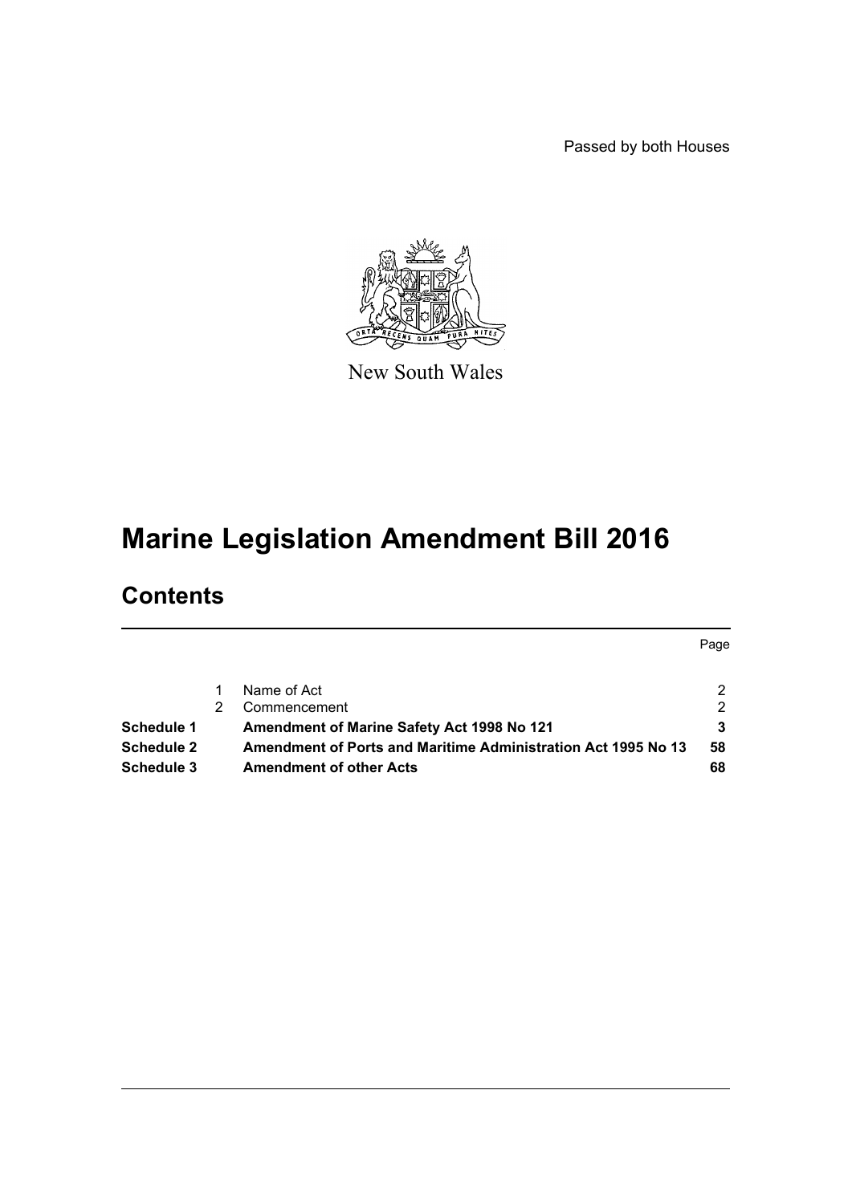Passed by both Houses

New South Wales

# Marine Legislation Amendment Bill 2016

## Contents

| | | | Page |
|---|---|---|---|
| | 1 | Name of Act | 2 |
| | 2 | Commencement | 2 |
| **Schedule 1** | | **Amendment of Marine Safety Act 1998 No 121** | **3** |
| **Schedule 2** | | **Amendment of Ports and Maritime Administration Act 1995 No 13** | **58** |
| **Schedule 3** | | **Amendment of other Acts** | **68** |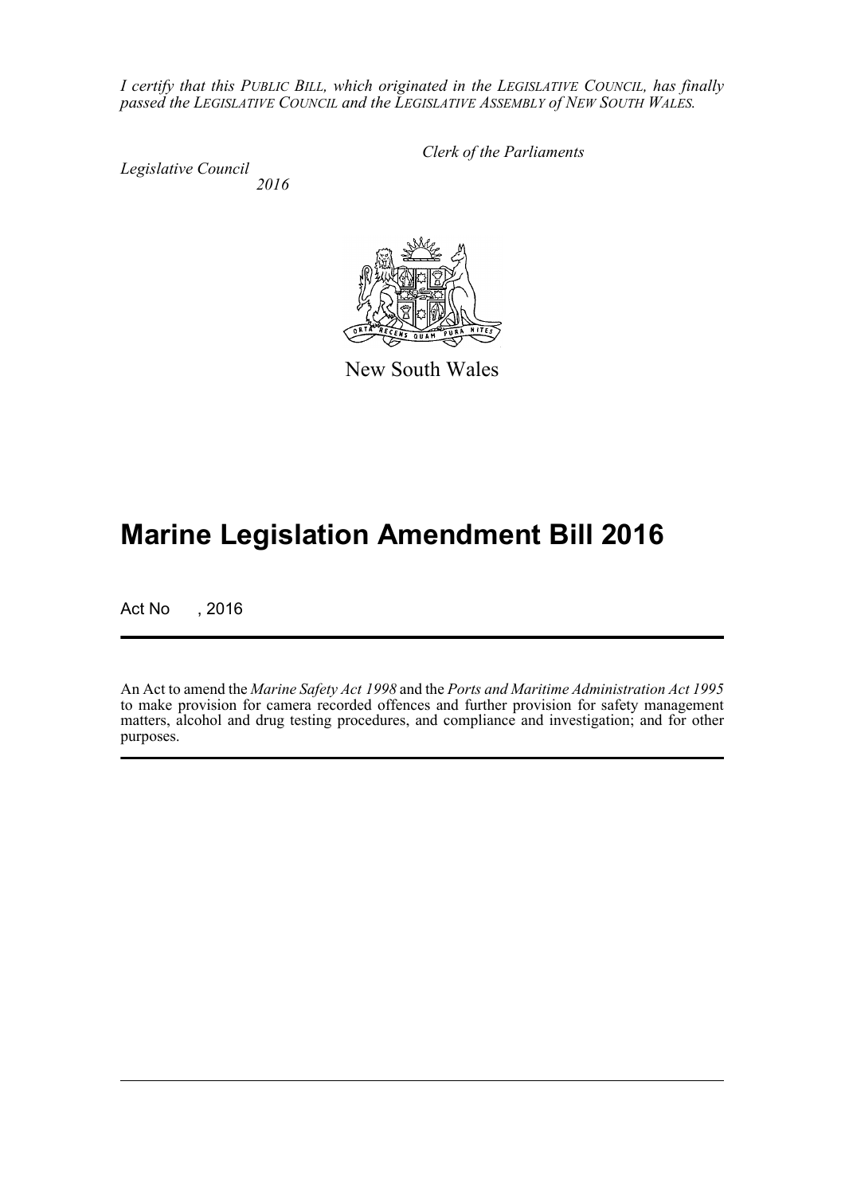*I certify that this PUBLIC BILL, which originated in the LEGISLATIVE COUNCIL, has finally passed the LEGISLATIVE COUNCIL and the LEGISLATIVE ASSEMBLY of NEW SOUTH WALES.*

*Clerk of the Parliaments*

*Legislative Council*
*2016*

New South Wales

# Marine Legislation Amendment Bill 2016

Act No , 2016

An Act to amend the *Marine Safety Act 1998* and the *Ports and Maritime Administration Act 1995* to make provision for camera recorded offences and further provision for safety management matters, alcohol and drug testing procedures, and compliance and investigation; and for other purposes.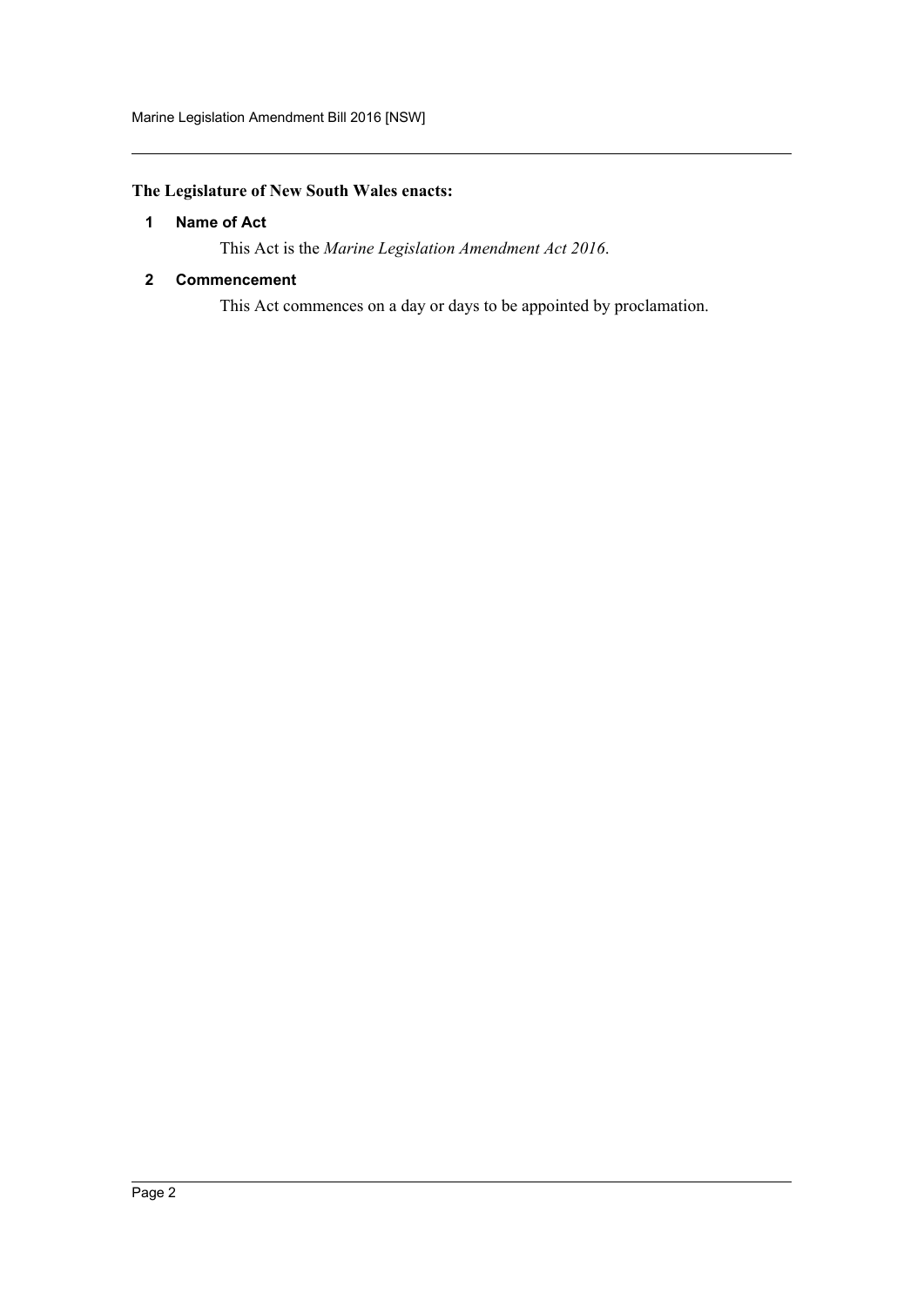**The Legislature of New South Wales enacts:**

### 1 Name of Act

This Act is the *Marine Legislation Amendment Act 2016*.

### 2 Commencement

This Act commences on a day or days to be appointed by proclamation.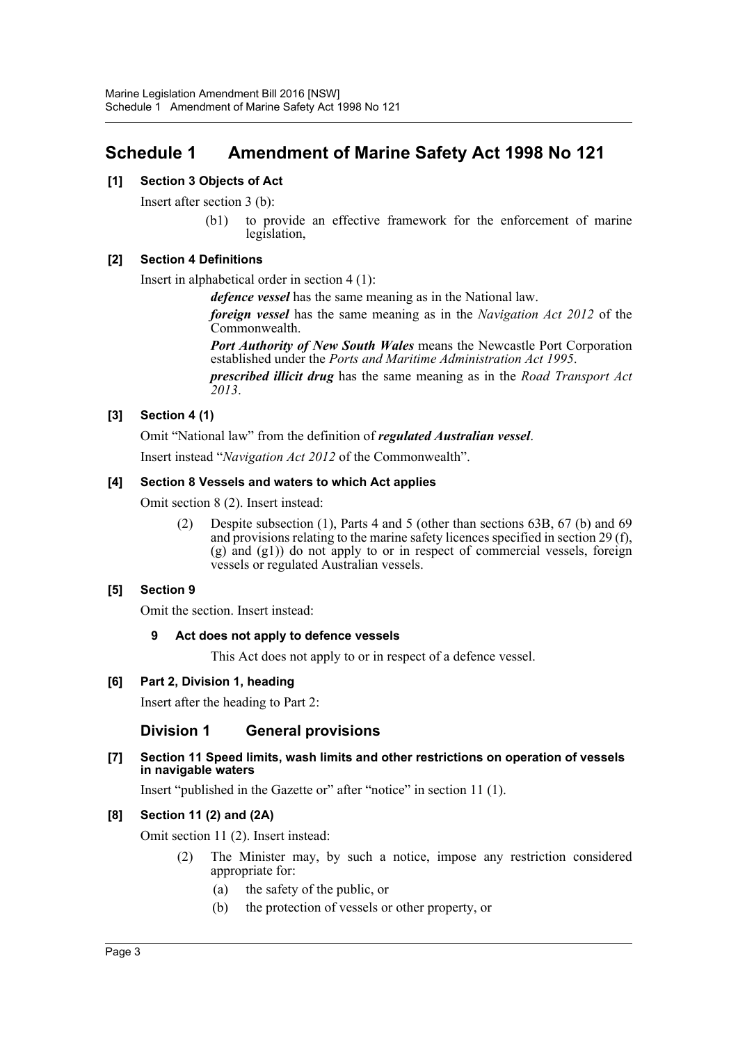# Schedule 1 Amendment of Marine Safety Act 1998 No 121

**[1] Section 3 Objects of Act**

Insert after section 3 (b):

> (b1) to provide an effective framework for the enforcement of marine legislation,

**[2] Section 4 Definitions**

Insert in alphabetical order in section 4 (1):

> ***defence vessel*** has the same meaning as in the National law.
>
> ***foreign vessel*** has the same meaning as in the *Navigation Act 2012* of the Commonwealth.
>
> ***Port Authority of New South Wales*** means the Newcastle Port Corporation established under the *Ports and Maritime Administration Act 1995*.
>
> ***prescribed illicit drug*** has the same meaning as in the *Road Transport Act 2013*.

**[3] Section 4 (1)**

Omit "National law" from the definition of ***regulated Australian vessel***.

Insert instead "*Navigation Act 2012* of the Commonwealth".

**[4] Section 8 Vessels and waters to which Act applies**

Omit section 8 (2). Insert instead:

> (2) Despite subsection (1), Parts 4 and 5 (other than sections 63B, 67 (b) and 69 and provisions relating to the marine safety licences specified in section 29 (f), (g) and (g1)) do not apply to or in respect of commercial vessels, foreign vessels or regulated Australian vessels.

**[5] Section 9**

Omit the section. Insert instead:

> **9 Act does not apply to defence vessels**
>
> This Act does not apply to or in respect of a defence vessel.

**[6] Part 2, Division 1, heading**

Insert after the heading to Part 2:

> ## Division 1 General provisions

**[7] Section 11 Speed limits, wash limits and other restrictions on operation of vessels in navigable waters**

Insert "published in the Gazette or" after "notice" in section 11 (1).

**[8] Section 11 (2) and (2A)**

Omit section 11 (2). Insert instead:

> (2) The Minister may, by such a notice, impose any restriction considered appropriate for:
>
> (a) the safety of the public, or
>
> (b) the protection of vessels or other property, or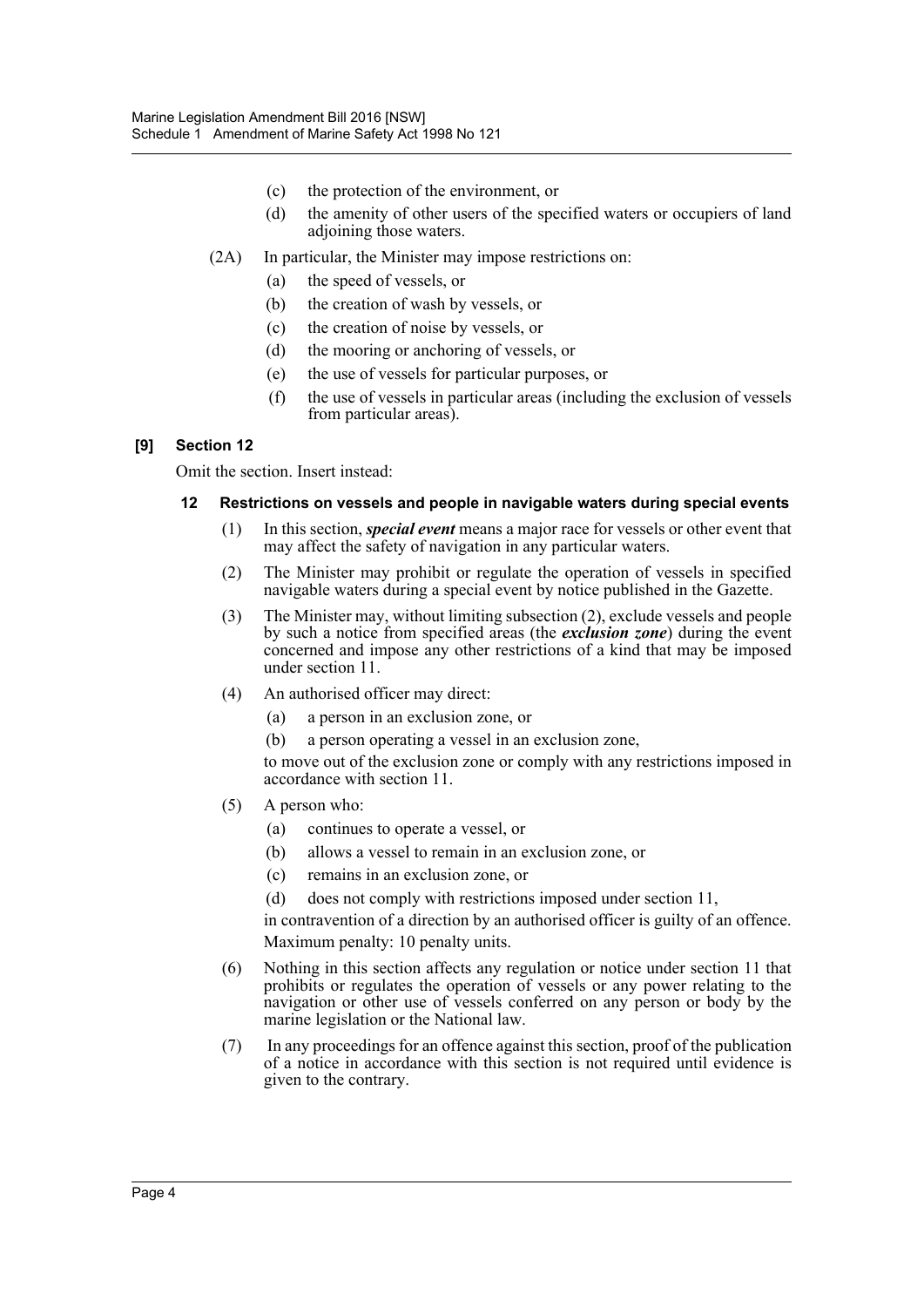- (c) the protection of the environment, or
- (d) the amenity of other users of the specified waters or occupiers of land adjoining those waters.

(2A) In particular, the Minister may impose restrictions on:

- (a) the speed of vessels, or
- (b) the creation of wash by vessels, or
- (c) the creation of noise by vessels, or
- (d) the mooring or anchoring of vessels, or
- (e) the use of vessels for particular purposes, or
- (f) the use of vessels in particular areas (including the exclusion of vessels from particular areas).

### [9] Section 12

Omit the section. Insert instead:

#### 12 Restrictions on vessels and people in navigable waters during special events

(1) In this section, ***special event*** means a major race for vessels or other event that may affect the safety of navigation in any particular waters.

(2) The Minister may prohibit or regulate the operation of vessels in specified navigable waters during a special event by notice published in the Gazette.

(3) The Minister may, without limiting subsection (2), exclude vessels and people by such a notice from specified areas (the ***exclusion zone***) during the event concerned and impose any other restrictions of a kind that may be imposed under section 11.

(4) An authorised officer may direct:

- (a) a person in an exclusion zone, or
- (b) a person operating a vessel in an exclusion zone,

to move out of the exclusion zone or comply with any restrictions imposed in accordance with section 11.

(5) A person who:

- (a) continues to operate a vessel, or
- (b) allows a vessel to remain in an exclusion zone, or
- (c) remains in an exclusion zone, or
- (d) does not comply with restrictions imposed under section 11,

in contravention of a direction by an authorised officer is guilty of an offence.

Maximum penalty: 10 penalty units.

(6) Nothing in this section affects any regulation or notice under section 11 that prohibits or regulates the operation of vessels or any power relating to the navigation or other use of vessels conferred on any person or body by the marine legislation or the National law.

(7) In any proceedings for an offence against this section, proof of the publication of a notice in accordance with this section is not required until evidence is given to the contrary.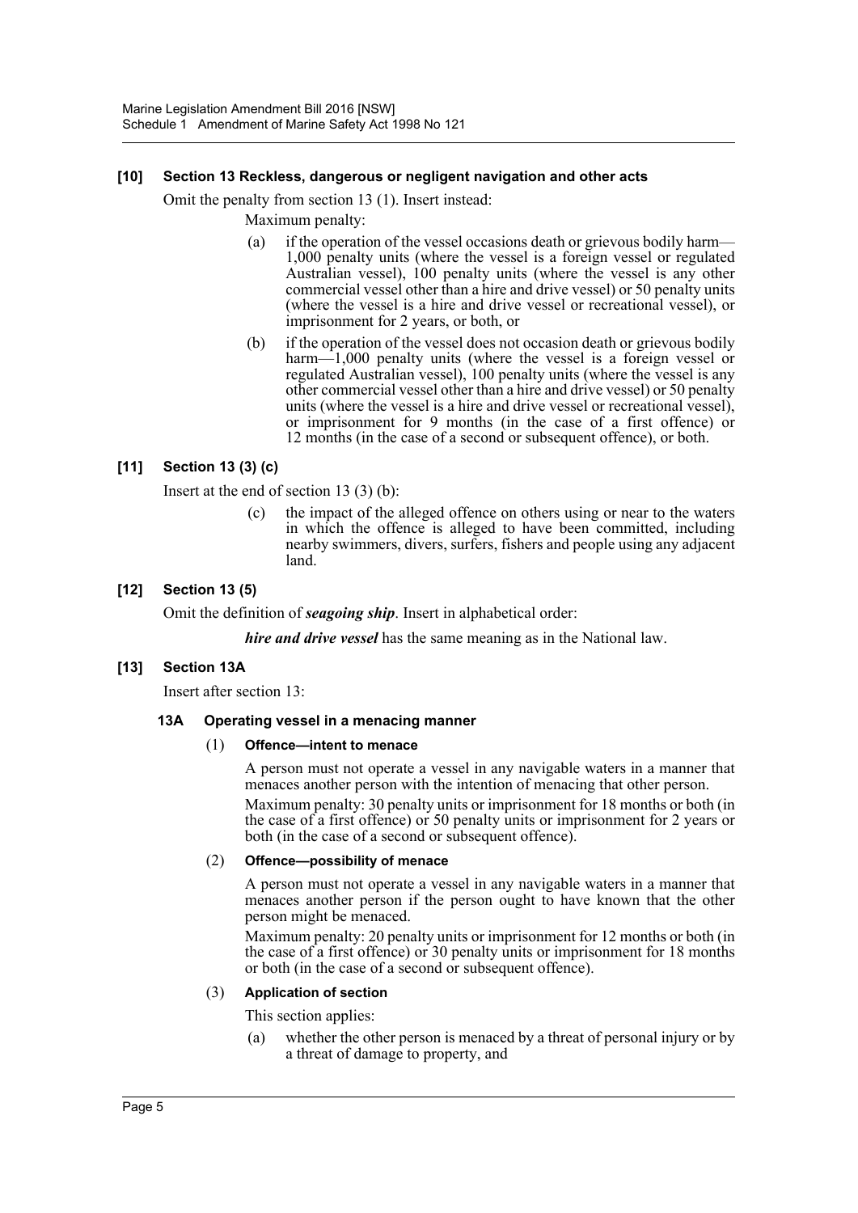#### [10] Section 13 Reckless, dangerous or negligent navigation and other acts

Omit the penalty from section 13 (1). Insert instead:

Maximum penalty:

(a) if the operation of the vessel occasions death or grievous bodily harm—1,000 penalty units (where the vessel is a foreign vessel or regulated Australian vessel), 100 penalty units (where the vessel is any other commercial vessel other than a hire and drive vessel) or 50 penalty units (where the vessel is a hire and drive vessel or recreational vessel), or imprisonment for 2 years, or both, or

(b) if the operation of the vessel does not occasion death or grievous bodily harm—1,000 penalty units (where the vessel is a foreign vessel or regulated Australian vessel), 100 penalty units (where the vessel is any other commercial vessel other than a hire and drive vessel) or 50 penalty units (where the vessel is a hire and drive vessel or recreational vessel), or imprisonment for 9 months (in the case of a first offence) or 12 months (in the case of a second or subsequent offence), or both.

#### [11] Section 13 (3) (c)

Insert at the end of section 13 (3) (b):

(c) the impact of the alleged offence on others using or near to the waters in which the offence is alleged to have been committed, including nearby swimmers, divers, surfers, fishers and people using any adjacent land.

#### [12] Section 13 (5)

Omit the definition of ***seagoing ship***. Insert in alphabetical order:

***hire and drive vessel*** has the same meaning as in the National law.

#### [13] Section 13A

Insert after section 13:

##### 13A Operating vessel in a menacing manner

(1) **Offence—intent to menace**

A person must not operate a vessel in any navigable waters in a manner that menaces another person with the intention of menacing that other person.

Maximum penalty: 30 penalty units or imprisonment for 18 months or both (in the case of a first offence) or 50 penalty units or imprisonment for 2 years or both (in the case of a second or subsequent offence).

(2) **Offence—possibility of menace**

A person must not operate a vessel in any navigable waters in a manner that menaces another person if the person ought to have known that the other person might be menaced.

Maximum penalty: 20 penalty units or imprisonment for 12 months or both (in the case of a first offence) or 30 penalty units or imprisonment for 18 months or both (in the case of a second or subsequent offence).

(3) **Application of section**

This section applies:

(a) whether the other person is menaced by a threat of personal injury or by a threat of damage to property, and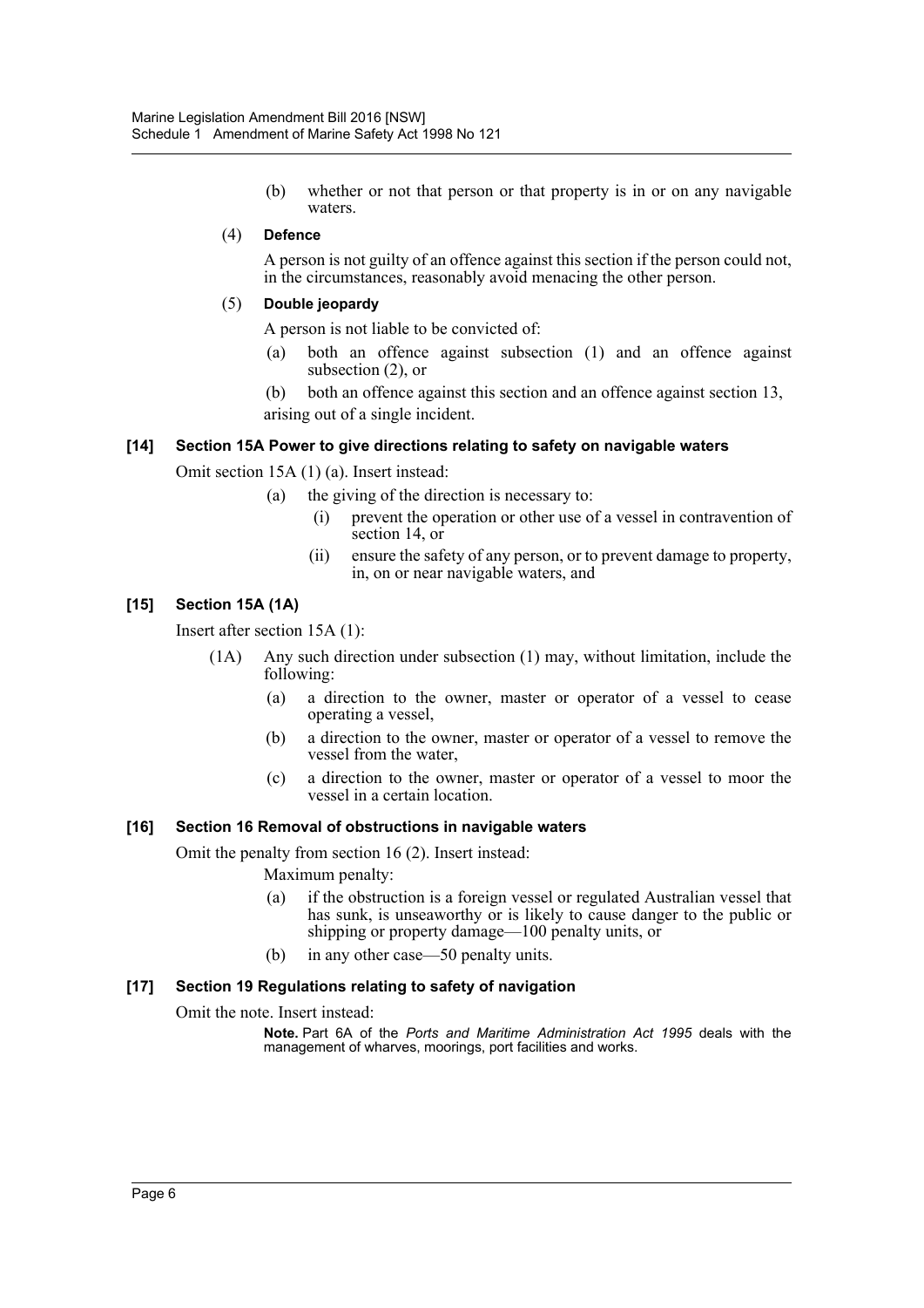(b) whether or not that person or that property is in or on any navigable waters.

(4) **Defence**

A person is not guilty of an offence against this section if the person could not, in the circumstances, reasonably avoid menacing the other person.

(5) **Double jeopardy**

A person is not liable to be convicted of:

(a) both an offence against subsection (1) and an offence against subsection (2), or

(b) both an offence against this section and an offence against section 13,

arising out of a single incident.

#### [14] Section 15A Power to give directions relating to safety on navigable waters

Omit section 15A (1) (a). Insert instead:

(a) the giving of the direction is necessary to:

(i) prevent the operation or other use of a vessel in contravention of section 14, or

(ii) ensure the safety of any person, or to prevent damage to property, in, on or near navigable waters, and

#### [15] Section 15A (1A)

Insert after section 15A (1):

(1A) Any such direction under subsection (1) may, without limitation, include the following:

(a) a direction to the owner, master or operator of a vessel to cease operating a vessel,

(b) a direction to the owner, master or operator of a vessel to remove the vessel from the water,

(c) a direction to the owner, master or operator of a vessel to moor the vessel in a certain location.

#### [16] Section 16 Removal of obstructions in navigable waters

Omit the penalty from section 16 (2). Insert instead:

Maximum penalty:

(a) if the obstruction is a foreign vessel or regulated Australian vessel that has sunk, is unseaworthy or is likely to cause danger to the public or shipping or property damage—100 penalty units, or

(b) in any other case—50 penalty units.

#### [17] Section 19 Regulations relating to safety of navigation

Omit the note. Insert instead:

**Note.** Part 6A of the *Ports and Maritime Administration Act 1995* deals with the management of wharves, moorings, port facilities and works.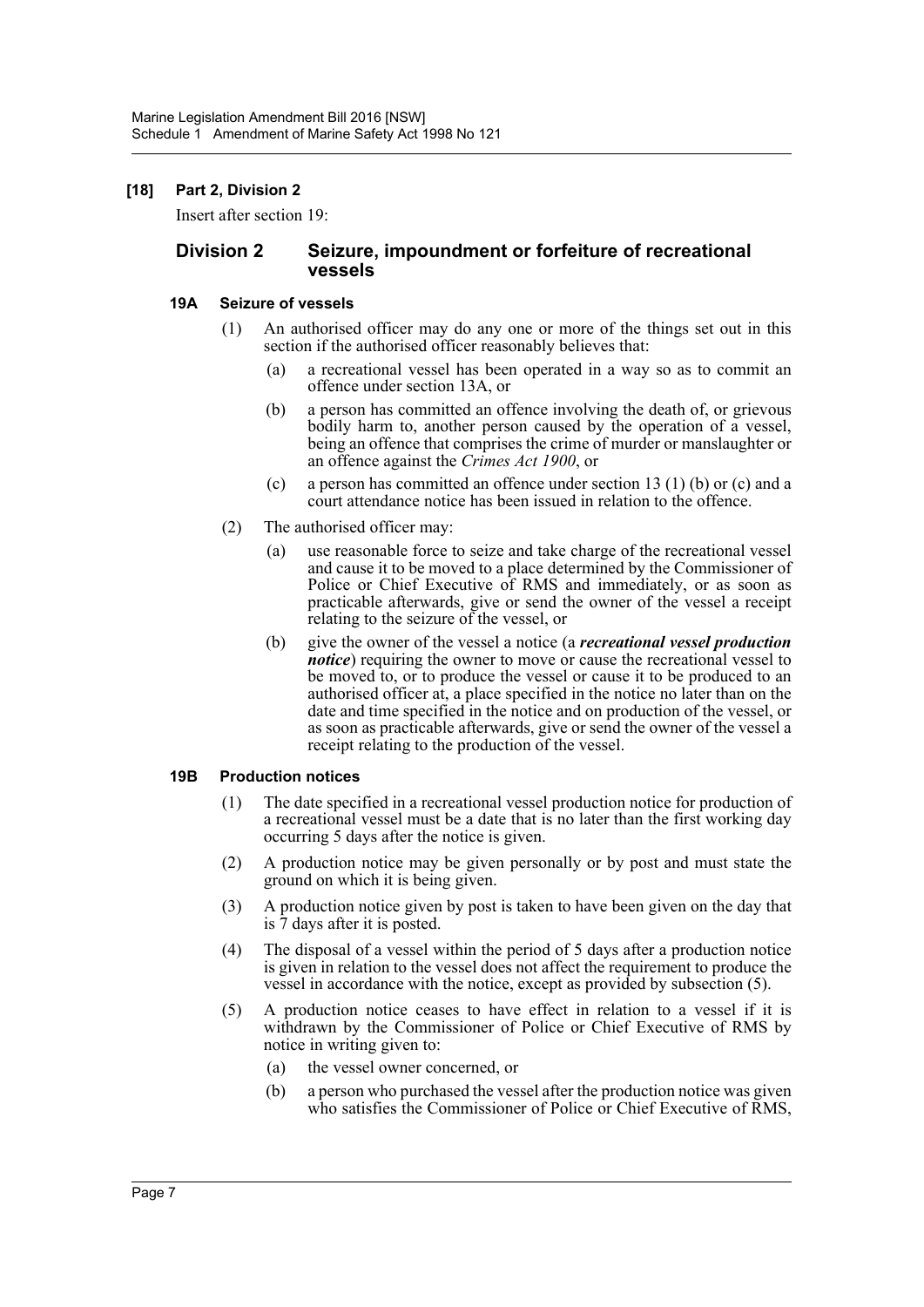**[18] Part 2, Division 2**

Insert after section 19:

## Division 2 Seizure, impoundment or forfeiture of recreational vessels

### 19A Seizure of vessels

(1) An authorised officer may do any one or more of the things set out in this section if the authorised officer reasonably believes that:

- (a) a recreational vessel has been operated in a way so as to commit an offence under section 13A, or
- (b) a person has committed an offence involving the death of, or grievous bodily harm to, another person caused by the operation of a vessel, being an offence that comprises the crime of murder or manslaughter or an offence against the *Crimes Act 1900*, or
- (c) a person has committed an offence under section 13 (1) (b) or (c) and a court attendance notice has been issued in relation to the offence.

(2) The authorised officer may:

- (a) use reasonable force to seize and take charge of the recreational vessel and cause it to be moved to a place determined by the Commissioner of Police or Chief Executive of RMS and immediately, or as soon as practicable afterwards, give or send the owner of the vessel a receipt relating to the seizure of the vessel, or
- (b) give the owner of the vessel a notice (a ***recreational vessel production notice***) requiring the owner to move or cause the recreational vessel to be moved to, or to produce the vessel or cause it to be produced to an authorised officer at, a place specified in the notice no later than on the date and time specified in the notice and on production of the vessel, or as soon as practicable afterwards, give or send the owner of the vessel a receipt relating to the production of the vessel.

### 19B Production notices

(1) The date specified in a recreational vessel production notice for production of a recreational vessel must be a date that is no later than the first working day occurring 5 days after the notice is given.

(2) A production notice may be given personally or by post and must state the ground on which it is being given.

(3) A production notice given by post is taken to have been given on the day that is 7 days after it is posted.

(4) The disposal of a vessel within the period of 5 days after a production notice is given in relation to the vessel does not affect the requirement to produce the vessel in accordance with the notice, except as provided by subsection (5).

(5) A production notice ceases to have effect in relation to a vessel if it is withdrawn by the Commissioner of Police or Chief Executive of RMS by notice in writing given to:

- (a) the vessel owner concerned, or
- (b) a person who purchased the vessel after the production notice was given who satisfies the Commissioner of Police or Chief Executive of RMS,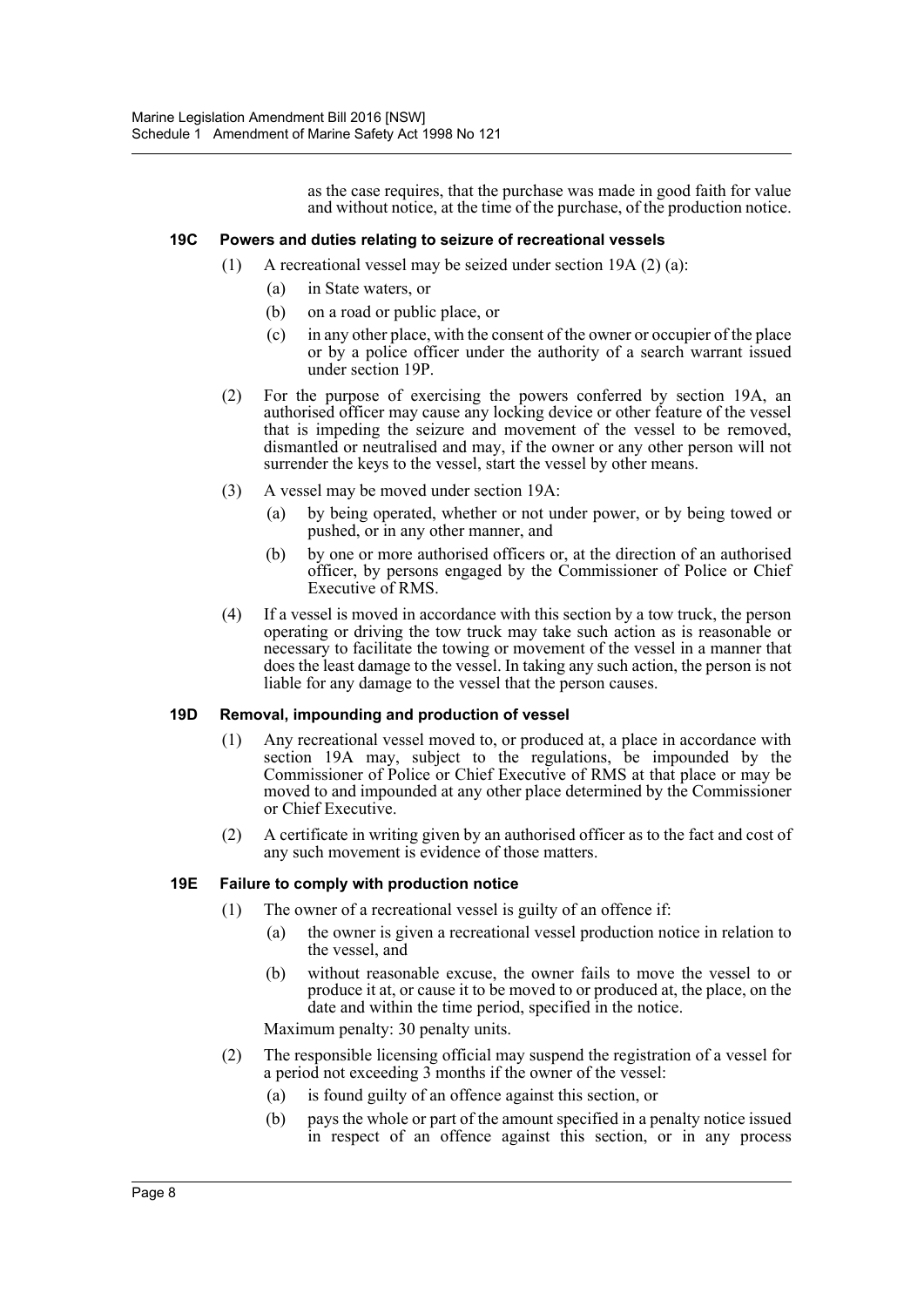as the case requires, that the purchase was made in good faith for value and without notice, at the time of the purchase, of the production notice.

### 19C Powers and duties relating to seizure of recreational vessels

(1) A recreational vessel may be seized under section 19A (2) (a):

- (a) in State waters, or
- (b) on a road or public place, or
- (c) in any other place, with the consent of the owner or occupier of the place or by a police officer under the authority of a search warrant issued under section 19P.

(2) For the purpose of exercising the powers conferred by section 19A, an authorised officer may cause any locking device or other feature of the vessel that is impeding the seizure and movement of the vessel to be removed, dismantled or neutralised and may, if the owner or any other person will not surrender the keys to the vessel, start the vessel by other means.

(3) A vessel may be moved under section 19A:

- (a) by being operated, whether or not under power, or by being towed or pushed, or in any other manner, and
- (b) by one or more authorised officers or, at the direction of an authorised officer, by persons engaged by the Commissioner of Police or Chief Executive of RMS.

(4) If a vessel is moved in accordance with this section by a tow truck, the person operating or driving the tow truck may take such action as is reasonable or necessary to facilitate the towing or movement of the vessel in a manner that does the least damage to the vessel. In taking any such action, the person is not liable for any damage to the vessel that the person causes.

### 19D Removal, impounding and production of vessel

(1) Any recreational vessel moved to, or produced at, a place in accordance with section 19A may, subject to the regulations, be impounded by the Commissioner of Police or Chief Executive of RMS at that place or may be moved to and impounded at any other place determined by the Commissioner or Chief Executive.

(2) A certificate in writing given by an authorised officer as to the fact and cost of any such movement is evidence of those matters.

### 19E Failure to comply with production notice

(1) The owner of a recreational vessel is guilty of an offence if:

- (a) the owner is given a recreational vessel production notice in relation to the vessel, and
- (b) without reasonable excuse, the owner fails to move the vessel to or produce it at, or cause it to be moved to or produced at, the place, on the date and within the time period, specified in the notice.

Maximum penalty: 30 penalty units.

(2) The responsible licensing official may suspend the registration of a vessel for a period not exceeding 3 months if the owner of the vessel:

- (a) is found guilty of an offence against this section, or
- (b) pays the whole or part of the amount specified in a penalty notice issued in respect of an offence against this section, or in any process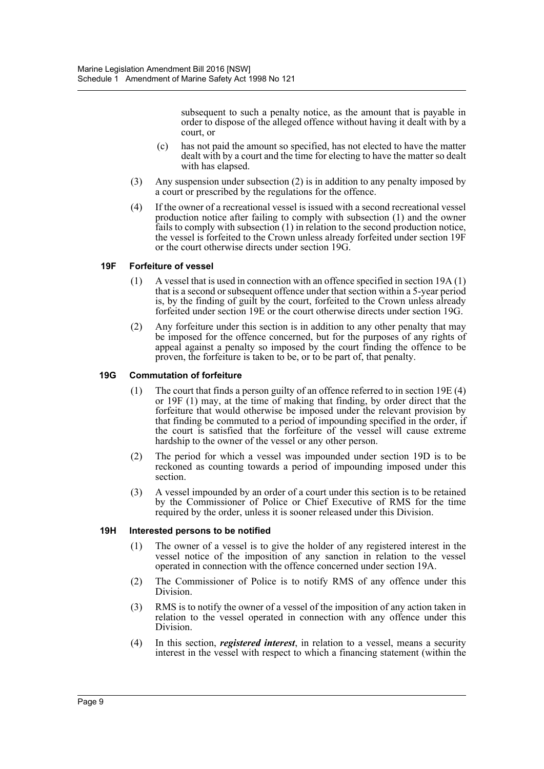subsequent to such a penalty notice, as the amount that is payable in order to dispose of the alleged offence without having it dealt with by a court, or

(c) has not paid the amount so specified, has not elected to have the matter dealt with by a court and the time for electing to have the matter so dealt with has elapsed.

(3) Any suspension under subsection (2) is in addition to any penalty imposed by a court or prescribed by the regulations for the offence.

(4) If the owner of a recreational vessel is issued with a second recreational vessel production notice after failing to comply with subsection (1) and the owner fails to comply with subsection (1) in relation to the second production notice, the vessel is forfeited to the Crown unless already forfeited under section 19F or the court otherwise directs under section 19G.

### 19F Forfeiture of vessel

(1) A vessel that is used in connection with an offence specified in section 19A (1) that is a second or subsequent offence under that section within a 5-year period is, by the finding of guilt by the court, forfeited to the Crown unless already forfeited under section 19E or the court otherwise directs under section 19G.

(2) Any forfeiture under this section is in addition to any other penalty that may be imposed for the offence concerned, but for the purposes of any rights of appeal against a penalty so imposed by the court finding the offence to be proven, the forfeiture is taken to be, or to be part of, that penalty.

### 19G Commutation of forfeiture

(1) The court that finds a person guilty of an offence referred to in section 19E (4) or 19F (1) may, at the time of making that finding, by order direct that the forfeiture that would otherwise be imposed under the relevant provision by that finding be commuted to a period of impounding specified in the order, if the court is satisfied that the forfeiture of the vessel will cause extreme hardship to the owner of the vessel or any other person.

(2) The period for which a vessel was impounded under section 19D is to be reckoned as counting towards a period of impounding imposed under this section.

(3) A vessel impounded by an order of a court under this section is to be retained by the Commissioner of Police or Chief Executive of RMS for the time required by the order, unless it is sooner released under this Division.

### 19H Interested persons to be notified

(1) The owner of a vessel is to give the holder of any registered interest in the vessel notice of the imposition of any sanction in relation to the vessel operated in connection with the offence concerned under section 19A.

(2) The Commissioner of Police is to notify RMS of any offence under this Division.

(3) RMS is to notify the owner of a vessel of the imposition of any action taken in relation to the vessel operated in connection with any offence under this Division.

(4) In this section, ***registered interest***, in relation to a vessel, means a security interest in the vessel with respect to which a financing statement (within the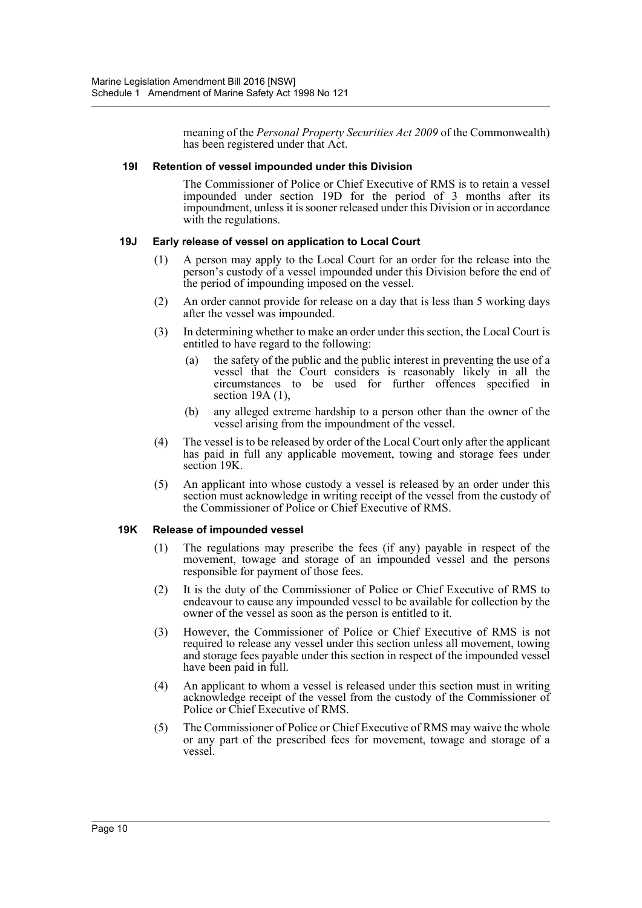meaning of the *Personal Property Securities Act 2009* of the Commonwealth) has been registered under that Act.

### 19I Retention of vessel impounded under this Division

The Commissioner of Police or Chief Executive of RMS is to retain a vessel impounded under section 19D for the period of 3 months after its impoundment, unless it is sooner released under this Division or in accordance with the regulations.

### 19J Early release of vessel on application to Local Court

(1) A person may apply to the Local Court for an order for the release into the person's custody of a vessel impounded under this Division before the end of the period of impounding imposed on the vessel.

(2) An order cannot provide for release on a day that is less than 5 working days after the vessel was impounded.

(3) In determining whether to make an order under this section, the Local Court is entitled to have regard to the following:

- (a) the safety of the public and the public interest in preventing the use of a vessel that the Court considers is reasonably likely in all the circumstances to be used for further offences specified in section 19A (1),
- (b) any alleged extreme hardship to a person other than the owner of the vessel arising from the impoundment of the vessel.

(4) The vessel is to be released by order of the Local Court only after the applicant has paid in full any applicable movement, towing and storage fees under section 19K.

(5) An applicant into whose custody a vessel is released by an order under this section must acknowledge in writing receipt of the vessel from the custody of the Commissioner of Police or Chief Executive of RMS.

### 19K Release of impounded vessel

(1) The regulations may prescribe the fees (if any) payable in respect of the movement, towage and storage of an impounded vessel and the persons responsible for payment of those fees.

(2) It is the duty of the Commissioner of Police or Chief Executive of RMS to endeavour to cause any impounded vessel to be available for collection by the owner of the vessel as soon as the person is entitled to it.

(3) However, the Commissioner of Police or Chief Executive of RMS is not required to release any vessel under this section unless all movement, towing and storage fees payable under this section in respect of the impounded vessel have been paid in full.

(4) An applicant to whom a vessel is released under this section must in writing acknowledge receipt of the vessel from the custody of the Commissioner of Police or Chief Executive of RMS.

(5) The Commissioner of Police or Chief Executive of RMS may waive the whole or any part of the prescribed fees for movement, towage and storage of a vessel.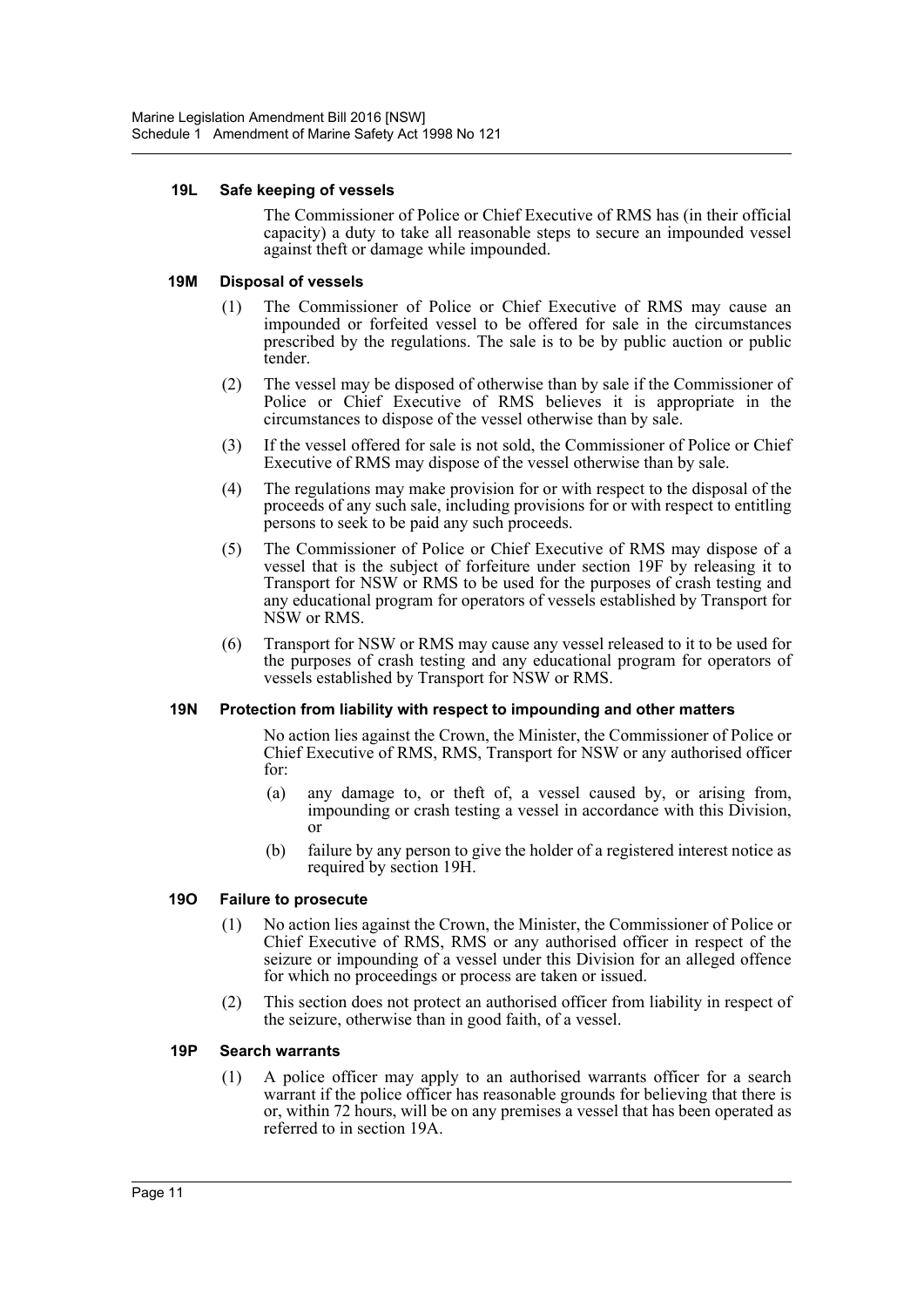#### 19L Safe keeping of vessels

The Commissioner of Police or Chief Executive of RMS has (in their official capacity) a duty to take all reasonable steps to secure an impounded vessel against theft or damage while impounded.

#### 19M Disposal of vessels

(1) The Commissioner of Police or Chief Executive of RMS may cause an impounded or forfeited vessel to be offered for sale in the circumstances prescribed by the regulations. The sale is to be by public auction or public tender.

(2) The vessel may be disposed of otherwise than by sale if the Commissioner of Police or Chief Executive of RMS believes it is appropriate in the circumstances to dispose of the vessel otherwise than by sale.

(3) If the vessel offered for sale is not sold, the Commissioner of Police or Chief Executive of RMS may dispose of the vessel otherwise than by sale.

(4) The regulations may make provision for or with respect to the disposal of the proceeds of any such sale, including provisions for or with respect to entitling persons to seek to be paid any such proceeds.

(5) The Commissioner of Police or Chief Executive of RMS may dispose of a vessel that is the subject of forfeiture under section 19F by releasing it to Transport for NSW or RMS to be used for the purposes of crash testing and any educational program for operators of vessels established by Transport for NSW or RMS.

(6) Transport for NSW or RMS may cause any vessel released to it to be used for the purposes of crash testing and any educational program for operators of vessels established by Transport for NSW or RMS.

#### 19N Protection from liability with respect to impounding and other matters

No action lies against the Crown, the Minister, the Commissioner of Police or Chief Executive of RMS, RMS, Transport for NSW or any authorised officer for:

(a) any damage to, or theft of, a vessel caused by, or arising from, impounding or crash testing a vessel in accordance with this Division, or

(b) failure by any person to give the holder of a registered interest notice as required by section 19H.

#### 19O Failure to prosecute

(1) No action lies against the Crown, the Minister, the Commissioner of Police or Chief Executive of RMS, RMS or any authorised officer in respect of the seizure or impounding of a vessel under this Division for an alleged offence for which no proceedings or process are taken or issued.

(2) This section does not protect an authorised officer from liability in respect of the seizure, otherwise than in good faith, of a vessel.

#### 19P Search warrants

(1) A police officer may apply to an authorised warrants officer for a search warrant if the police officer has reasonable grounds for believing that there is or, within 72 hours, will be on any premises a vessel that has been operated as referred to in section 19A.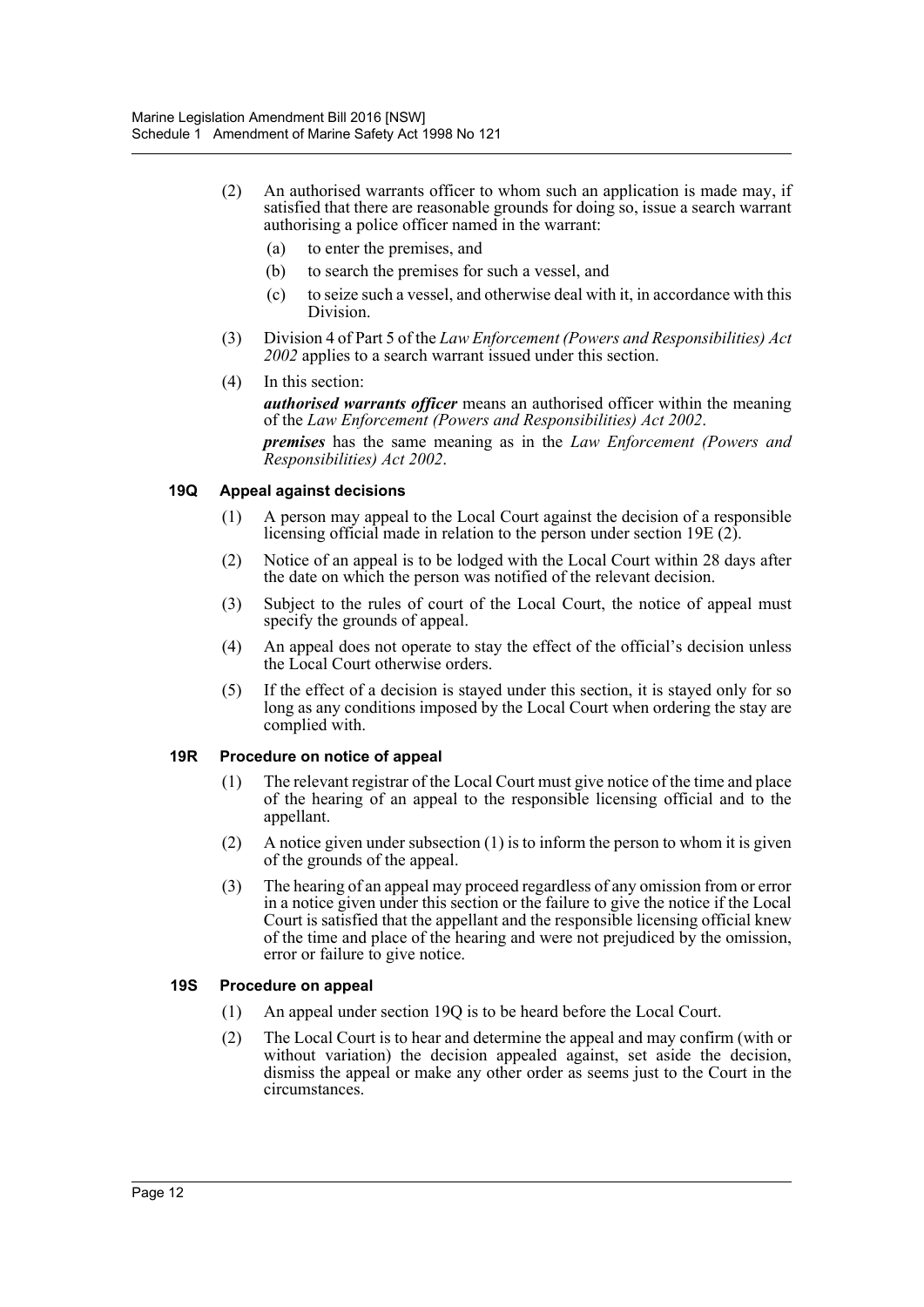(2) An authorised warrants officer to whom such an application is made may, if satisfied that there are reasonable grounds for doing so, issue a search warrant authorising a police officer named in the warrant:

- (a) to enter the premises, and
- (b) to search the premises for such a vessel, and
- (c) to seize such a vessel, and otherwise deal with it, in accordance with this Division.

(3) Division 4 of Part 5 of the *Law Enforcement (Powers and Responsibilities) Act 2002* applies to a search warrant issued under this section.

(4) In this section:

***authorised warrants officer*** means an authorised officer within the meaning of the *Law Enforcement (Powers and Responsibilities) Act 2002*.

***premises*** has the same meaning as in the *Law Enforcement (Powers and Responsibilities) Act 2002*.

#### 19Q Appeal against decisions

(1) A person may appeal to the Local Court against the decision of a responsible licensing official made in relation to the person under section 19E (2).

(2) Notice of an appeal is to be lodged with the Local Court within 28 days after the date on which the person was notified of the relevant decision.

(3) Subject to the rules of court of the Local Court, the notice of appeal must specify the grounds of appeal.

(4) An appeal does not operate to stay the effect of the official's decision unless the Local Court otherwise orders.

(5) If the effect of a decision is stayed under this section, it is stayed only for so long as any conditions imposed by the Local Court when ordering the stay are complied with.

#### 19R Procedure on notice of appeal

(1) The relevant registrar of the Local Court must give notice of the time and place of the hearing of an appeal to the responsible licensing official and to the appellant.

(2) A notice given under subsection (1) is to inform the person to whom it is given of the grounds of the appeal.

(3) The hearing of an appeal may proceed regardless of any omission from or error in a notice given under this section or the failure to give the notice if the Local Court is satisfied that the appellant and the responsible licensing official knew of the time and place of the hearing and were not prejudiced by the omission, error or failure to give notice.

#### 19S Procedure on appeal

(1) An appeal under section 19Q is to be heard before the Local Court.

(2) The Local Court is to hear and determine the appeal and may confirm (with or without variation) the decision appealed against, set aside the decision, dismiss the appeal or make any other order as seems just to the Court in the circumstances.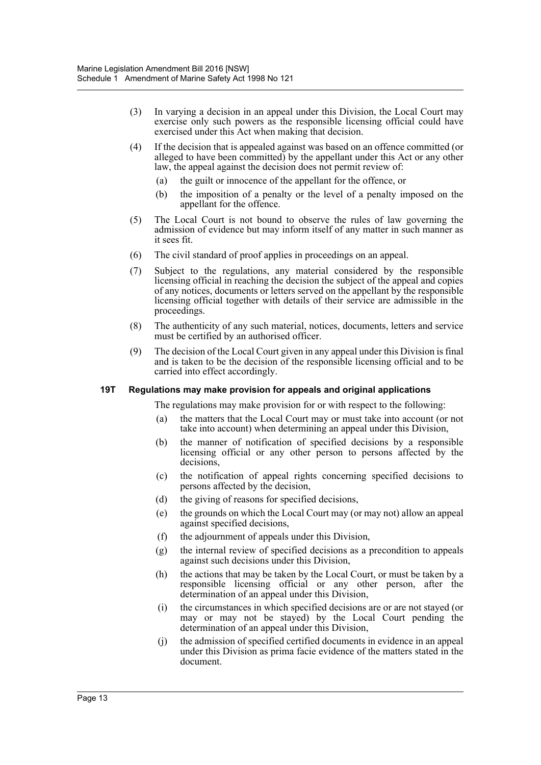(3) In varying a decision in an appeal under this Division, the Local Court may exercise only such powers as the responsible licensing official could have exercised under this Act when making that decision.

(4) If the decision that is appealed against was based on an offence committed (or alleged to have been committed) by the appellant under this Act or any other law, the appeal against the decision does not permit review of:

(a) the guilt or innocence of the appellant for the offence, or

(b) the imposition of a penalty or the level of a penalty imposed on the appellant for the offence.

(5) The Local Court is not bound to observe the rules of law governing the admission of evidence but may inform itself of any matter in such manner as it sees fit.

(6) The civil standard of proof applies in proceedings on an appeal.

(7) Subject to the regulations, any material considered by the responsible licensing official in reaching the decision the subject of the appeal and copies of any notices, documents or letters served on the appellant by the responsible licensing official together with details of their service are admissible in the proceedings.

(8) The authenticity of any such material, notices, documents, letters and service must be certified by an authorised officer.

(9) The decision of the Local Court given in any appeal under this Division is final and is taken to be the decision of the responsible licensing official and to be carried into effect accordingly.

### 19T Regulations may make provision for appeals and original applications

The regulations may make provision for or with respect to the following:

(a) the matters that the Local Court may or must take into account (or not take into account) when determining an appeal under this Division,

(b) the manner of notification of specified decisions by a responsible licensing official or any other person to persons affected by the decisions,

(c) the notification of appeal rights concerning specified decisions to persons affected by the decision,

(d) the giving of reasons for specified decisions,

(e) the grounds on which the Local Court may (or may not) allow an appeal against specified decisions,

(f) the adjournment of appeals under this Division,

(g) the internal review of specified decisions as a precondition to appeals against such decisions under this Division,

(h) the actions that may be taken by the Local Court, or must be taken by a responsible licensing official or any other person, after the determination of an appeal under this Division,

(i) the circumstances in which specified decisions are or are not stayed (or may or may not be stayed) by the Local Court pending the determination of an appeal under this Division,

(j) the admission of specified certified documents in evidence in an appeal under this Division as prima facie evidence of the matters stated in the document.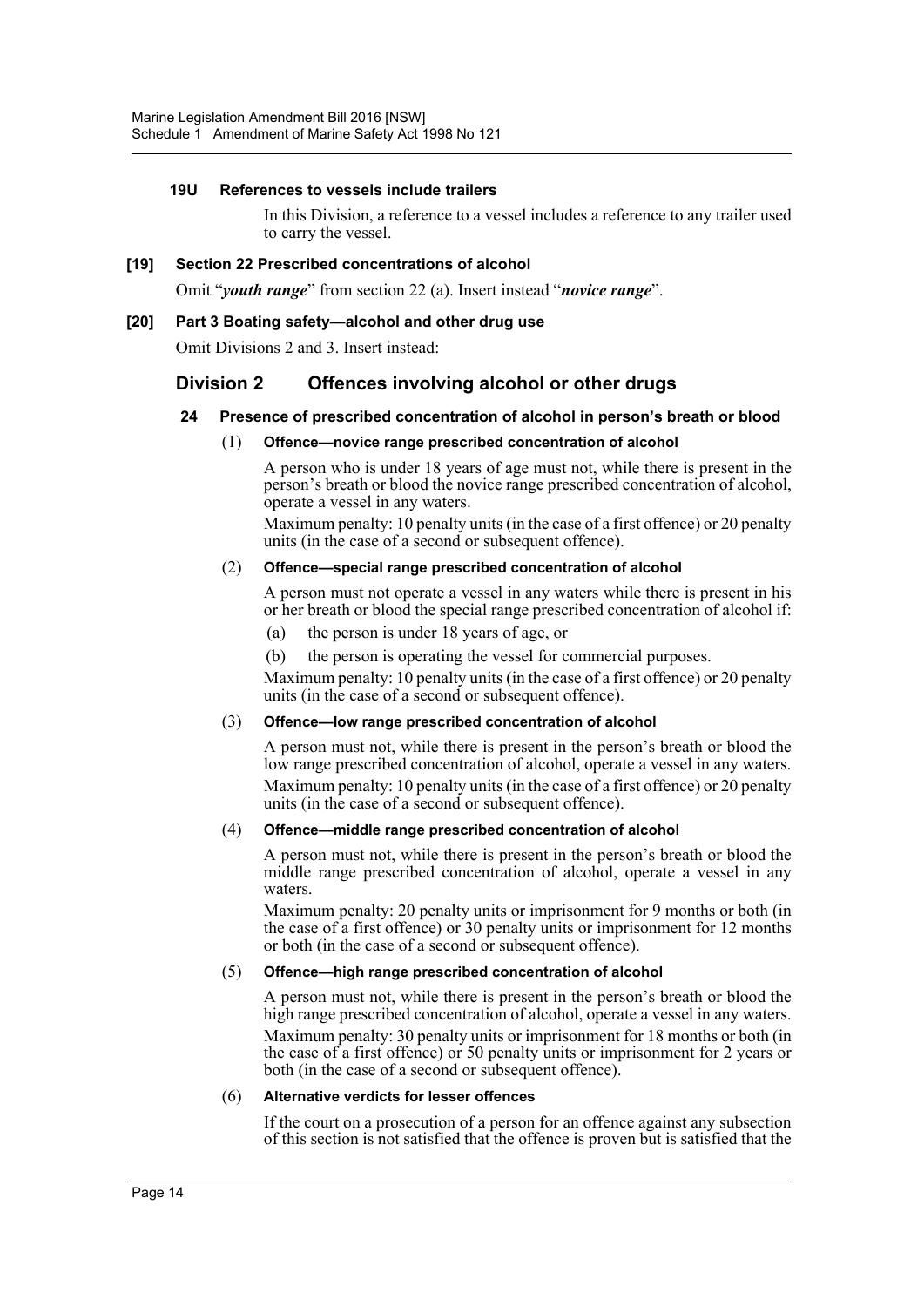**19U References to vessels include trailers**

In this Division, a reference to a vessel includes a reference to any trailer used to carry the vessel.

**[19] Section 22 Prescribed concentrations of alcohol**

Omit "***youth range***" from section 22 (a). Insert instead "***novice range***".

**[20] Part 3 Boating safety—alcohol and other drug use**

Omit Divisions 2 and 3. Insert instead:

## Division 2 Offences involving alcohol or other drugs

### 24 Presence of prescribed concentration of alcohol in person's breath or blood

(1) **Offence—novice range prescribed concentration of alcohol**

A person who is under 18 years of age must not, while there is present in the person's breath or blood the novice range prescribed concentration of alcohol, operate a vessel in any waters.

Maximum penalty: 10 penalty units (in the case of a first offence) or 20 penalty units (in the case of a second or subsequent offence).

(2) **Offence—special range prescribed concentration of alcohol**

A person must not operate a vessel in any waters while there is present in his or her breath or blood the special range prescribed concentration of alcohol if:

(a) the person is under 18 years of age, or

(b) the person is operating the vessel for commercial purposes.

Maximum penalty: 10 penalty units (in the case of a first offence) or 20 penalty units (in the case of a second or subsequent offence).

(3) **Offence—low range prescribed concentration of alcohol**

A person must not, while there is present in the person's breath or blood the low range prescribed concentration of alcohol, operate a vessel in any waters.

Maximum penalty: 10 penalty units (in the case of a first offence) or 20 penalty units (in the case of a second or subsequent offence).

(4) **Offence—middle range prescribed concentration of alcohol**

A person must not, while there is present in the person's breath or blood the middle range prescribed concentration of alcohol, operate a vessel in any waters.

Maximum penalty: 20 penalty units or imprisonment for 9 months or both (in the case of a first offence) or 30 penalty units or imprisonment for 12 months or both (in the case of a second or subsequent offence).

(5) **Offence—high range prescribed concentration of alcohol**

A person must not, while there is present in the person's breath or blood the high range prescribed concentration of alcohol, operate a vessel in any waters.

Maximum penalty: 30 penalty units or imprisonment for 18 months or both (in the case of a first offence) or 50 penalty units or imprisonment for 2 years or both (in the case of a second or subsequent offence).

(6) **Alternative verdicts for lesser offences**

If the court on a prosecution of a person for an offence against any subsection of this section is not satisfied that the offence is proven but is satisfied that the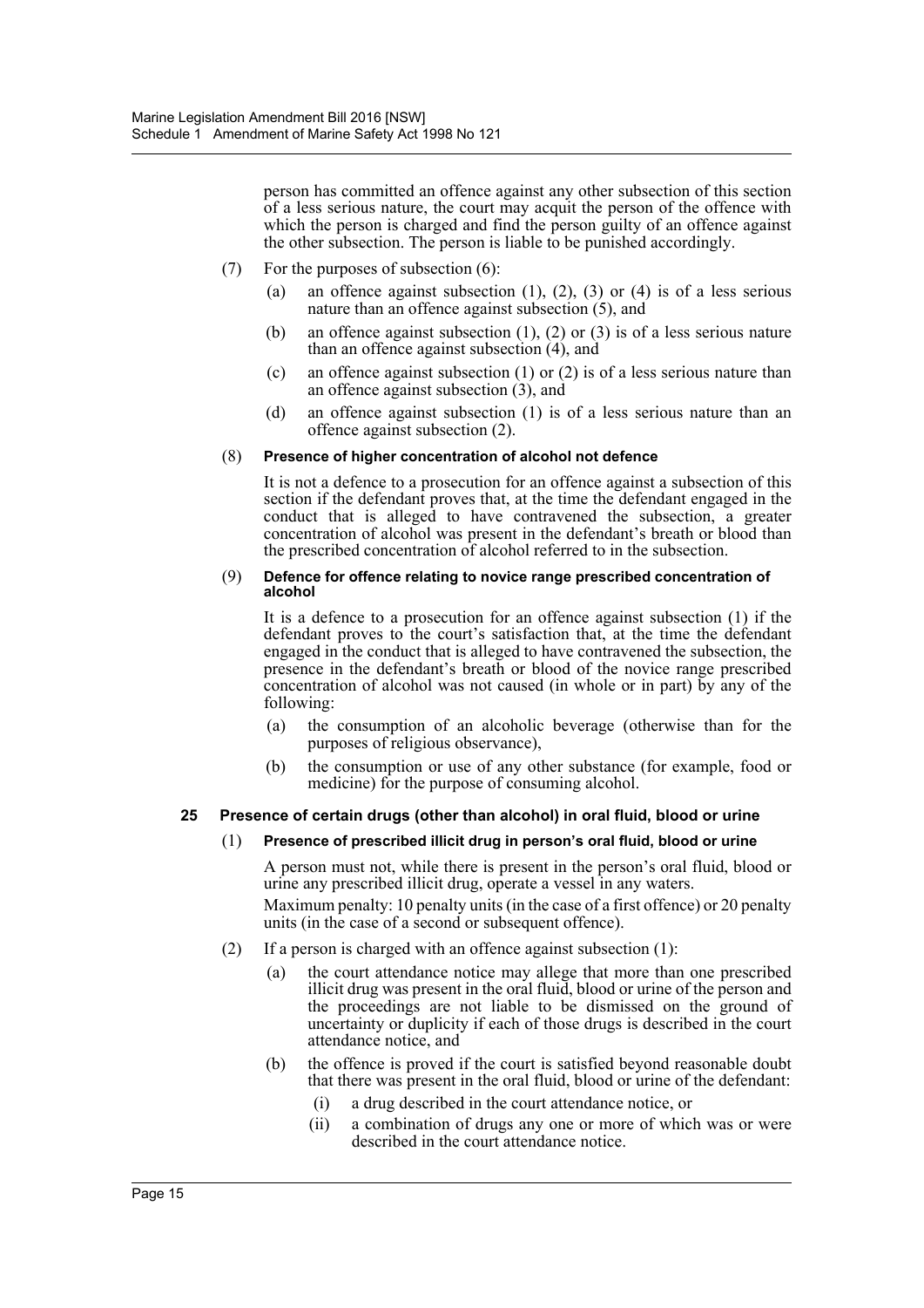person has committed an offence against any other subsection of this section of a less serious nature, the court may acquit the person of the offence with which the person is charged and find the person guilty of an offence against the other subsection. The person is liable to be punished accordingly.

(7) For the purposes of subsection (6):

- (a) an offence against subsection (1), (2), (3) or (4) is of a less serious nature than an offence against subsection (5), and
- (b) an offence against subsection (1), (2) or (3) is of a less serious nature than an offence against subsection (4), and
- (c) an offence against subsection (1) or (2) is of a less serious nature than an offence against subsection (3), and
- (d) an offence against subsection (1) is of a less serious nature than an offence against subsection (2).

(8) **Presence of higher concentration of alcohol not defence**

It is not a defence to a prosecution for an offence against a subsection of this section if the defendant proves that, at the time the defendant engaged in the conduct that is alleged to have contravened the subsection, a greater concentration of alcohol was present in the defendant's breath or blood than the prescribed concentration of alcohol referred to in the subsection.

(9) **Defence for offence relating to novice range prescribed concentration of alcohol**

It is a defence to a prosecution for an offence against subsection (1) if the defendant proves to the court's satisfaction that, at the time the defendant engaged in the conduct that is alleged to have contravened the subsection, the presence in the defendant's breath or blood of the novice range prescribed concentration of alcohol was not caused (in whole or in part) by any of the following:

- (a) the consumption of an alcoholic beverage (otherwise than for the purposes of religious observance),
- (b) the consumption or use of any other substance (for example, food or medicine) for the purpose of consuming alcohol.

### 25 Presence of certain drugs (other than alcohol) in oral fluid, blood or urine

(1) **Presence of prescribed illicit drug in person's oral fluid, blood or urine**

A person must not, while there is present in the person's oral fluid, blood or urine any prescribed illicit drug, operate a vessel in any waters.

Maximum penalty: 10 penalty units (in the case of a first offence) or 20 penalty units (in the case of a second or subsequent offence).

(2) If a person is charged with an offence against subsection (1):

- (a) the court attendance notice may allege that more than one prescribed illicit drug was present in the oral fluid, blood or urine of the person and the proceedings are not liable to be dismissed on the ground of uncertainty or duplicity if each of those drugs is described in the court attendance notice, and
- (b) the offence is proved if the court is satisfied beyond reasonable doubt that there was present in the oral fluid, blood or urine of the defendant:
  - (i) a drug described in the court attendance notice, or
  - (ii) a combination of drugs any one or more of which was or were described in the court attendance notice.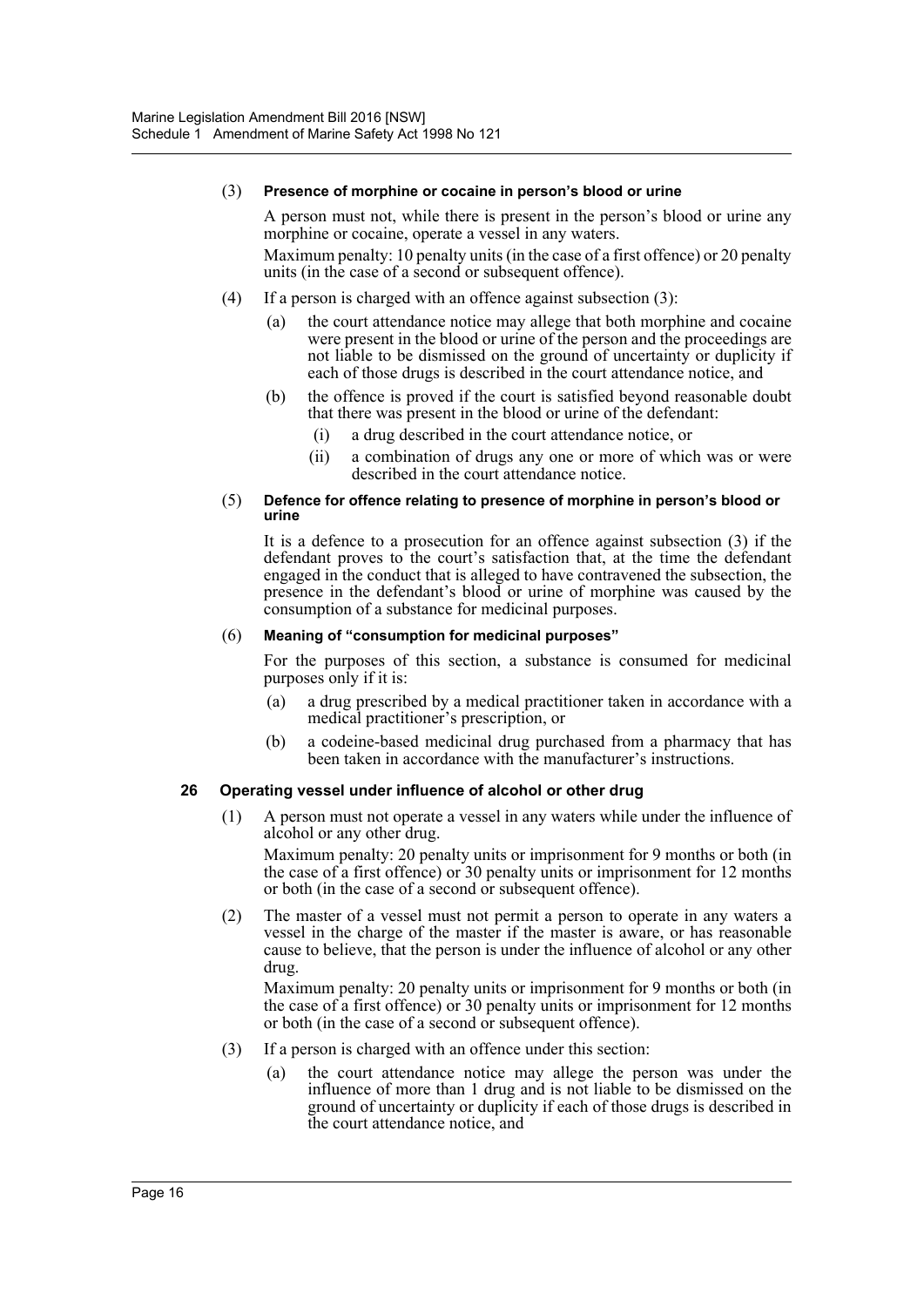(3) **Presence of morphine or cocaine in person's blood or urine**

A person must not, while there is present in the person's blood or urine any morphine or cocaine, operate a vessel in any waters.

Maximum penalty: 10 penalty units (in the case of a first offence) or 20 penalty units (in the case of a second or subsequent offence).

(4) If a person is charged with an offence against subsection (3):

- (a) the court attendance notice may allege that both morphine and cocaine were present in the blood or urine of the person and the proceedings are not liable to be dismissed on the ground of uncertainty or duplicity if each of those drugs is described in the court attendance notice, and
- (b) the offence is proved if the court is satisfied beyond reasonable doubt that there was present in the blood or urine of the defendant:
  - (i) a drug described in the court attendance notice, or
  - (ii) a combination of drugs any one or more of which was or were described in the court attendance notice.

(5) **Defence for offence relating to presence of morphine in person's blood or urine**

It is a defence to a prosecution for an offence against subsection (3) if the defendant proves to the court's satisfaction that, at the time the defendant engaged in the conduct that is alleged to have contravened the subsection, the presence in the defendant's blood or urine of morphine was caused by the consumption of a substance for medicinal purposes.

(6) **Meaning of "consumption for medicinal purposes"**

For the purposes of this section, a substance is consumed for medicinal purposes only if it is:

- (a) a drug prescribed by a medical practitioner taken in accordance with a medical practitioner's prescription, or
- (b) a codeine-based medicinal drug purchased from a pharmacy that has been taken in accordance with the manufacturer's instructions.

### 26 Operating vessel under influence of alcohol or other drug

(1) A person must not operate a vessel in any waters while under the influence of alcohol or any other drug.

Maximum penalty: 20 penalty units or imprisonment for 9 months or both (in the case of a first offence) or 30 penalty units or imprisonment for 12 months or both (in the case of a second or subsequent offence).

(2) The master of a vessel must not permit a person to operate in any waters a vessel in the charge of the master if the master is aware, or has reasonable cause to believe, that the person is under the influence of alcohol or any other drug.

Maximum penalty: 20 penalty units or imprisonment for 9 months or both (in the case of a first offence) or 30 penalty units or imprisonment for 12 months or both (in the case of a second or subsequent offence).

(3) If a person is charged with an offence under this section:

- (a) the court attendance notice may allege the person was under the influence of more than 1 drug and is not liable to be dismissed on the ground of uncertainty or duplicity if each of those drugs is described in the court attendance notice, and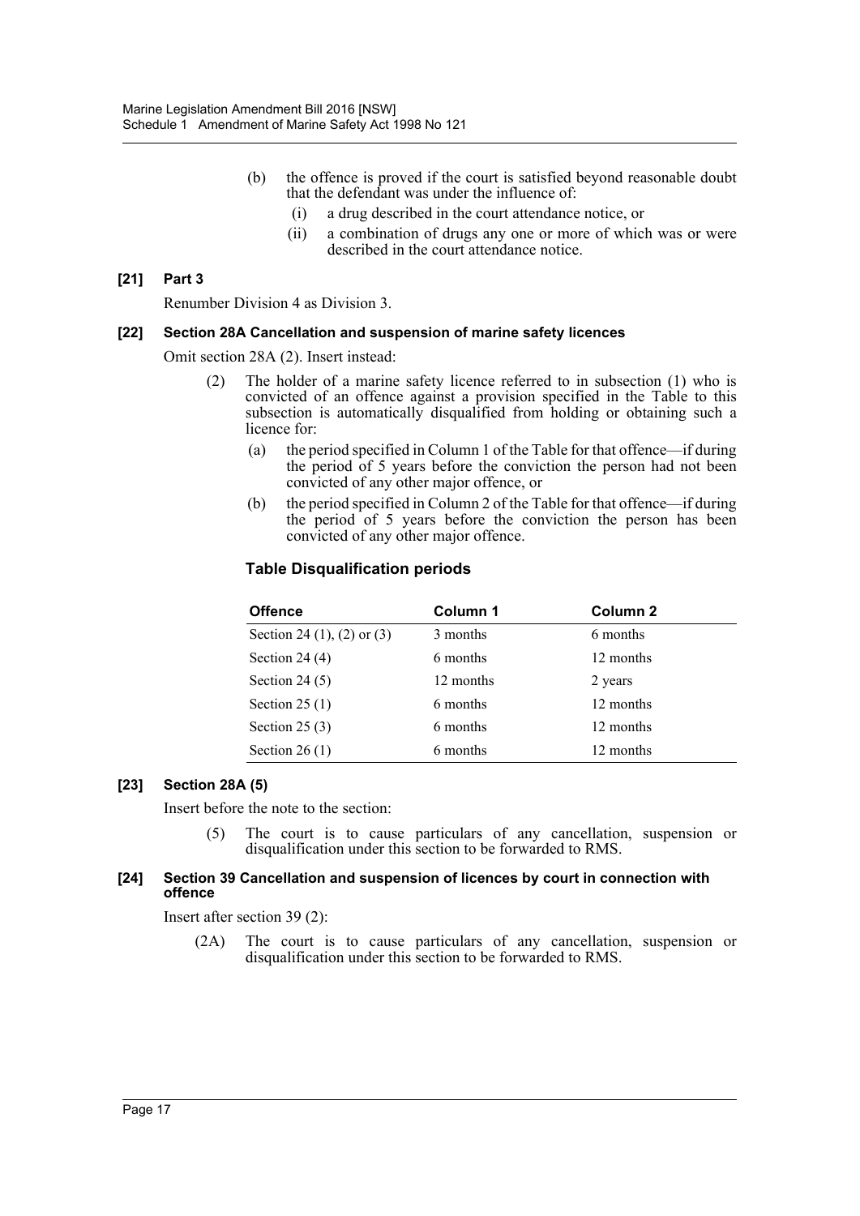(b) the offence is proved if the court is satisfied beyond reasonable doubt that the defendant was under the influence of:

(i) a drug described in the court attendance notice, or

(ii) a combination of drugs any one or more of which was or were described in the court attendance notice.

**[21] Part 3**

Renumber Division 4 as Division 3.

**[22] Section 28A Cancellation and suspension of marine safety licences**

Omit section 28A (2). Insert instead:

(2) The holder of a marine safety licence referred to in subsection (1) who is convicted of an offence against a provision specified in the Table to this subsection is automatically disqualified from holding or obtaining such a licence for:

(a) the period specified in Column 1 of the Table for that offence—if during the period of 5 years before the conviction the person had not been convicted of any other major offence, or

(b) the period specified in Column 2 of the Table for that offence—if during the period of 5 years before the conviction the person has been convicted of any other major offence.

**Table Disqualification periods**

| Offence | Column 1 | Column 2 |
|---|---|---|
| Section 24 (1), (2) or (3) | 3 months | 6 months |
| Section 24 (4) | 6 months | 12 months |
| Section 24 (5) | 12 months | 2 years |
| Section 25 (1) | 6 months | 12 months |
| Section 25 (3) | 6 months | 12 months |
| Section 26 (1) | 6 months | 12 months |

**[23] Section 28A (5)**

Insert before the note to the section:

(5) The court is to cause particulars of any cancellation, suspension or disqualification under this section to be forwarded to RMS.

**[24] Section 39 Cancellation and suspension of licences by court in connection with offence**

Insert after section 39 (2):

(2A) The court is to cause particulars of any cancellation, suspension or disqualification under this section to be forwarded to RMS.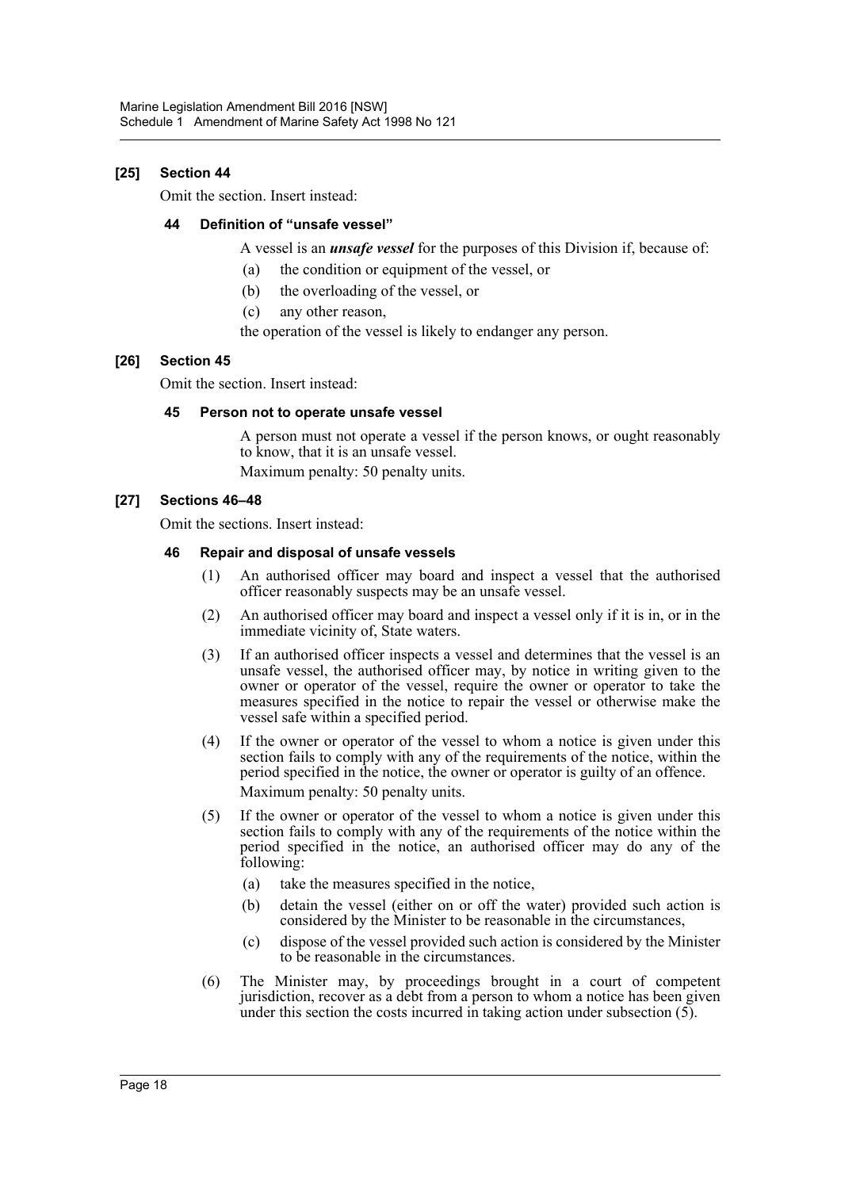### [25] Section 44

Omit the section. Insert instead:

#### 44 Definition of "unsafe vessel"

A vessel is an ***unsafe vessel*** for the purposes of this Division if, because of:

(a) the condition or equipment of the vessel, or

(b) the overloading of the vessel, or

(c) any other reason,

the operation of the vessel is likely to endanger any person.

### [26] Section 45

Omit the section. Insert instead:

#### 45 Person not to operate unsafe vessel

A person must not operate a vessel if the person knows, or ought reasonably to know, that it is an unsafe vessel.

Maximum penalty: 50 penalty units.

### [27] Sections 46–48

Omit the sections. Insert instead:

#### 46 Repair and disposal of unsafe vessels

(1) An authorised officer may board and inspect a vessel that the authorised officer reasonably suspects may be an unsafe vessel.

(2) An authorised officer may board and inspect a vessel only if it is in, or in the immediate vicinity of, State waters.

(3) If an authorised officer inspects a vessel and determines that the vessel is an unsafe vessel, the authorised officer may, by notice in writing given to the owner or operator of the vessel, require the owner or operator to take the measures specified in the notice to repair the vessel or otherwise make the vessel safe within a specified period.

(4) If the owner or operator of the vessel to whom a notice is given under this section fails to comply with any of the requirements of the notice, within the period specified in the notice, the owner or operator is guilty of an offence.

Maximum penalty: 50 penalty units.

(5) If the owner or operator of the vessel to whom a notice is given under this section fails to comply with any of the requirements of the notice within the period specified in the notice, an authorised officer may do any of the following:

(a) take the measures specified in the notice,

(b) detain the vessel (either on or off the water) provided such action is considered by the Minister to be reasonable in the circumstances,

(c) dispose of the vessel provided such action is considered by the Minister to be reasonable in the circumstances.

(6) The Minister may, by proceedings brought in a court of competent jurisdiction, recover as a debt from a person to whom a notice has been given under this section the costs incurred in taking action under subsection (5).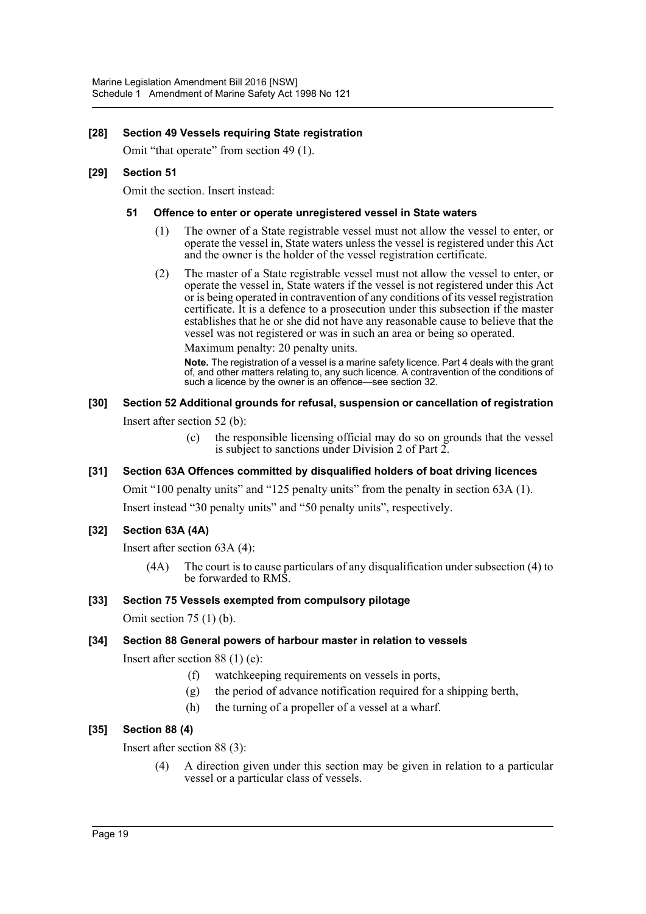### [28] Section 49 Vessels requiring State registration

Omit "that operate" from section 49 (1).

### [29] Section 51

Omit the section. Insert instead:

#### 51 Offence to enter or operate unregistered vessel in State waters

(1) The owner of a State registrable vessel must not allow the vessel to enter, or operate the vessel in, State waters unless the vessel is registered under this Act and the owner is the holder of the vessel registration certificate.

(2) The master of a State registrable vessel must not allow the vessel to enter, or operate the vessel in, State waters if the vessel is not registered under this Act or is being operated in contravention of any conditions of its vessel registration certificate. It is a defence to a prosecution under this subsection if the master establishes that he or she did not have any reasonable cause to believe that the vessel was not registered or was in such an area or being so operated.

Maximum penalty: 20 penalty units.

**Note.** The registration of a vessel is a marine safety licence. Part 4 deals with the grant of, and other matters relating to, any such licence. A contravention of the conditions of such a licence by the owner is an offence—see section 32.

### [30] Section 52 Additional grounds for refusal, suspension or cancellation of registration

Insert after section 52 (b):

(c) the responsible licensing official may do so on grounds that the vessel is subject to sanctions under Division 2 of Part 2.

### [31] Section 63A Offences committed by disqualified holders of boat driving licences

Omit "100 penalty units" and "125 penalty units" from the penalty in section 63A (1).

Insert instead "30 penalty units" and "50 penalty units", respectively.

### [32] Section 63A (4A)

Insert after section 63A (4):

(4A) The court is to cause particulars of any disqualification under subsection (4) to be forwarded to RMS.

### [33] Section 75 Vessels exempted from compulsory pilotage

Omit section 75 (1) (b).

### [34] Section 88 General powers of harbour master in relation to vessels

Insert after section 88 (1) (e):

(f) watchkeeping requirements on vessels in ports,

(g) the period of advance notification required for a shipping berth,

(h) the turning of a propeller of a vessel at a wharf.

### [35] Section 88 (4)

Insert after section 88 (3):

(4) A direction given under this section may be given in relation to a particular vessel or a particular class of vessels.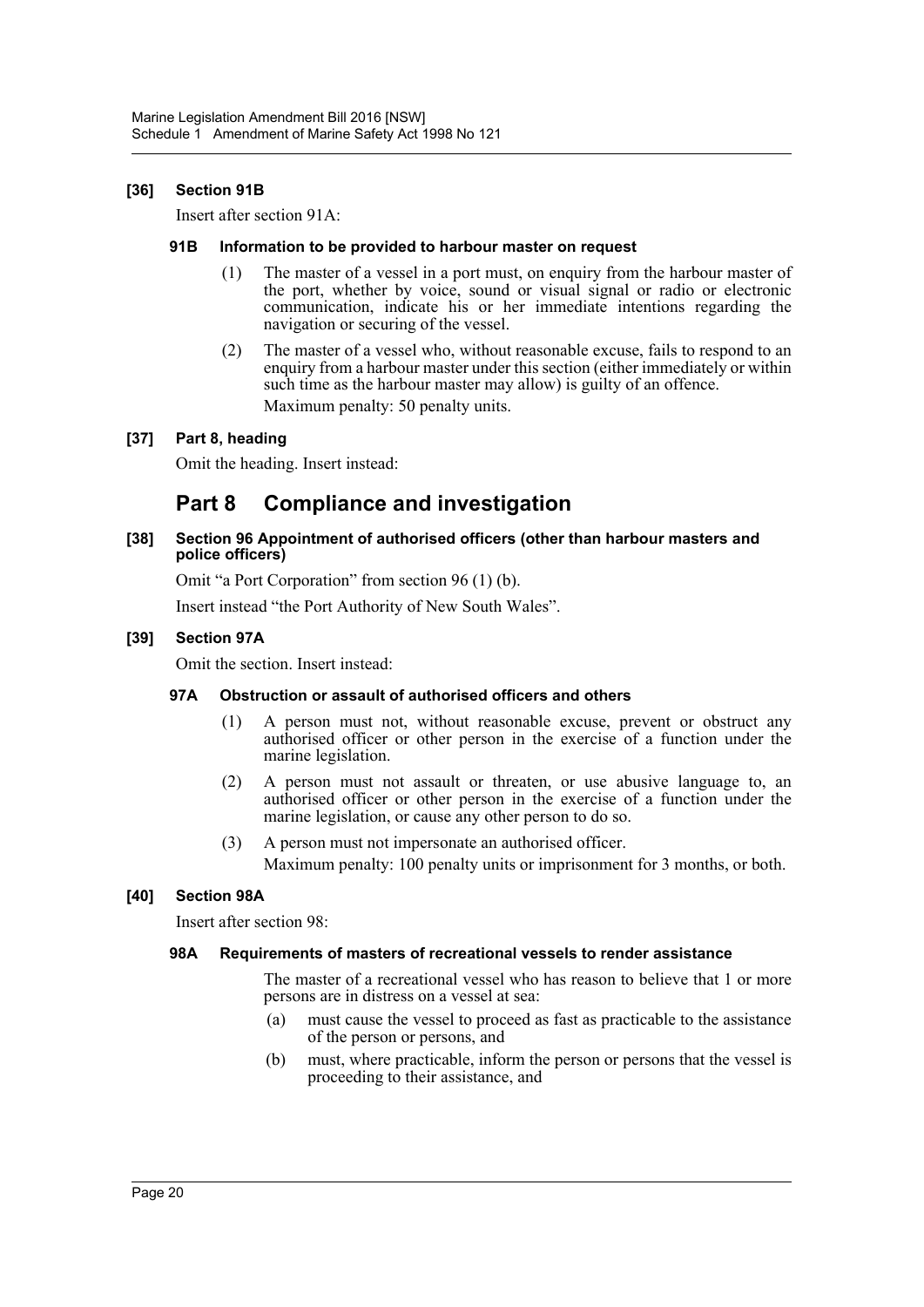### [36] Section 91B

Insert after section 91A:

#### 91B Information to be provided to harbour master on request

(1) The master of a vessel in a port must, on enquiry from the harbour master of the port, whether by voice, sound or visual signal or radio or electronic communication, indicate his or her immediate intentions regarding the navigation or securing of the vessel.

(2) The master of a vessel who, without reasonable excuse, fails to respond to an enquiry from a harbour master under this section (either immediately or within such time as the harbour master may allow) is guilty of an offence.

Maximum penalty: 50 penalty units.

### [37] Part 8, heading

Omit the heading. Insert instead:

## Part 8 Compliance and investigation

### [38] Section 96 Appointment of authorised officers (other than harbour masters and police officers)

Omit "a Port Corporation" from section 96 (1) (b).

Insert instead "the Port Authority of New South Wales".

### [39] Section 97A

Omit the section. Insert instead:

#### 97A Obstruction or assault of authorised officers and others

(1) A person must not, without reasonable excuse, prevent or obstruct any authorised officer or other person in the exercise of a function under the marine legislation.

(2) A person must not assault or threaten, or use abusive language to, an authorised officer or other person in the exercise of a function under the marine legislation, or cause any other person to do so.

(3) A person must not impersonate an authorised officer.

Maximum penalty: 100 penalty units or imprisonment for 3 months, or both.

### [40] Section 98A

Insert after section 98:

#### 98A Requirements of masters of recreational vessels to render assistance

The master of a recreational vessel who has reason to believe that 1 or more persons are in distress on a vessel at sea:

(a) must cause the vessel to proceed as fast as practicable to the assistance of the person or persons, and

(b) must, where practicable, inform the person or persons that the vessel is proceeding to their assistance, and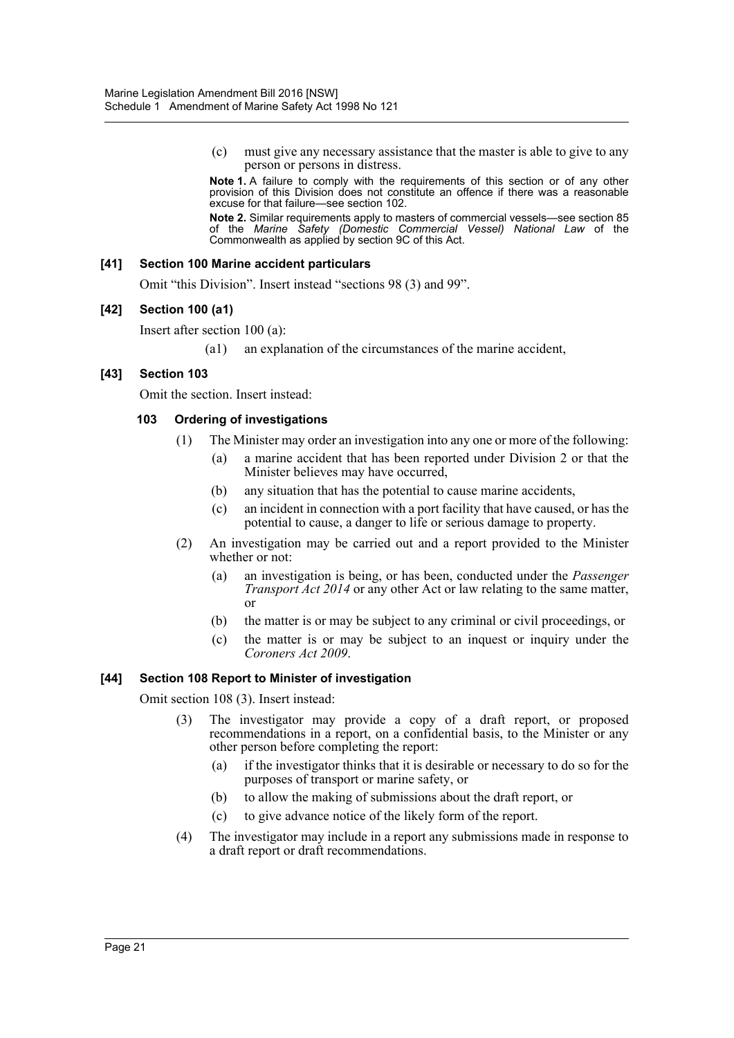(c) must give any necessary assistance that the master is able to give to any person or persons in distress.

**Note 1.** A failure to comply with the requirements of this section or of any other provision of this Division does not constitute an offence if there was a reasonable excuse for that failure—see section 102.

**Note 2.** Similar requirements apply to masters of commercial vessels—see section 85 of the *Marine Safety (Domestic Commercial Vessel) National Law* of the Commonwealth as applied by section 9C of this Act.

#### [41] Section 100 Marine accident particulars

Omit "this Division". Insert instead "sections 98 (3) and 99".

#### [42] Section 100 (a1)

Insert after section 100 (a):

(a1) an explanation of the circumstances of the marine accident,

#### [43] Section 103

Omit the section. Insert instead:

**103 Ordering of investigations**

(1) The Minister may order an investigation into any one or more of the following:

(a) a marine accident that has been reported under Division 2 or that the Minister believes may have occurred,

(b) any situation that has the potential to cause marine accidents,

(c) an incident in connection with a port facility that have caused, or has the potential to cause, a danger to life or serious damage to property.

(2) An investigation may be carried out and a report provided to the Minister whether or not:

(a) an investigation is being, or has been, conducted under the *Passenger Transport Act 2014* or any other Act or law relating to the same matter, or

(b) the matter is or may be subject to any criminal or civil proceedings, or

(c) the matter is or may be subject to an inquest or inquiry under the *Coroners Act 2009*.

#### [44] Section 108 Report to Minister of investigation

Omit section 108 (3). Insert instead:

(3) The investigator may provide a copy of a draft report, or proposed recommendations in a report, on a confidential basis, to the Minister or any other person before completing the report:

(a) if the investigator thinks that it is desirable or necessary to do so for the purposes of transport or marine safety, or

(b) to allow the making of submissions about the draft report, or

(c) to give advance notice of the likely form of the report.

(4) The investigator may include in a report any submissions made in response to a draft report or draft recommendations.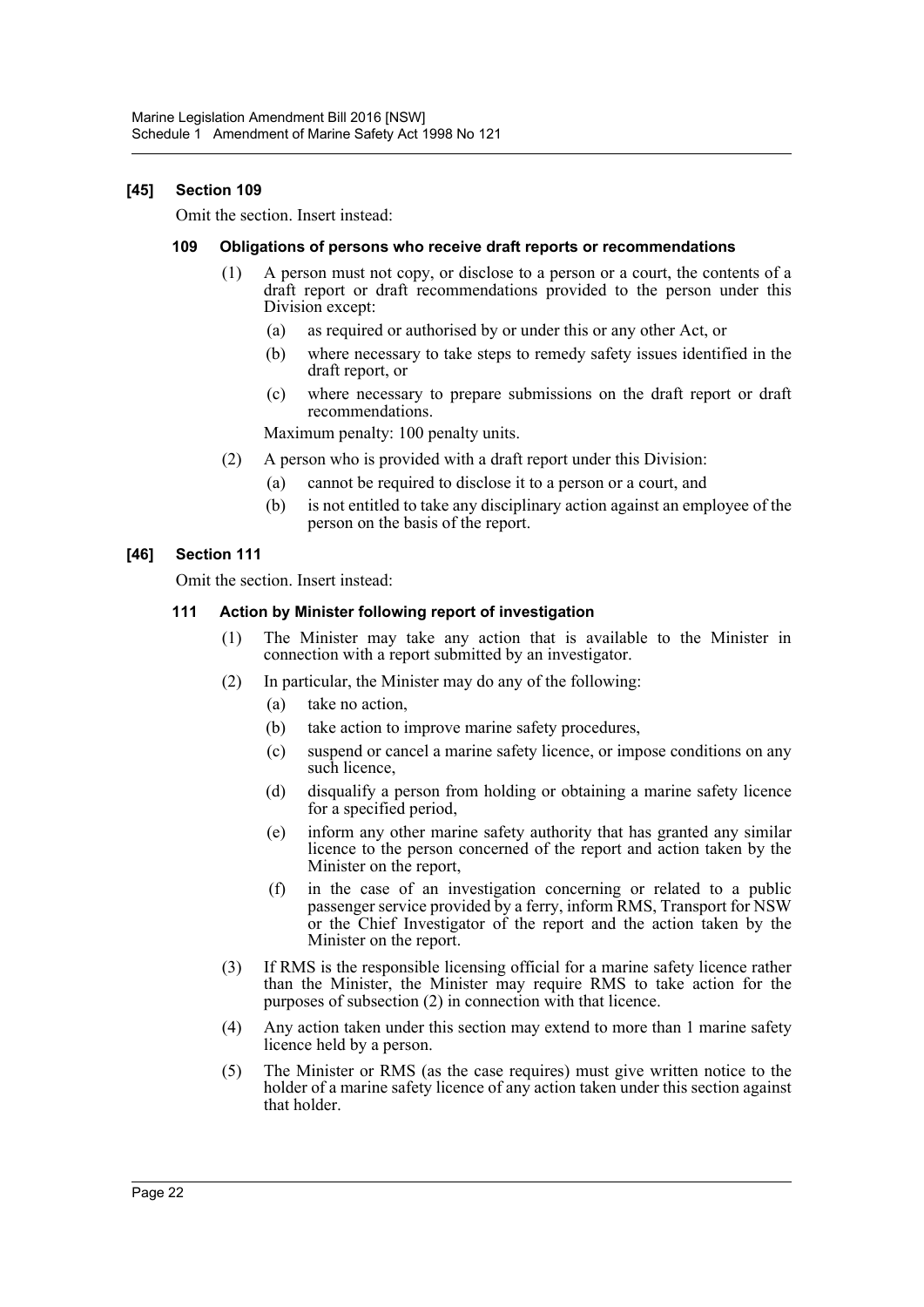### [45] Section 109

Omit the section. Insert instead:

#### 109 Obligations of persons who receive draft reports or recommendations

(1) A person must not copy, or disclose to a person or a court, the contents of a draft report or draft recommendations provided to the person under this Division except:

- (a) as required or authorised by or under this or any other Act, or
- (b) where necessary to take steps to remedy safety issues identified in the draft report, or
- (c) where necessary to prepare submissions on the draft report or draft recommendations.

Maximum penalty: 100 penalty units.

(2) A person who is provided with a draft report under this Division:

- (a) cannot be required to disclose it to a person or a court, and
- (b) is not entitled to take any disciplinary action against an employee of the person on the basis of the report.

### [46] Section 111

Omit the section. Insert instead:

#### 111 Action by Minister following report of investigation

(1) The Minister may take any action that is available to the Minister in connection with a report submitted by an investigator.

(2) In particular, the Minister may do any of the following:

- (a) take no action,
- (b) take action to improve marine safety procedures,
- (c) suspend or cancel a marine safety licence, or impose conditions on any such licence,
- (d) disqualify a person from holding or obtaining a marine safety licence for a specified period,
- (e) inform any other marine safety authority that has granted any similar licence to the person concerned of the report and action taken by the Minister on the report,
- (f) in the case of an investigation concerning or related to a public passenger service provided by a ferry, inform RMS, Transport for NSW or the Chief Investigator of the report and the action taken by the Minister on the report.

(3) If RMS is the responsible licensing official for a marine safety licence rather than the Minister, the Minister may require RMS to take action for the purposes of subsection (2) in connection with that licence.

(4) Any action taken under this section may extend to more than 1 marine safety licence held by a person.

(5) The Minister or RMS (as the case requires) must give written notice to the holder of a marine safety licence of any action taken under this section against that holder.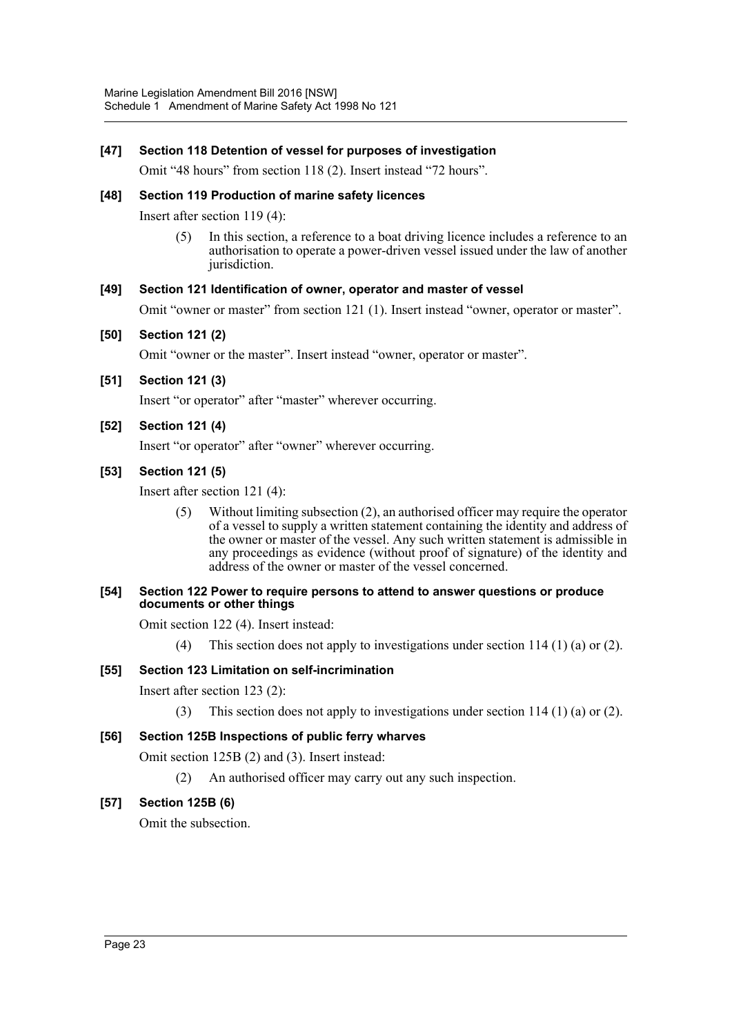**[47] Section 118 Detention of vessel for purposes of investigation**

Omit "48 hours" from section 118 (2). Insert instead "72 hours".

**[48] Section 119 Production of marine safety licences**

Insert after section 119 (4):

> (5) In this section, a reference to a boat driving licence includes a reference to an authorisation to operate a power-driven vessel issued under the law of another jurisdiction.

**[49] Section 121 Identification of owner, operator and master of vessel**

Omit "owner or master" from section 121 (1). Insert instead "owner, operator or master".

**[50] Section 121 (2)**

Omit "owner or the master". Insert instead "owner, operator or master".

**[51] Section 121 (3)**

Insert "or operator" after "master" wherever occurring.

**[52] Section 121 (4)**

Insert "or operator" after "owner" wherever occurring.

**[53] Section 121 (5)**

Insert after section 121 (4):

> (5) Without limiting subsection (2), an authorised officer may require the operator of a vessel to supply a written statement containing the identity and address of the owner or master of the vessel. Any such written statement is admissible in any proceedings as evidence (without proof of signature) of the identity and address of the owner or master of the vessel concerned.

**[54] Section 122 Power to require persons to attend to answer questions or produce documents or other things**

Omit section 122 (4). Insert instead:

> (4) This section does not apply to investigations under section 114 (1) (a) or (2).

**[55] Section 123 Limitation on self-incrimination**

Insert after section 123 (2):

> (3) This section does not apply to investigations under section 114 (1) (a) or (2).

**[56] Section 125B Inspections of public ferry wharves**

Omit section 125B (2) and (3). Insert instead:

> (2) An authorised officer may carry out any such inspection.

**[57] Section 125B (6)**

Omit the subsection.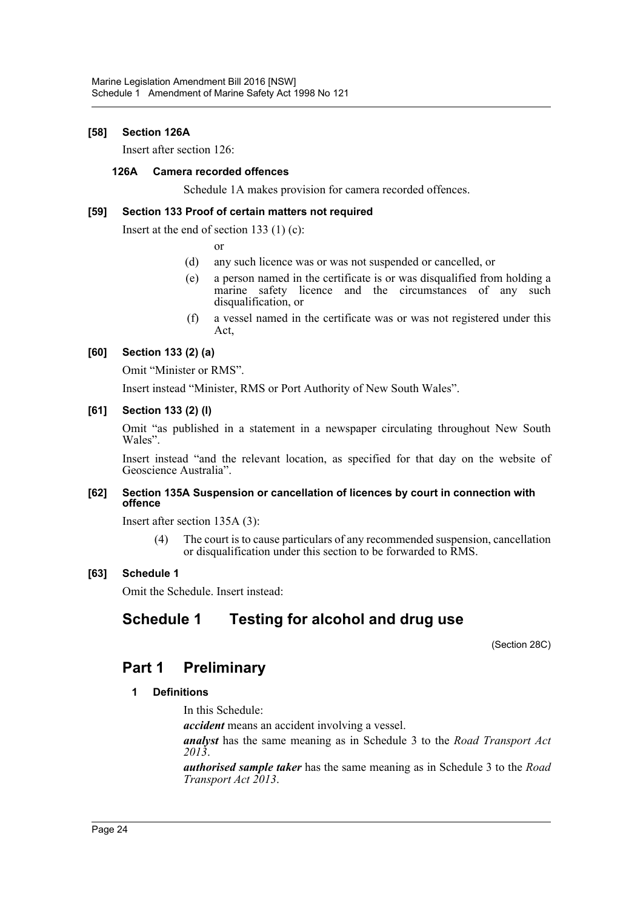**[58] Section 126A**

Insert after section 126:

**126A Camera recorded offences**

Schedule 1A makes provision for camera recorded offences.

**[59] Section 133 Proof of certain matters not required**

Insert at the end of section 133 (1) (c):

or

(d) any such licence was or was not suspended or cancelled, or

(e) a person named in the certificate is or was disqualified from holding a marine safety licence and the circumstances of any such disqualification, or

(f) a vessel named in the certificate was or was not registered under this Act,

**[60] Section 133 (2) (a)**

Omit "Minister or RMS".

Insert instead "Minister, RMS or Port Authority of New South Wales".

**[61] Section 133 (2) (l)**

Omit "as published in a statement in a newspaper circulating throughout New South Wales".

Insert instead "and the relevant location, as specified for that day on the website of Geoscience Australia".

**[62] Section 135A Suspension or cancellation of licences by court in connection with offence**

Insert after section 135A (3):

(4) The court is to cause particulars of any recommended suspension, cancellation or disqualification under this section to be forwarded to RMS.

**[63] Schedule 1**

Omit the Schedule. Insert instead:

# Schedule 1 Testing for alcohol and drug use

(Section 28C)

## Part 1 Preliminary

**1 Definitions**

In this Schedule:

***accident*** means an accident involving a vessel.

***analyst*** has the same meaning as in Schedule 3 to the *Road Transport Act 2013*.

***authorised sample taker*** has the same meaning as in Schedule 3 to the *Road Transport Act 2013*.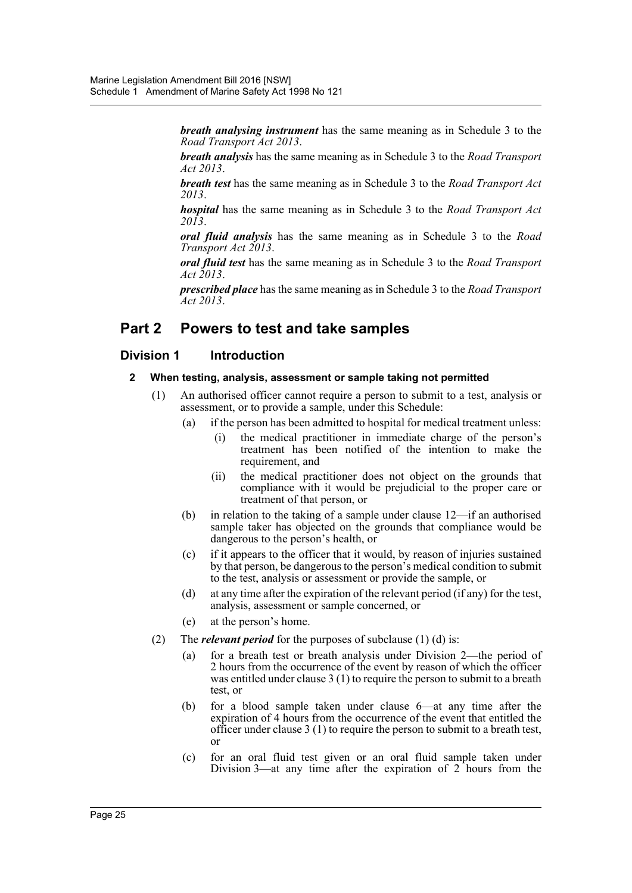***breath analysing instrument*** has the same meaning as in Schedule 3 to the *Road Transport Act 2013*.

***breath analysis*** has the same meaning as in Schedule 3 to the *Road Transport Act 2013*.

***breath test*** has the same meaning as in Schedule 3 to the *Road Transport Act 2013*.

***hospital*** has the same meaning as in Schedule 3 to the *Road Transport Act 2013*.

***oral fluid analysis*** has the same meaning as in Schedule 3 to the *Road Transport Act 2013*.

***oral fluid test*** has the same meaning as in Schedule 3 to the *Road Transport Act 2013*.

***prescribed place*** has the same meaning as in Schedule 3 to the *Road Transport Act 2013*.

## Part 2 Powers to test and take samples

### Division 1 Introduction

#### 2 When testing, analysis, assessment or sample taking not permitted

(1) An authorised officer cannot require a person to submit to a test, analysis or assessment, or to provide a sample, under this Schedule:

- (a) if the person has been admitted to hospital for medical treatment unless:
  - (i) the medical practitioner in immediate charge of the person's treatment has been notified of the intention to make the requirement, and
  - (ii) the medical practitioner does not object on the grounds that compliance with it would be prejudicial to the proper care or treatment of that person, or
- (b) in relation to the taking of a sample under clause 12—if an authorised sample taker has objected on the grounds that compliance would be dangerous to the person's health, or
- (c) if it appears to the officer that it would, by reason of injuries sustained by that person, be dangerous to the person's medical condition to submit to the test, analysis or assessment or provide the sample, or
- (d) at any time after the expiration of the relevant period (if any) for the test, analysis, assessment or sample concerned, or
- (e) at the person's home.

(2) The ***relevant period*** for the purposes of subclause (1) (d) is:

- (a) for a breath test or breath analysis under Division 2—the period of 2 hours from the occurrence of the event by reason of which the officer was entitled under clause 3 (1) to require the person to submit to a breath test, or
- (b) for a blood sample taken under clause 6—at any time after the expiration of 4 hours from the occurrence of the event that entitled the officer under clause 3 (1) to require the person to submit to a breath test, or
- (c) for an oral fluid test given or an oral fluid sample taken under Division 3—at any time after the expiration of 2 hours from the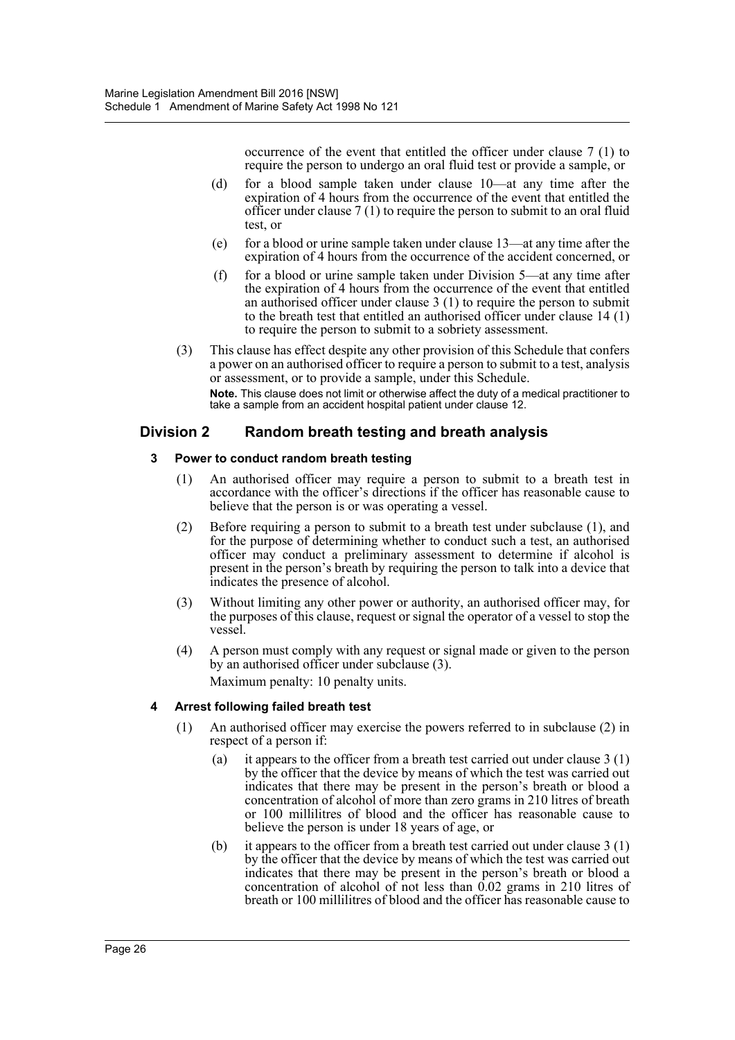occurrence of the event that entitled the officer under clause 7 (1) to require the person to undergo an oral fluid test or provide a sample, or

(d) for a blood sample taken under clause 10—at any time after the expiration of 4 hours from the occurrence of the event that entitled the officer under clause 7 (1) to require the person to submit to an oral fluid test, or

(e) for a blood or urine sample taken under clause 13—at any time after the expiration of 4 hours from the occurrence of the accident concerned, or

(f) for a blood or urine sample taken under Division 5—at any time after the expiration of 4 hours from the occurrence of the event that entitled an authorised officer under clause 3 (1) to require the person to submit to the breath test that entitled an authorised officer under clause 14 (1) to require the person to submit to a sobriety assessment.

(3) This clause has effect despite any other provision of this Schedule that confers a power on an authorised officer to require a person to submit to a test, analysis or assessment, or to provide a sample, under this Schedule.

**Note.** This clause does not limit or otherwise affect the duty of a medical practitioner to take a sample from an accident hospital patient under clause 12.

## Division 2 Random breath testing and breath analysis

### 3 Power to conduct random breath testing

(1) An authorised officer may require a person to submit to a breath test in accordance with the officer's directions if the officer has reasonable cause to believe that the person is or was operating a vessel.

(2) Before requiring a person to submit to a breath test under subclause (1), and for the purpose of determining whether to conduct such a test, an authorised officer may conduct a preliminary assessment to determine if alcohol is present in the person's breath by requiring the person to talk into a device that indicates the presence of alcohol.

(3) Without limiting any other power or authority, an authorised officer may, for the purposes of this clause, request or signal the operator of a vessel to stop the vessel.

(4) A person must comply with any request or signal made or given to the person by an authorised officer under subclause (3).

Maximum penalty: 10 penalty units.

### 4 Arrest following failed breath test

(1) An authorised officer may exercise the powers referred to in subclause (2) in respect of a person if:

(a) it appears to the officer from a breath test carried out under clause 3 (1) by the officer that the device by means of which the test was carried out indicates that there may be present in the person's breath or blood a concentration of alcohol of more than zero grams in 210 litres of breath or 100 millilitres of blood and the officer has reasonable cause to believe the person is under 18 years of age, or

(b) it appears to the officer from a breath test carried out under clause 3 (1) by the officer that the device by means of which the test was carried out indicates that there may be present in the person's breath or blood a concentration of alcohol of not less than 0.02 grams in 210 litres of breath or 100 millilitres of blood and the officer has reasonable cause to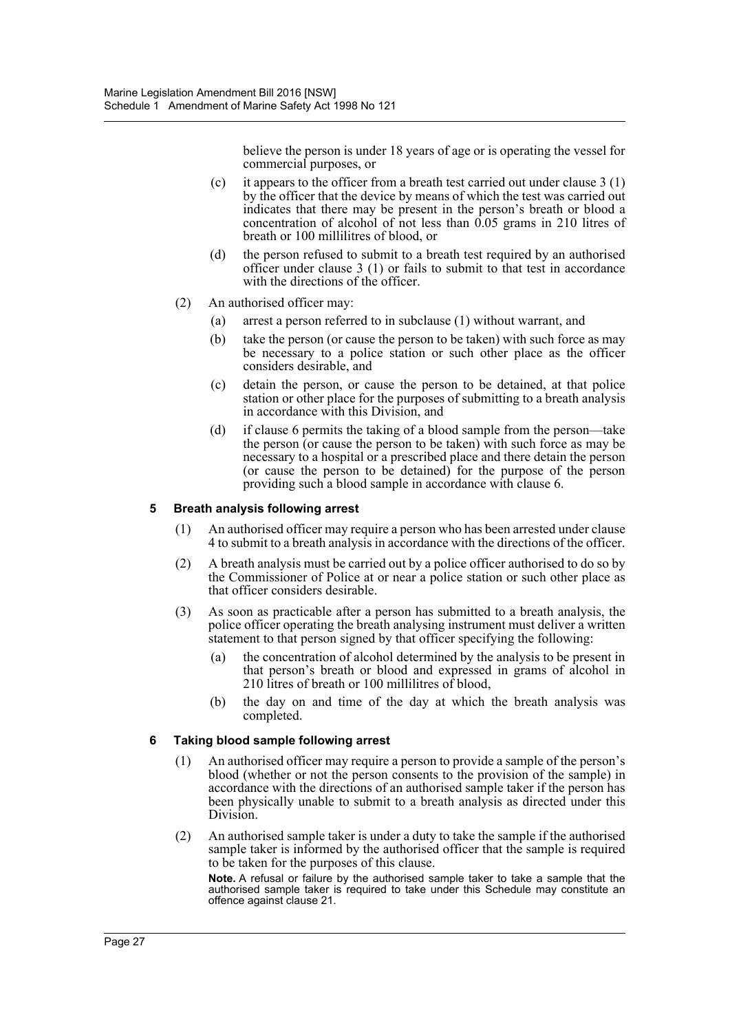believe the person is under 18 years of age or is operating the vessel for commercial purposes, or

(c) it appears to the officer from a breath test carried out under clause 3 (1) by the officer that the device by means of which the test was carried out indicates that there may be present in the person's breath or blood a concentration of alcohol of not less than 0.05 grams in 210 litres of breath or 100 millilitres of blood, or

(d) the person refused to submit to a breath test required by an authorised officer under clause 3 (1) or fails to submit to that test in accordance with the directions of the officer.

(2) An authorised officer may:

(a) arrest a person referred to in subclause (1) without warrant, and

(b) take the person (or cause the person to be taken) with such force as may be necessary to a police station or such other place as the officer considers desirable, and

(c) detain the person, or cause the person to be detained, at that police station or other place for the purposes of submitting to a breath analysis in accordance with this Division, and

(d) if clause 6 permits the taking of a blood sample from the person—take the person (or cause the person to be taken) with such force as may be necessary to a hospital or a prescribed place and there detain the person (or cause the person to be detained) for the purpose of the person providing such a blood sample in accordance with clause 6.

#### 5 Breath analysis following arrest

(1) An authorised officer may require a person who has been arrested under clause 4 to submit to a breath analysis in accordance with the directions of the officer.

(2) A breath analysis must be carried out by a police officer authorised to do so by the Commissioner of Police at or near a police station or such other place as that officer considers desirable.

(3) As soon as practicable after a person has submitted to a breath analysis, the police officer operating the breath analysing instrument must deliver a written statement to that person signed by that officer specifying the following:

(a) the concentration of alcohol determined by the analysis to be present in that person's breath or blood and expressed in grams of alcohol in 210 litres of breath or 100 millilitres of blood,

(b) the day on and time of the day at which the breath analysis was completed.

#### 6 Taking blood sample following arrest

(1) An authorised officer may require a person to provide a sample of the person's blood (whether or not the person consents to the provision of the sample) in accordance with the directions of an authorised sample taker if the person has been physically unable to submit to a breath analysis as directed under this Division.

(2) An authorised sample taker is under a duty to take the sample if the authorised sample taker is informed by the authorised officer that the sample is required to be taken for the purposes of this clause.

**Note.** A refusal or failure by the authorised sample taker to take a sample that the authorised sample taker is required to take under this Schedule may constitute an offence against clause 21.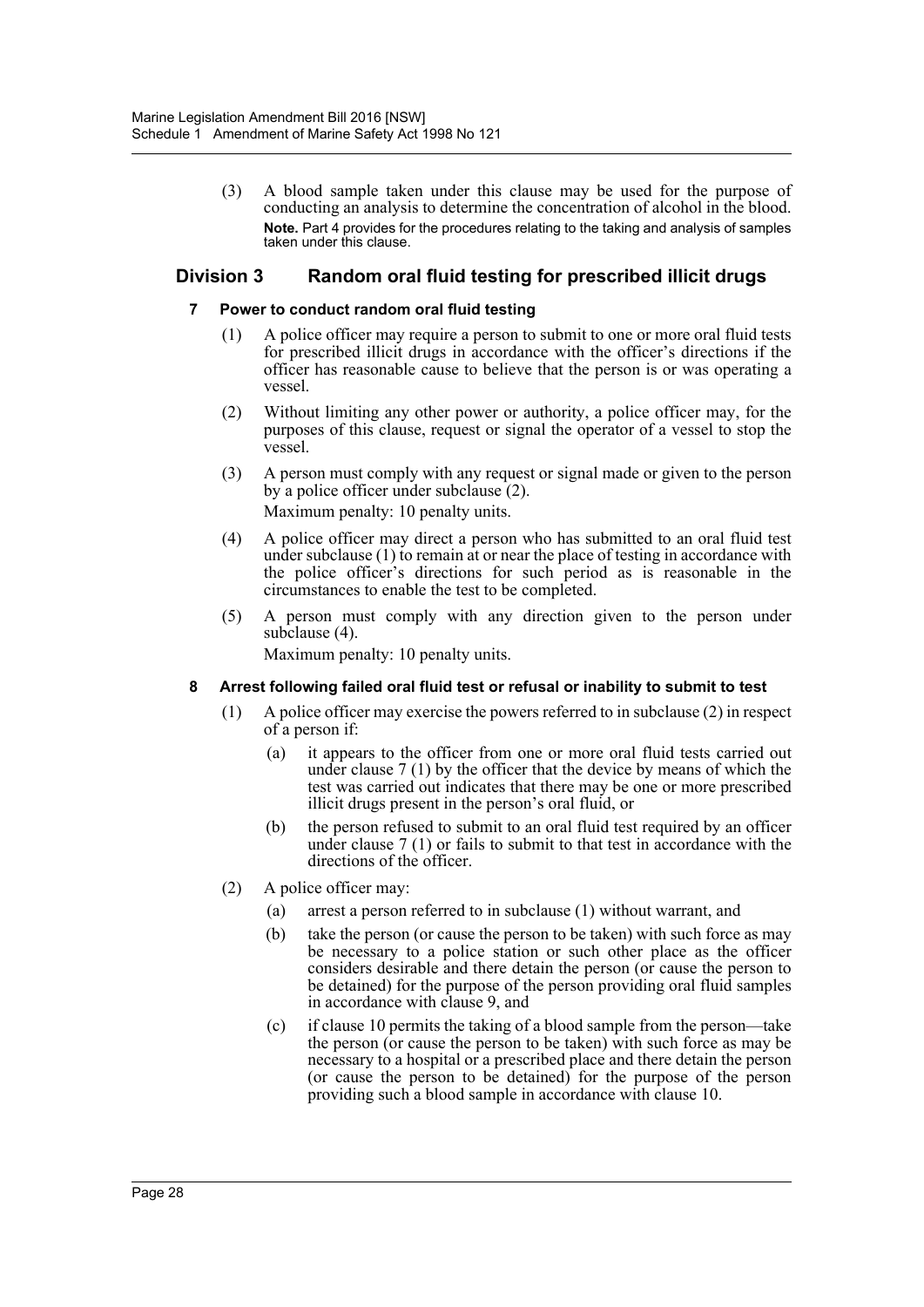(3) A blood sample taken under this clause may be used for the purpose of conducting an analysis to determine the concentration of alcohol in the blood.

**Note.** Part 4 provides for the procedures relating to the taking and analysis of samples taken under this clause.

## Division 3 Random oral fluid testing for prescribed illicit drugs

### 7 Power to conduct random oral fluid testing

(1) A police officer may require a person to submit to one or more oral fluid tests for prescribed illicit drugs in accordance with the officer's directions if the officer has reasonable cause to believe that the person is or was operating a vessel.

(2) Without limiting any other power or authority, a police officer may, for the purposes of this clause, request or signal the operator of a vessel to stop the vessel.

(3) A person must comply with any request or signal made or given to the person by a police officer under subclause (2).

Maximum penalty: 10 penalty units.

(4) A police officer may direct a person who has submitted to an oral fluid test under subclause (1) to remain at or near the place of testing in accordance with the police officer's directions for such period as is reasonable in the circumstances to enable the test to be completed.

(5) A person must comply with any direction given to the person under subclause (4).

Maximum penalty: 10 penalty units.

### 8 Arrest following failed oral fluid test or refusal or inability to submit to test

(1) A police officer may exercise the powers referred to in subclause (2) in respect of a person if:

(a) it appears to the officer from one or more oral fluid tests carried out under clause 7 (1) by the officer that the device by means of which the test was carried out indicates that there may be one or more prescribed illicit drugs present in the person's oral fluid, or

(b) the person refused to submit to an oral fluid test required by an officer under clause 7 (1) or fails to submit to that test in accordance with the directions of the officer.

(2) A police officer may:

(a) arrest a person referred to in subclause (1) without warrant, and

(b) take the person (or cause the person to be taken) with such force as may be necessary to a police station or such other place as the officer considers desirable and there detain the person (or cause the person to be detained) for the purpose of the person providing oral fluid samples in accordance with clause 9, and

(c) if clause 10 permits the taking of a blood sample from the person—take the person (or cause the person to be taken) with such force as may be necessary to a hospital or a prescribed place and there detain the person (or cause the person to be detained) for the purpose of the person providing such a blood sample in accordance with clause 10.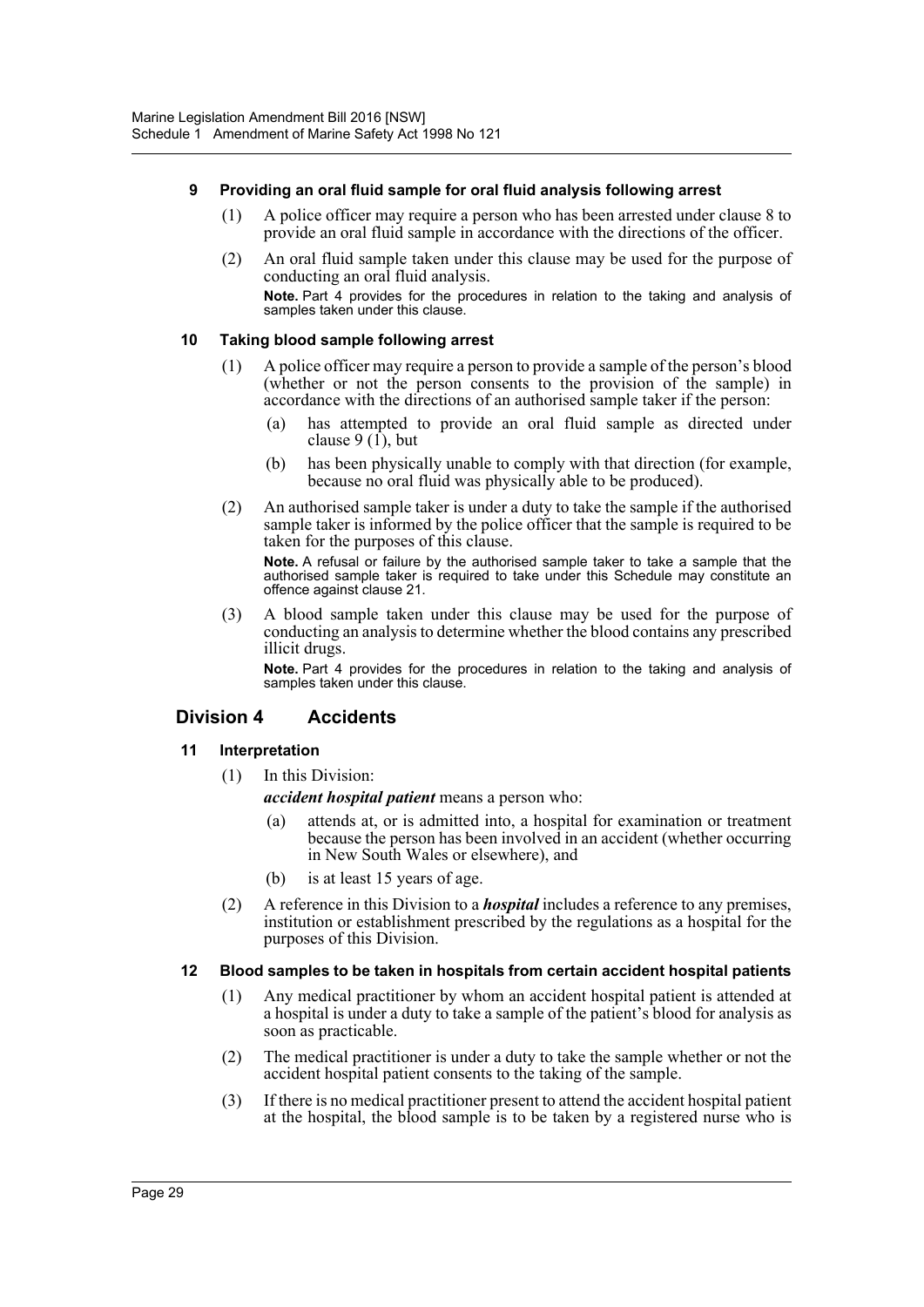#### 9 Providing an oral fluid sample for oral fluid analysis following arrest

(1) A police officer may require a person who has been arrested under clause 8 to provide an oral fluid sample in accordance with the directions of the officer.

(2) An oral fluid sample taken under this clause may be used for the purpose of conducting an oral fluid analysis.

**Note.** Part 4 provides for the procedures in relation to the taking and analysis of samples taken under this clause.

#### 10 Taking blood sample following arrest

(1) A police officer may require a person to provide a sample of the person's blood (whether or not the person consents to the provision of the sample) in accordance with the directions of an authorised sample taker if the person:

(a) has attempted to provide an oral fluid sample as directed under clause 9 (1), but

(b) has been physically unable to comply with that direction (for example, because no oral fluid was physically able to be produced).

(2) An authorised sample taker is under a duty to take the sample if the authorised sample taker is informed by the police officer that the sample is required to be taken for the purposes of this clause.

**Note.** A refusal or failure by the authorised sample taker to take a sample that the authorised sample taker is required to take under this Schedule may constitute an offence against clause 21.

(3) A blood sample taken under this clause may be used for the purpose of conducting an analysis to determine whether the blood contains any prescribed illicit drugs.

**Note.** Part 4 provides for the procedures in relation to the taking and analysis of samples taken under this clause.

### Division 4 Accidents

#### 11 Interpretation

(1) In this Division:

***accident hospital patient*** means a person who:

(a) attends at, or is admitted into, a hospital for examination or treatment because the person has been involved in an accident (whether occurring in New South Wales or elsewhere), and

(b) is at least 15 years of age.

(2) A reference in this Division to a ***hospital*** includes a reference to any premises, institution or establishment prescribed by the regulations as a hospital for the purposes of this Division.

#### 12 Blood samples to be taken in hospitals from certain accident hospital patients

(1) Any medical practitioner by whom an accident hospital patient is attended at a hospital is under a duty to take a sample of the patient's blood for analysis as soon as practicable.

(2) The medical practitioner is under a duty to take the sample whether or not the accident hospital patient consents to the taking of the sample.

(3) If there is no medical practitioner present to attend the accident hospital patient at the hospital, the blood sample is to be taken by a registered nurse who is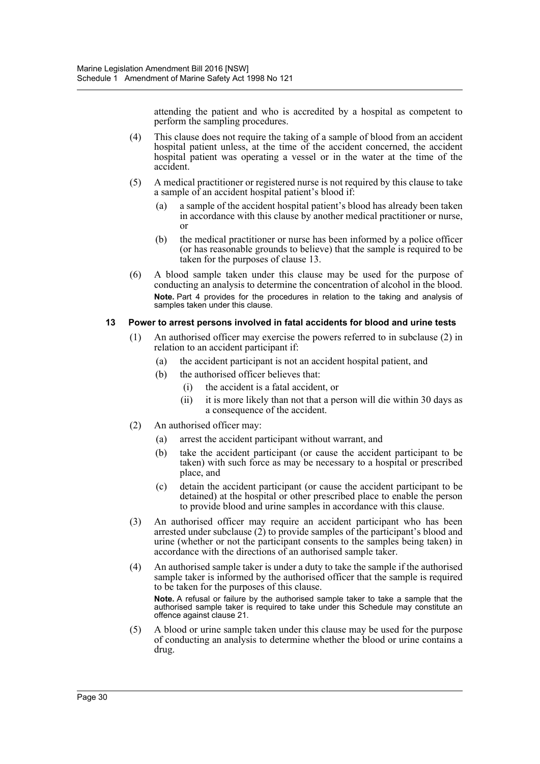attending the patient and who is accredited by a hospital as competent to perform the sampling procedures.

(4) This clause does not require the taking of a sample of blood from an accident hospital patient unless, at the time of the accident concerned, the accident hospital patient was operating a vessel or in the water at the time of the accident.

(5) A medical practitioner or registered nurse is not required by this clause to take a sample of an accident hospital patient's blood if:

(a) a sample of the accident hospital patient's blood has already been taken in accordance with this clause by another medical practitioner or nurse, or

(b) the medical practitioner or nurse has been informed by a police officer (or has reasonable grounds to believe) that the sample is required to be taken for the purposes of clause 13.

(6) A blood sample taken under this clause may be used for the purpose of conducting an analysis to determine the concentration of alcohol in the blood.

**Note.** Part 4 provides for the procedures in relation to the taking and analysis of samples taken under this clause.

#### 13 Power to arrest persons involved in fatal accidents for blood and urine tests

(1) An authorised officer may exercise the powers referred to in subclause (2) in relation to an accident participant if:

(a) the accident participant is not an accident hospital patient, and

(b) the authorised officer believes that:

(i) the accident is a fatal accident, or

(ii) it is more likely than not that a person will die within 30 days as a consequence of the accident.

(2) An authorised officer may:

(a) arrest the accident participant without warrant, and

(b) take the accident participant (or cause the accident participant to be taken) with such force as may be necessary to a hospital or prescribed place, and

(c) detain the accident participant (or cause the accident participant to be detained) at the hospital or other prescribed place to enable the person to provide blood and urine samples in accordance with this clause.

(3) An authorised officer may require an accident participant who has been arrested under subclause (2) to provide samples of the participant's blood and urine (whether or not the participant consents to the samples being taken) in accordance with the directions of an authorised sample taker.

(4) An authorised sample taker is under a duty to take the sample if the authorised sample taker is informed by the authorised officer that the sample is required to be taken for the purposes of this clause.

**Note.** A refusal or failure by the authorised sample taker to take a sample that the authorised sample taker is required to take under this Schedule may constitute an offence against clause 21.

(5) A blood or urine sample taken under this clause may be used for the purpose of conducting an analysis to determine whether the blood or urine contains a drug.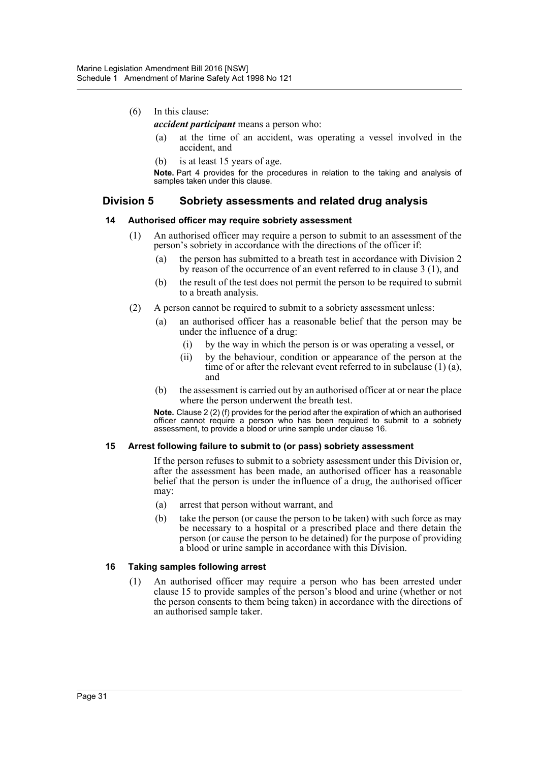(6) In this clause:

***accident participant*** means a person who:

(a) at the time of an accident, was operating a vessel involved in the accident, and

(b) is at least 15 years of age.

**Note.** Part 4 provides for the procedures in relation to the taking and analysis of samples taken under this clause.

## Division 5 Sobriety assessments and related drug analysis

### 14 Authorised officer may require sobriety assessment

(1) An authorised officer may require a person to submit to an assessment of the person's sobriety in accordance with the directions of the officer if:

(a) the person has submitted to a breath test in accordance with Division 2 by reason of the occurrence of an event referred to in clause 3 (1), and

(b) the result of the test does not permit the person to be required to submit to a breath analysis.

(2) A person cannot be required to submit to a sobriety assessment unless:

(a) an authorised officer has a reasonable belief that the person may be under the influence of a drug:

(i) by the way in which the person is or was operating a vessel, or

(ii) by the behaviour, condition or appearance of the person at the time of or after the relevant event referred to in subclause (1) (a), and

(b) the assessment is carried out by an authorised officer at or near the place where the person underwent the breath test.

**Note.** Clause 2 (2) (f) provides for the period after the expiration of which an authorised officer cannot require a person who has been required to submit to a sobriety assessment, to provide a blood or urine sample under clause 16.

### 15 Arrest following failure to submit to (or pass) sobriety assessment

If the person refuses to submit to a sobriety assessment under this Division or, after the assessment has been made, an authorised officer has a reasonable belief that the person is under the influence of a drug, the authorised officer may:

(a) arrest that person without warrant, and

(b) take the person (or cause the person to be taken) with such force as may be necessary to a hospital or a prescribed place and there detain the person (or cause the person to be detained) for the purpose of providing a blood or urine sample in accordance with this Division.

### 16 Taking samples following arrest

(1) An authorised officer may require a person who has been arrested under clause 15 to provide samples of the person's blood and urine (whether or not the person consents to them being taken) in accordance with the directions of an authorised sample taker.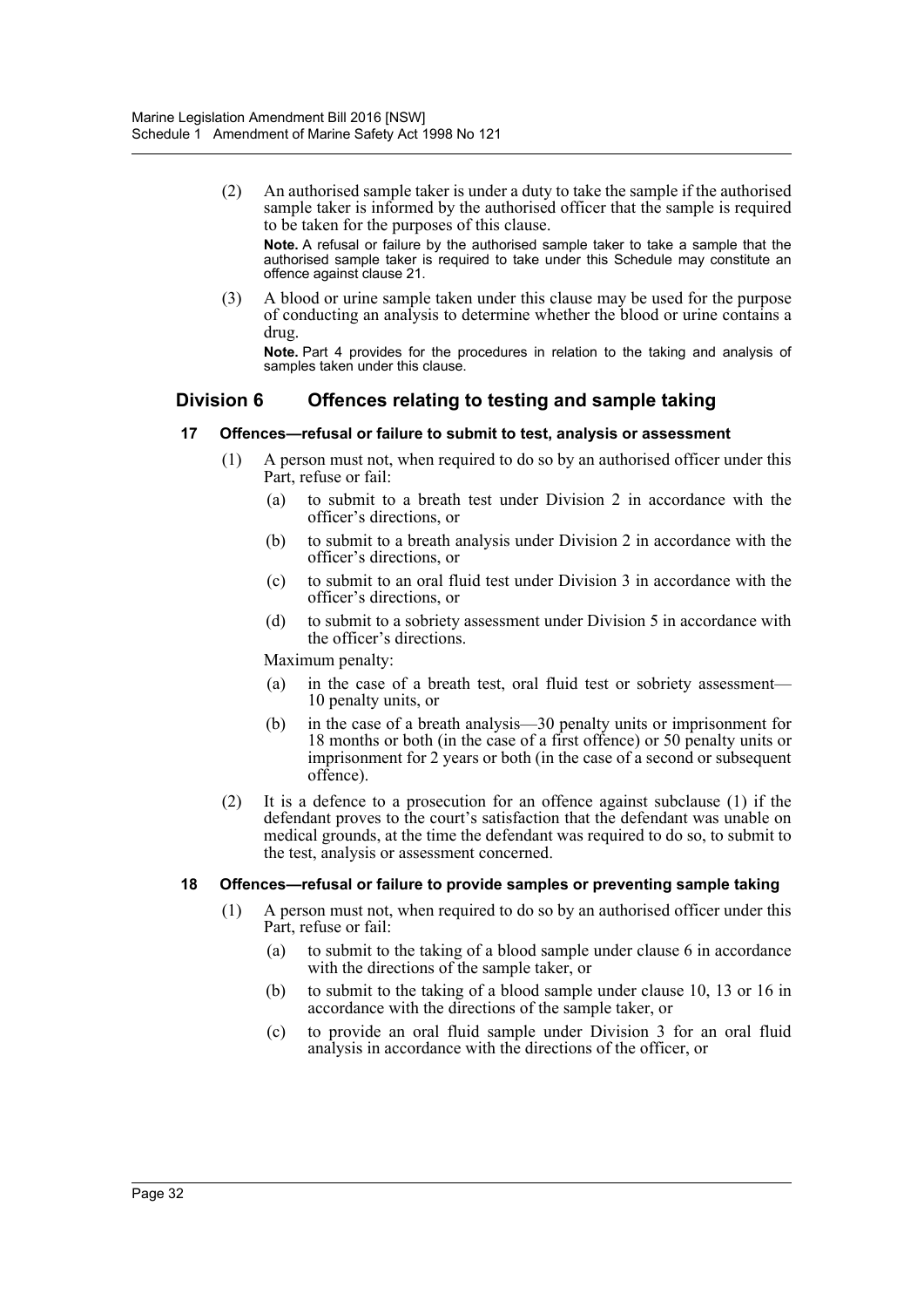(2) An authorised sample taker is under a duty to take the sample if the authorised sample taker is informed by the authorised officer that the sample is required to be taken for the purposes of this clause.

**Note.** A refusal or failure by the authorised sample taker to take a sample that the authorised sample taker is required to take under this Schedule may constitute an offence against clause 21.

(3) A blood or urine sample taken under this clause may be used for the purpose of conducting an analysis to determine whether the blood or urine contains a drug.

**Note.** Part 4 provides for the procedures in relation to the taking and analysis of samples taken under this clause.

## Division 6 Offences relating to testing and sample taking

### 17 Offences—refusal or failure to submit to test, analysis or assessment

(1) A person must not, when required to do so by an authorised officer under this Part, refuse or fail:

(a) to submit to a breath test under Division 2 in accordance with the officer's directions, or

(b) to submit to a breath analysis under Division 2 in accordance with the officer's directions, or

(c) to submit to an oral fluid test under Division 3 in accordance with the officer's directions, or

(d) to submit to a sobriety assessment under Division 5 in accordance with the officer's directions.

Maximum penalty:

(a) in the case of a breath test, oral fluid test or sobriety assessment—10 penalty units, or

(b) in the case of a breath analysis—30 penalty units or imprisonment for 18 months or both (in the case of a first offence) or 50 penalty units or imprisonment for 2 years or both (in the case of a second or subsequent offence).

(2) It is a defence to a prosecution for an offence against subclause (1) if the defendant proves to the court's satisfaction that the defendant was unable on medical grounds, at the time the defendant was required to do so, to submit to the test, analysis or assessment concerned.

### 18 Offences—refusal or failure to provide samples or preventing sample taking

(1) A person must not, when required to do so by an authorised officer under this Part, refuse or fail:

(a) to submit to the taking of a blood sample under clause 6 in accordance with the directions of the sample taker, or

(b) to submit to the taking of a blood sample under clause 10, 13 or 16 in accordance with the directions of the sample taker, or

(c) to provide an oral fluid sample under Division 3 for an oral fluid analysis in accordance with the directions of the officer, or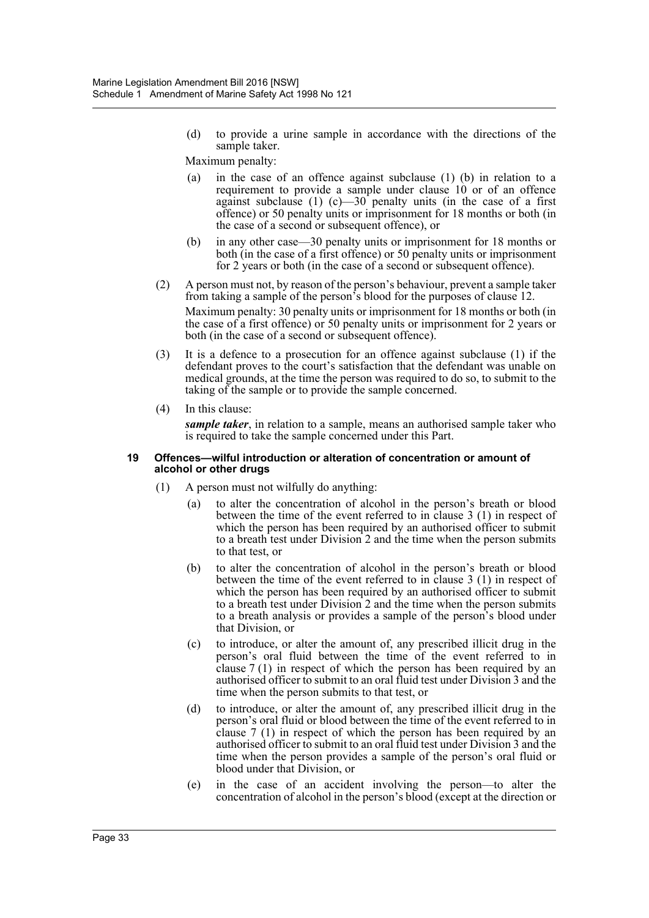(d) to provide a urine sample in accordance with the directions of the sample taker.

Maximum penalty:

(a) in the case of an offence against subclause (1) (b) in relation to a requirement to provide a sample under clause 10 or of an offence against subclause (1) (c)—30 penalty units (in the case of a first offence) or 50 penalty units or imprisonment for 18 months or both (in the case of a second or subsequent offence), or

(b) in any other case—30 penalty units or imprisonment for 18 months or both (in the case of a first offence) or 50 penalty units or imprisonment for 2 years or both (in the case of a second or subsequent offence).

(2) A person must not, by reason of the person's behaviour, prevent a sample taker from taking a sample of the person's blood for the purposes of clause 12.

Maximum penalty: 30 penalty units or imprisonment for 18 months or both (in the case of a first offence) or 50 penalty units or imprisonment for 2 years or both (in the case of a second or subsequent offence).

(3) It is a defence to a prosecution for an offence against subclause (1) if the defendant proves to the court's satisfaction that the defendant was unable on medical grounds, at the time the person was required to do so, to submit to the taking of the sample or to provide the sample concerned.

(4) In this clause:

***sample taker***, in relation to a sample, means an authorised sample taker who is required to take the sample concerned under this Part.

**19 Offences—wilful introduction or alteration of concentration or amount of alcohol or other drugs**

(1) A person must not wilfully do anything:

(a) to alter the concentration of alcohol in the person's breath or blood between the time of the event referred to in clause 3 (1) in respect of which the person has been required by an authorised officer to submit to a breath test under Division 2 and the time when the person submits to that test, or

(b) to alter the concentration of alcohol in the person's breath or blood between the time of the event referred to in clause 3 (1) in respect of which the person has been required by an authorised officer to submit to a breath test under Division 2 and the time when the person submits to a breath analysis or provides a sample of the person's blood under that Division, or

(c) to introduce, or alter the amount of, any prescribed illicit drug in the person's oral fluid between the time of the event referred to in clause 7 (1) in respect of which the person has been required by an authorised officer to submit to an oral fluid test under Division 3 and the time when the person submits to that test, or

(d) to introduce, or alter the amount of, any prescribed illicit drug in the person's oral fluid or blood between the time of the event referred to in clause 7 (1) in respect of which the person has been required by an authorised officer to submit to an oral fluid test under Division 3 and the time when the person provides a sample of the person's oral fluid or blood under that Division, or

(e) in the case of an accident involving the person—to alter the concentration of alcohol in the person's blood (except at the direction or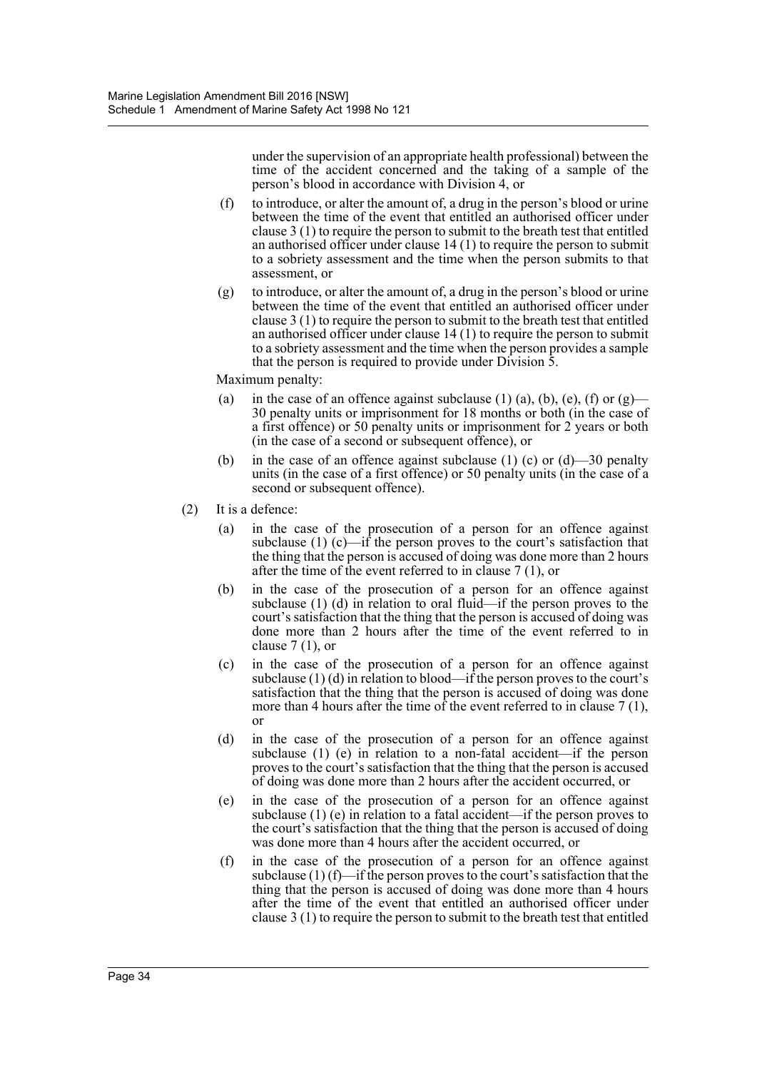under the supervision of an appropriate health professional) between the time of the accident concerned and the taking of a sample of the person's blood in accordance with Division 4, or

(f) to introduce, or alter the amount of, a drug in the person's blood or urine between the time of the event that entitled an authorised officer under clause 3 (1) to require the person to submit to the breath test that entitled an authorised officer under clause 14 (1) to require the person to submit to a sobriety assessment and the time when the person submits to that assessment, or

(g) to introduce, or alter the amount of, a drug in the person's blood or urine between the time of the event that entitled an authorised officer under clause 3 (1) to require the person to submit to the breath test that entitled an authorised officer under clause 14 (1) to require the person to submit to a sobriety assessment and the time when the person provides a sample that the person is required to provide under Division 5.

Maximum penalty:

(a) in the case of an offence against subclause (1) (a), (b), (e), (f) or (g)—30 penalty units or imprisonment for 18 months or both (in the case of a first offence) or 50 penalty units or imprisonment for 2 years or both (in the case of a second or subsequent offence), or

(b) in the case of an offence against subclause (1) (c) or (d)—30 penalty units (in the case of a first offence) or 50 penalty units (in the case of a second or subsequent offence).

(2) It is a defence:

(a) in the case of the prosecution of a person for an offence against subclause (1) (c)—if the person proves to the court's satisfaction that the thing that the person is accused of doing was done more than 2 hours after the time of the event referred to in clause 7 (1), or

(b) in the case of the prosecution of a person for an offence against subclause (1) (d) in relation to oral fluid—if the person proves to the court's satisfaction that the thing that the person is accused of doing was done more than 2 hours after the time of the event referred to in clause 7 (1), or

(c) in the case of the prosecution of a person for an offence against subclause (1) (d) in relation to blood—if the person proves to the court's satisfaction that the thing that the person is accused of doing was done more than 4 hours after the time of the event referred to in clause 7 (1), or

(d) in the case of the prosecution of a person for an offence against subclause (1) (e) in relation to a non-fatal accident—if the person proves to the court's satisfaction that the thing that the person is accused of doing was done more than 2 hours after the accident occurred, or

(e) in the case of the prosecution of a person for an offence against subclause (1) (e) in relation to a fatal accident—if the person proves to the court's satisfaction that the thing that the person is accused of doing was done more than 4 hours after the accident occurred, or

(f) in the case of the prosecution of a person for an offence against subclause (1) (f)—if the person proves to the court's satisfaction that the thing that the person is accused of doing was done more than 4 hours after the time of the event that entitled an authorised officer under clause 3 (1) to require the person to submit to the breath test that entitled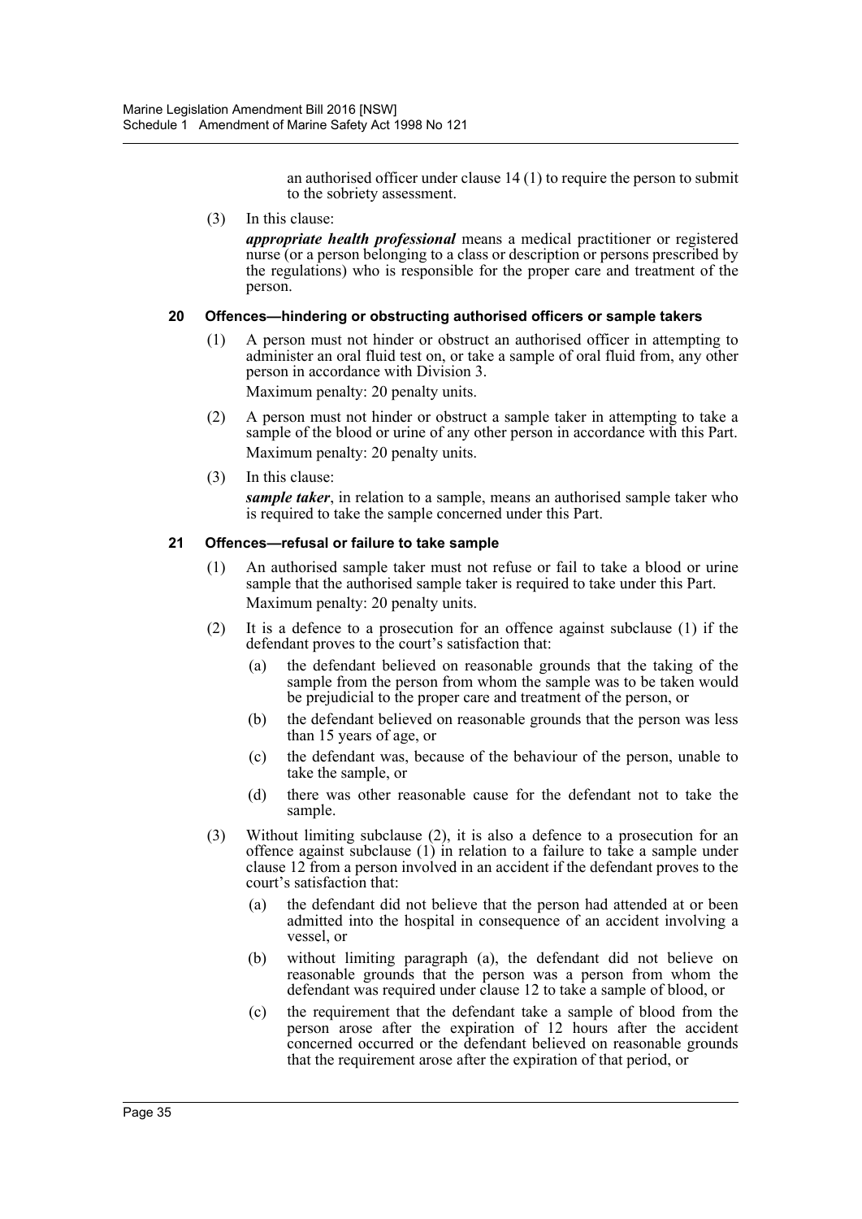an authorised officer under clause 14 (1) to require the person to submit to the sobriety assessment.

(3) In this clause:

***appropriate health professional*** means a medical practitioner or registered nurse (or a person belonging to a class or description or persons prescribed by the regulations) who is responsible for the proper care and treatment of the person.

#### 20 Offences—hindering or obstructing authorised officers or sample takers

(1) A person must not hinder or obstruct an authorised officer in attempting to administer an oral fluid test on, or take a sample of oral fluid from, any other person in accordance with Division 3.

Maximum penalty: 20 penalty units.

(2) A person must not hinder or obstruct a sample taker in attempting to take a sample of the blood or urine of any other person in accordance with this Part.

Maximum penalty: 20 penalty units.

(3) In this clause:

***sample taker***, in relation to a sample, means an authorised sample taker who is required to take the sample concerned under this Part.

#### 21 Offences—refusal or failure to take sample

(1) An authorised sample taker must not refuse or fail to take a blood or urine sample that the authorised sample taker is required to take under this Part.

Maximum penalty: 20 penalty units.

(2) It is a defence to a prosecution for an offence against subclause (1) if the defendant proves to the court's satisfaction that:

(a) the defendant believed on reasonable grounds that the taking of the sample from the person from whom the sample was to be taken would be prejudicial to the proper care and treatment of the person, or

(b) the defendant believed on reasonable grounds that the person was less than 15 years of age, or

(c) the defendant was, because of the behaviour of the person, unable to take the sample, or

(d) there was other reasonable cause for the defendant not to take the sample.

(3) Without limiting subclause (2), it is also a defence to a prosecution for an offence against subclause (1) in relation to a failure to take a sample under clause 12 from a person involved in an accident if the defendant proves to the court's satisfaction that:

(a) the defendant did not believe that the person had attended at or been admitted into the hospital in consequence of an accident involving a vessel, or

(b) without limiting paragraph (a), the defendant did not believe on reasonable grounds that the person was a person from whom the defendant was required under clause 12 to take a sample of blood, or

(c) the requirement that the defendant take a sample of blood from the person arose after the expiration of 12 hours after the accident concerned occurred or the defendant believed on reasonable grounds that the requirement arose after the expiration of that period, or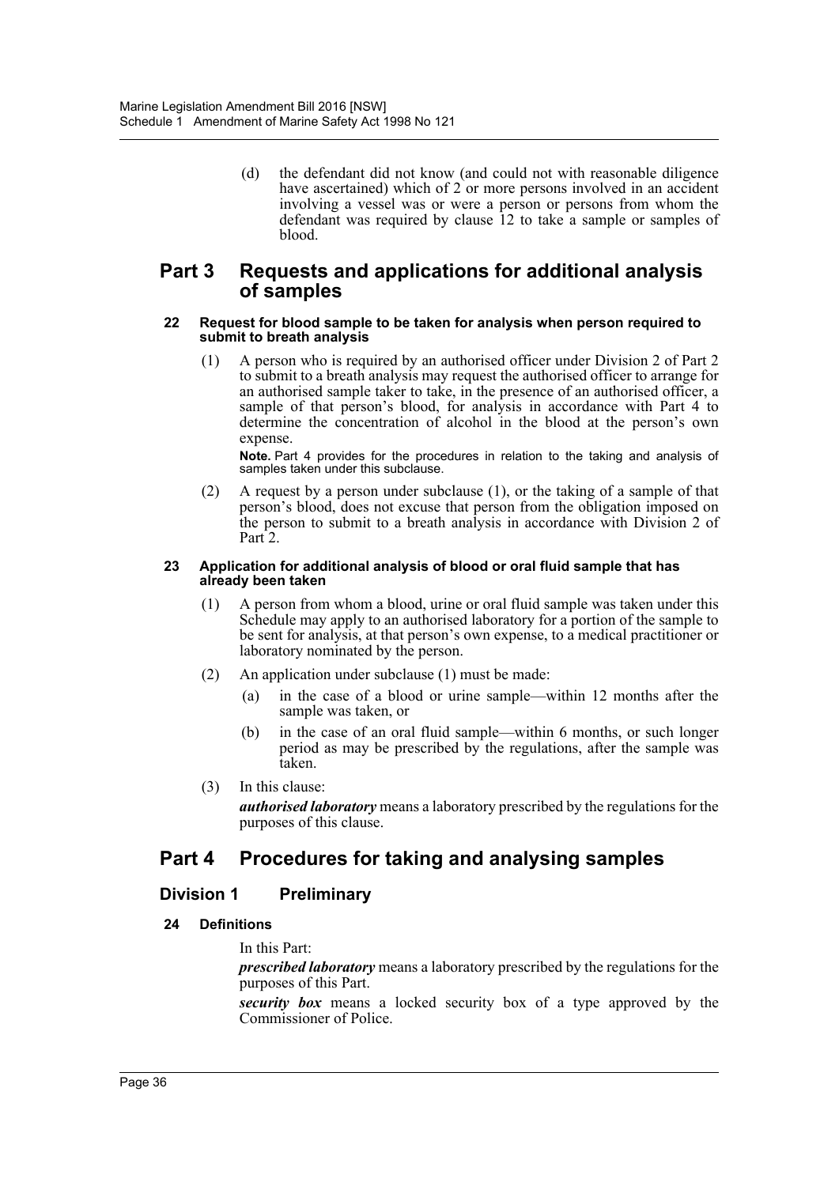(d) the defendant did not know (and could not with reasonable diligence have ascertained) which of 2 or more persons involved in an accident involving a vessel was or were a person or persons from whom the defendant was required by clause 12 to take a sample or samples of blood.

## Part 3 Requests and applications for additional analysis of samples

#### 22 Request for blood sample to be taken for analysis when person required to submit to breath analysis

(1) A person who is required by an authorised officer under Division 2 of Part 2 to submit to a breath analysis may request the authorised officer to arrange for an authorised sample taker to take, in the presence of an authorised officer, a sample of that person's blood, for analysis in accordance with Part 4 to determine the concentration of alcohol in the blood at the person's own expense.

**Note.** Part 4 provides for the procedures in relation to the taking and analysis of samples taken under this subclause.

(2) A request by a person under subclause (1), or the taking of a sample of that person's blood, does not excuse that person from the obligation imposed on the person to submit to a breath analysis in accordance with Division 2 of Part 2.

#### 23 Application for additional analysis of blood or oral fluid sample that has already been taken

(1) A person from whom a blood, urine or oral fluid sample was taken under this Schedule may apply to an authorised laboratory for a portion of the sample to be sent for analysis, at that person's own expense, to a medical practitioner or laboratory nominated by the person.

(2) An application under subclause (1) must be made:

(a) in the case of a blood or urine sample—within 12 months after the sample was taken, or

(b) in the case of an oral fluid sample—within 6 months, or such longer period as may be prescribed by the regulations, after the sample was taken.

(3) In this clause:

***authorised laboratory*** means a laboratory prescribed by the regulations for the purposes of this clause.

## Part 4 Procedures for taking and analysing samples

### Division 1 Preliminary

#### 24 Definitions

In this Part:

***prescribed laboratory*** means a laboratory prescribed by the regulations for the purposes of this Part.

***security box*** means a locked security box of a type approved by the Commissioner of Police.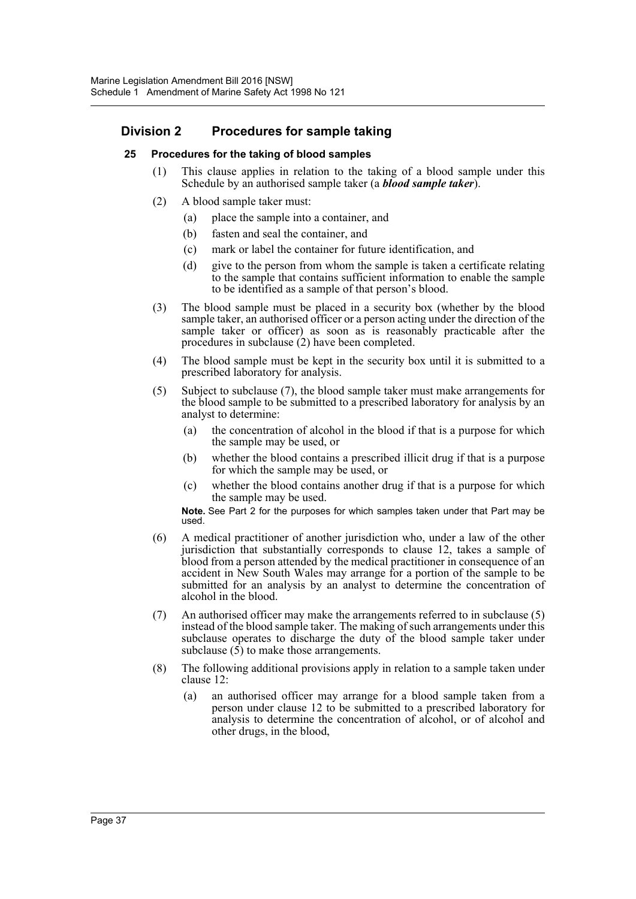## Division 2 Procedures for sample taking

### 25 Procedures for the taking of blood samples

(1) This clause applies in relation to the taking of a blood sample under this Schedule by an authorised sample taker (a ***blood sample taker***).

(2) A blood sample taker must:

(a) place the sample into a container, and

(b) fasten and seal the container, and

(c) mark or label the container for future identification, and

(d) give to the person from whom the sample is taken a certificate relating to the sample that contains sufficient information to enable the sample to be identified as a sample of that person's blood.

(3) The blood sample must be placed in a security box (whether by the blood sample taker, an authorised officer or a person acting under the direction of the sample taker or officer) as soon as is reasonably practicable after the procedures in subclause (2) have been completed.

(4) The blood sample must be kept in the security box until it is submitted to a prescribed laboratory for analysis.

(5) Subject to subclause (7), the blood sample taker must make arrangements for the blood sample to be submitted to a prescribed laboratory for analysis by an analyst to determine:

(a) the concentration of alcohol in the blood if that is a purpose for which the sample may be used, or

(b) whether the blood contains a prescribed illicit drug if that is a purpose for which the sample may be used, or

(c) whether the blood contains another drug if that is a purpose for which the sample may be used.

**Note.** See Part 2 for the purposes for which samples taken under that Part may be used.

(6) A medical practitioner of another jurisdiction who, under a law of the other jurisdiction that substantially corresponds to clause 12, takes a sample of blood from a person attended by the medical practitioner in consequence of an accident in New South Wales may arrange for a portion of the sample to be submitted for an analysis by an analyst to determine the concentration of alcohol in the blood.

(7) An authorised officer may make the arrangements referred to in subclause (5) instead of the blood sample taker. The making of such arrangements under this subclause operates to discharge the duty of the blood sample taker under subclause (5) to make those arrangements.

(8) The following additional provisions apply in relation to a sample taken under clause 12:

(a) an authorised officer may arrange for a blood sample taken from a person under clause 12 to be submitted to a prescribed laboratory for analysis to determine the concentration of alcohol, or of alcohol and other drugs, in the blood,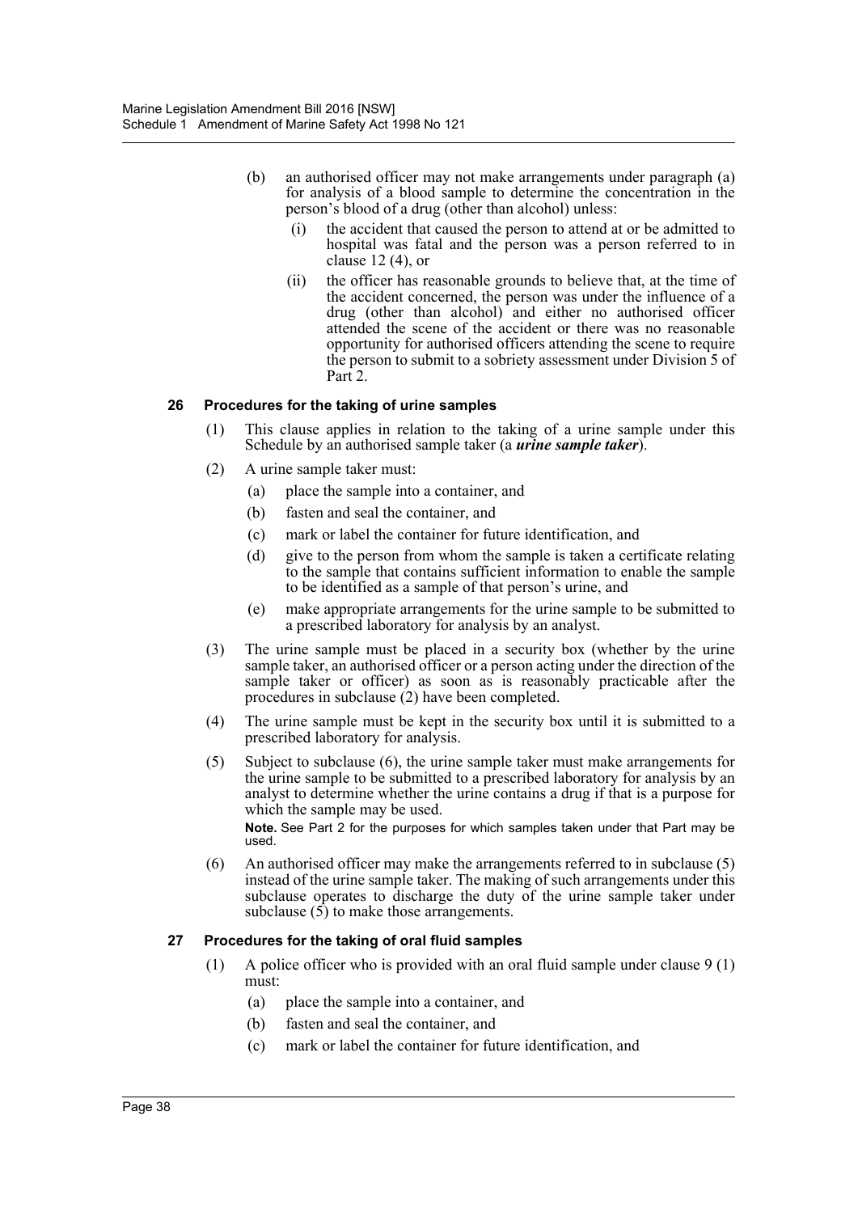(b) an authorised officer may not make arrangements under paragraph (a) for analysis of a blood sample to determine the concentration in the person's blood of a drug (other than alcohol) unless:

  (i) the accident that caused the person to attend at or be admitted to hospital was fatal and the person was a person referred to in clause 12 (4), or

  (ii) the officer has reasonable grounds to believe that, at the time of the accident concerned, the person was under the influence of a drug (other than alcohol) and either no authorised officer attended the scene of the accident or there was no reasonable opportunity for authorised officers attending the scene to require the person to submit to a sobriety assessment under Division 5 of Part 2.

### 26 Procedures for the taking of urine samples

(1) This clause applies in relation to the taking of a urine sample under this Schedule by an authorised sample taker (a ***urine sample taker***).

(2) A urine sample taker must:

  (a) place the sample into a container, and

  (b) fasten and seal the container, and

  (c) mark or label the container for future identification, and

  (d) give to the person from whom the sample is taken a certificate relating to the sample that contains sufficient information to enable the sample to be identified as a sample of that person's urine, and

  (e) make appropriate arrangements for the urine sample to be submitted to a prescribed laboratory for analysis by an analyst.

(3) The urine sample must be placed in a security box (whether by the urine sample taker, an authorised officer or a person acting under the direction of the sample taker or officer) as soon as is reasonably practicable after the procedures in subclause (2) have been completed.

(4) The urine sample must be kept in the security box until it is submitted to a prescribed laboratory for analysis.

(5) Subject to subclause (6), the urine sample taker must make arrangements for the urine sample to be submitted to a prescribed laboratory for analysis by an analyst to determine whether the urine contains a drug if that is a purpose for which the sample may be used.

**Note.** See Part 2 for the purposes for which samples taken under that Part may be used.

(6) An authorised officer may make the arrangements referred to in subclause (5) instead of the urine sample taker. The making of such arrangements under this subclause operates to discharge the duty of the urine sample taker under subclause (5) to make those arrangements.

### 27 Procedures for the taking of oral fluid samples

(1) A police officer who is provided with an oral fluid sample under clause 9 (1) must:

  (a) place the sample into a container, and

  (b) fasten and seal the container, and

  (c) mark or label the container for future identification, and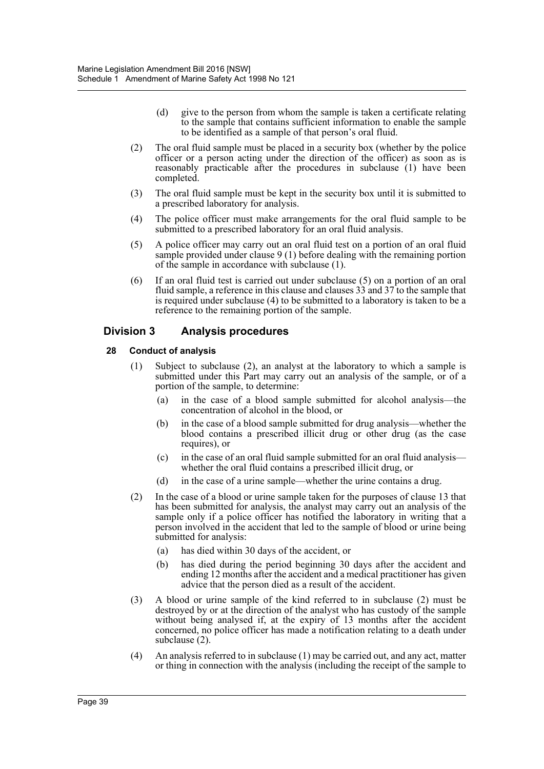(d) give to the person from whom the sample is taken a certificate relating to the sample that contains sufficient information to enable the sample to be identified as a sample of that person's oral fluid.

(2) The oral fluid sample must be placed in a security box (whether by the police officer or a person acting under the direction of the officer) as soon as is reasonably practicable after the procedures in subclause (1) have been completed.

(3) The oral fluid sample must be kept in the security box until it is submitted to a prescribed laboratory for analysis.

(4) The police officer must make arrangements for the oral fluid sample to be submitted to a prescribed laboratory for an oral fluid analysis.

(5) A police officer may carry out an oral fluid test on a portion of an oral fluid sample provided under clause 9 (1) before dealing with the remaining portion of the sample in accordance with subclause (1).

(6) If an oral fluid test is carried out under subclause (5) on a portion of an oral fluid sample, a reference in this clause and clauses 33 and 37 to the sample that is required under subclause (4) to be submitted to a laboratory is taken to be a reference to the remaining portion of the sample.

## Division 3 Analysis procedures

### 28 Conduct of analysis

(1) Subject to subclause (2), an analyst at the laboratory to which a sample is submitted under this Part may carry out an analysis of the sample, or of a portion of the sample, to determine:

(a) in the case of a blood sample submitted for alcohol analysis—the concentration of alcohol in the blood, or

(b) in the case of a blood sample submitted for drug analysis—whether the blood contains a prescribed illicit drug or other drug (as the case requires), or

(c) in the case of an oral fluid sample submitted for an oral fluid analysis—whether the oral fluid contains a prescribed illicit drug, or

(d) in the case of a urine sample—whether the urine contains a drug.

(2) In the case of a blood or urine sample taken for the purposes of clause 13 that has been submitted for analysis, the analyst may carry out an analysis of the sample only if a police officer has notified the laboratory in writing that a person involved in the accident that led to the sample of blood or urine being submitted for analysis:

(a) has died within 30 days of the accident, or

(b) has died during the period beginning 30 days after the accident and ending 12 months after the accident and a medical practitioner has given advice that the person died as a result of the accident.

(3) A blood or urine sample of the kind referred to in subclause (2) must be destroyed by or at the direction of the analyst who has custody of the sample without being analysed if, at the expiry of 13 months after the accident concerned, no police officer has made a notification relating to a death under subclause (2).

(4) An analysis referred to in subclause (1) may be carried out, and any act, matter or thing in connection with the analysis (including the receipt of the sample to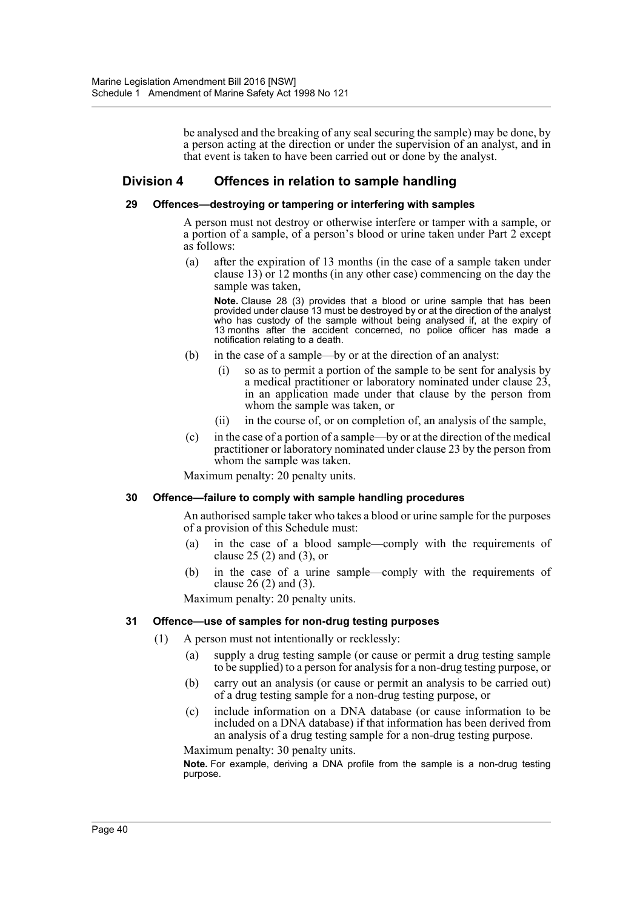be analysed and the breaking of any seal securing the sample) may be done, by a person acting at the direction or under the supervision of an analyst, and in that event is taken to have been carried out or done by the analyst.

## Division 4 Offences in relation to sample handling

### 29 Offences—destroying or tampering or interfering with samples

A person must not destroy or otherwise interfere or tamper with a sample, or a portion of a sample, of a person's blood or urine taken under Part 2 except as follows:

(a) after the expiration of 13 months (in the case of a sample taken under clause 13) or 12 months (in any other case) commencing on the day the sample was taken,

**Note.** Clause 28 (3) provides that a blood or urine sample that has been provided under clause 13 must be destroyed by or at the direction of the analyst who has custody of the sample without being analysed if, at the expiry of 13 months after the accident concerned, no police officer has made a notification relating to a death.

(b) in the case of a sample—by or at the direction of an analyst:

(i) so as to permit a portion of the sample to be sent for analysis by a medical practitioner or laboratory nominated under clause 23, in an application made under that clause by the person from whom the sample was taken, or

(ii) in the course of, or on completion of, an analysis of the sample,

(c) in the case of a portion of a sample—by or at the direction of the medical practitioner or laboratory nominated under clause 23 by the person from whom the sample was taken.

Maximum penalty: 20 penalty units.

### 30 Offence—failure to comply with sample handling procedures

An authorised sample taker who takes a blood or urine sample for the purposes of a provision of this Schedule must:

(a) in the case of a blood sample—comply with the requirements of clause 25 (2) and (3), or

(b) in the case of a urine sample—comply with the requirements of clause 26 (2) and (3).

Maximum penalty: 20 penalty units.

### 31 Offence—use of samples for non-drug testing purposes

(1) A person must not intentionally or recklessly:

(a) supply a drug testing sample (or cause or permit a drug testing sample to be supplied) to a person for analysis for a non-drug testing purpose, or

(b) carry out an analysis (or cause or permit an analysis to be carried out) of a drug testing sample for a non-drug testing purpose, or

(c) include information on a DNA database (or cause information to be included on a DNA database) if that information has been derived from an analysis of a drug testing sample for a non-drug testing purpose.

Maximum penalty: 30 penalty units.

**Note.** For example, deriving a DNA profile from the sample is a non-drug testing purpose.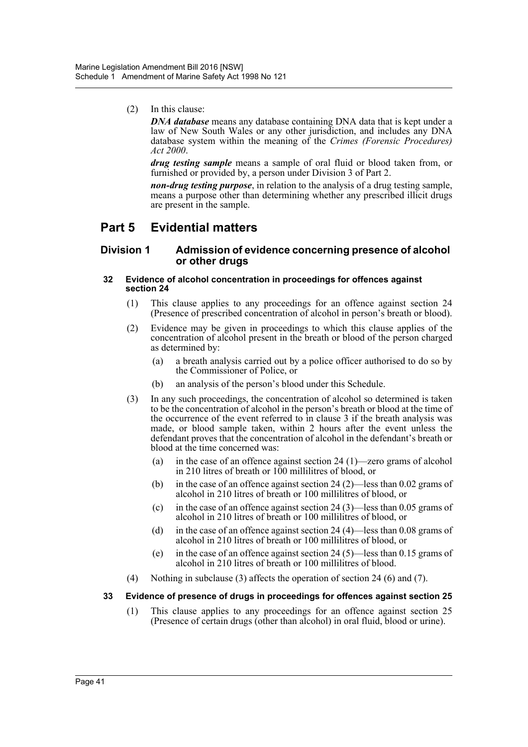(2) In this clause:

***DNA database*** means any database containing DNA data that is kept under a law of New South Wales or any other jurisdiction, and includes any DNA database system within the meaning of the *Crimes (Forensic Procedures) Act 2000*.

***drug testing sample*** means a sample of oral fluid or blood taken from, or furnished or provided by, a person under Division 3 of Part 2.

***non-drug testing purpose***, in relation to the analysis of a drug testing sample, means a purpose other than determining whether any prescribed illicit drugs are present in the sample.

# Part 5 Evidential matters

## Division 1 Admission of evidence concerning presence of alcohol or other drugs

### 32 Evidence of alcohol concentration in proceedings for offences against section 24

(1) This clause applies to any proceedings for an offence against section 24 (Presence of prescribed concentration of alcohol in person's breath or blood).

(2) Evidence may be given in proceedings to which this clause applies of the concentration of alcohol present in the breath or blood of the person charged as determined by:

- (a) a breath analysis carried out by a police officer authorised to do so by the Commissioner of Police, or
- (b) an analysis of the person's blood under this Schedule.

(3) In any such proceedings, the concentration of alcohol so determined is taken to be the concentration of alcohol in the person's breath or blood at the time of the occurrence of the event referred to in clause 3 if the breath analysis was made, or blood sample taken, within 2 hours after the event unless the defendant proves that the concentration of alcohol in the defendant's breath or blood at the time concerned was:

- (a) in the case of an offence against section 24 (1)—zero grams of alcohol in 210 litres of breath or 100 millilitres of blood, or
- (b) in the case of an offence against section 24 (2)—less than 0.02 grams of alcohol in 210 litres of breath or 100 millilitres of blood, or
- (c) in the case of an offence against section 24 (3)—less than 0.05 grams of alcohol in 210 litres of breath or 100 millilitres of blood, or
- (d) in the case of an offence against section 24 (4)—less than 0.08 grams of alcohol in 210 litres of breath or 100 millilitres of blood, or
- (e) in the case of an offence against section 24 (5)—less than 0.15 grams of alcohol in 210 litres of breath or 100 millilitres of blood.

(4) Nothing in subclause (3) affects the operation of section 24 (6) and (7).

### 33 Evidence of presence of drugs in proceedings for offences against section 25

(1) This clause applies to any proceedings for an offence against section 25 (Presence of certain drugs (other than alcohol) in oral fluid, blood or urine).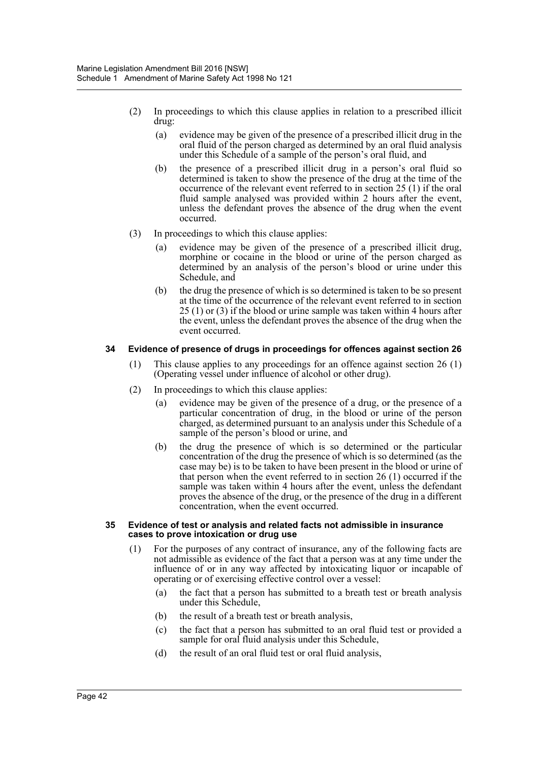(2) In proceedings to which this clause applies in relation to a prescribed illicit drug:

(a) evidence may be given of the presence of a prescribed illicit drug in the oral fluid of the person charged as determined by an oral fluid analysis under this Schedule of a sample of the person's oral fluid, and

(b) the presence of a prescribed illicit drug in a person's oral fluid so determined is taken to show the presence of the drug at the time of the occurrence of the relevant event referred to in section 25 (1) if the oral fluid sample analysed was provided within 2 hours after the event, unless the defendant proves the absence of the drug when the event occurred.

(3) In proceedings to which this clause applies:

(a) evidence may be given of the presence of a prescribed illicit drug, morphine or cocaine in the blood or urine of the person charged as determined by an analysis of the person's blood or urine under this Schedule, and

(b) the drug the presence of which is so determined is taken to be so present at the time of the occurrence of the relevant event referred to in section 25 (1) or (3) if the blood or urine sample was taken within 4 hours after the event, unless the defendant proves the absence of the drug when the event occurred.

#### 34 Evidence of presence of drugs in proceedings for offences against section 26

(1) This clause applies to any proceedings for an offence against section 26 (1) (Operating vessel under influence of alcohol or other drug).

(2) In proceedings to which this clause applies:

(a) evidence may be given of the presence of a drug, or the presence of a particular concentration of drug, in the blood or urine of the person charged, as determined pursuant to an analysis under this Schedule of a sample of the person's blood or urine, and

(b) the drug the presence of which is so determined or the particular concentration of the drug the presence of which is so determined (as the case may be) is to be taken to have been present in the blood or urine of that person when the event referred to in section 26 (1) occurred if the sample was taken within 4 hours after the event, unless the defendant proves the absence of the drug, or the presence of the drug in a different concentration, when the event occurred.

#### 35 Evidence of test or analysis and related facts not admissible in insurance cases to prove intoxication or drug use

(1) For the purposes of any contract of insurance, any of the following facts are not admissible as evidence of the fact that a person was at any time under the influence of or in any way affected by intoxicating liquor or incapable of operating or of exercising effective control over a vessel:

(a) the fact that a person has submitted to a breath test or breath analysis under this Schedule,

(b) the result of a breath test or breath analysis,

(c) the fact that a person has submitted to an oral fluid test or provided a sample for oral fluid analysis under this Schedule,

(d) the result of an oral fluid test or oral fluid analysis,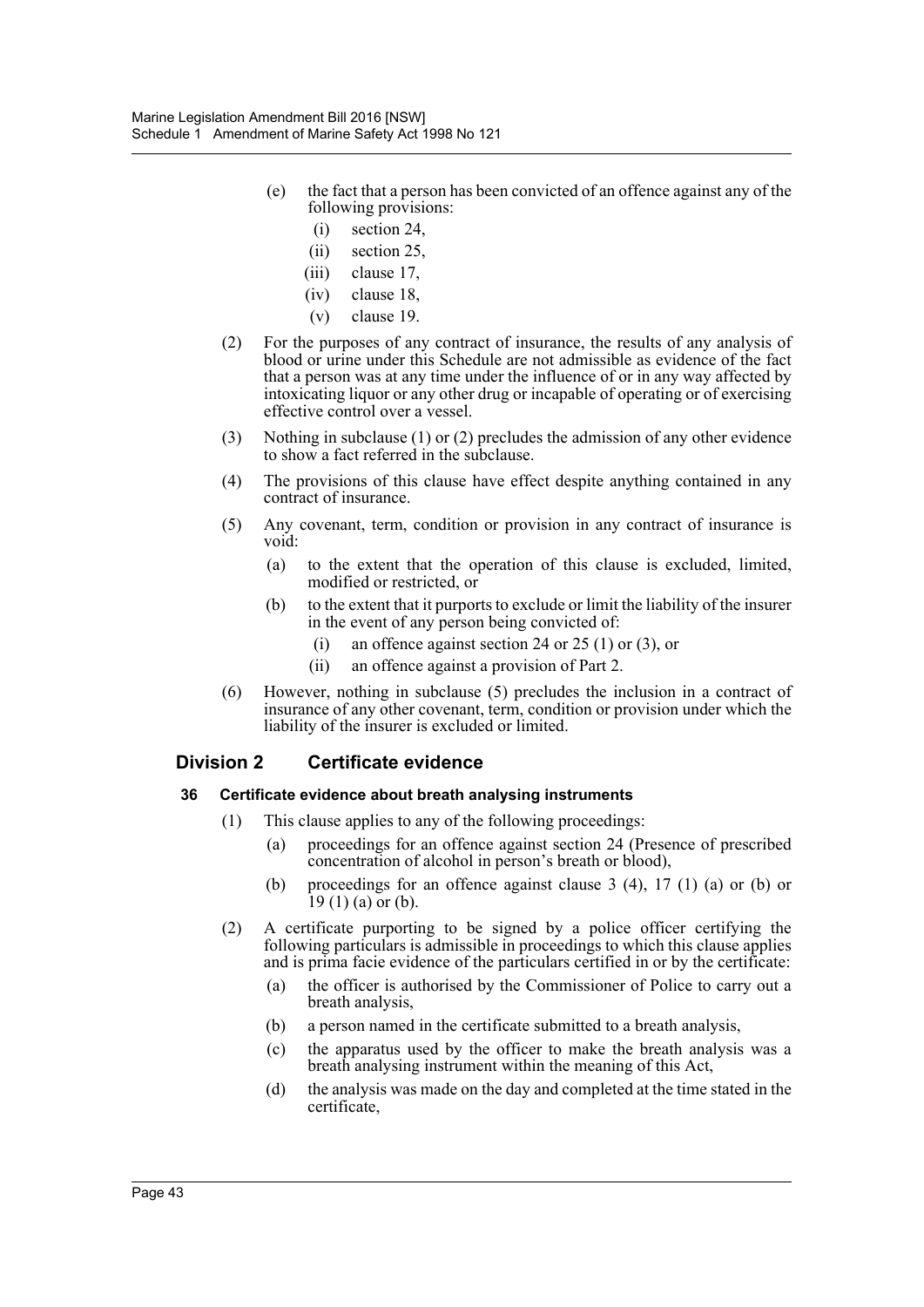(e) the fact that a person has been convicted of an offence against any of the following provisions:

  (i) section 24,

  (ii) section 25,

  (iii) clause 17,

  (iv) clause 18,

  (v) clause 19.

(2) For the purposes of any contract of insurance, the results of any analysis of blood or urine under this Schedule are not admissible as evidence of the fact that a person was at any time under the influence of or in any way affected by intoxicating liquor or any other drug or incapable of operating or of exercising effective control over a vessel.

(3) Nothing in subclause (1) or (2) precludes the admission of any other evidence to show a fact referred in the subclause.

(4) The provisions of this clause have effect despite anything contained in any contract of insurance.

(5) Any covenant, term, condition or provision in any contract of insurance is void:

  (a) to the extent that the operation of this clause is excluded, limited, modified or restricted, or

  (b) to the extent that it purports to exclude or limit the liability of the insurer in the event of any person being convicted of:

    (i) an offence against section 24 or 25 (1) or (3), or

    (ii) an offence against a provision of Part 2.

(6) However, nothing in subclause (5) precludes the inclusion in a contract of insurance of any other covenant, term, condition or provision under which the liability of the insurer is excluded or limited.

## Division 2 Certificate evidence

### 36 Certificate evidence about breath analysing instruments

(1) This clause applies to any of the following proceedings:

  (a) proceedings for an offence against section 24 (Presence of prescribed concentration of alcohol in person's breath or blood),

  (b) proceedings for an offence against clause 3 (4), 17 (1) (a) or (b) or 19 (1) (a) or (b).

(2) A certificate purporting to be signed by a police officer certifying the following particulars is admissible in proceedings to which this clause applies and is prima facie evidence of the particulars certified in or by the certificate:

  (a) the officer is authorised by the Commissioner of Police to carry out a breath analysis,

  (b) a person named in the certificate submitted to a breath analysis,

  (c) the apparatus used by the officer to make the breath analysis was a breath analysing instrument within the meaning of this Act,

  (d) the analysis was made on the day and completed at the time stated in the certificate,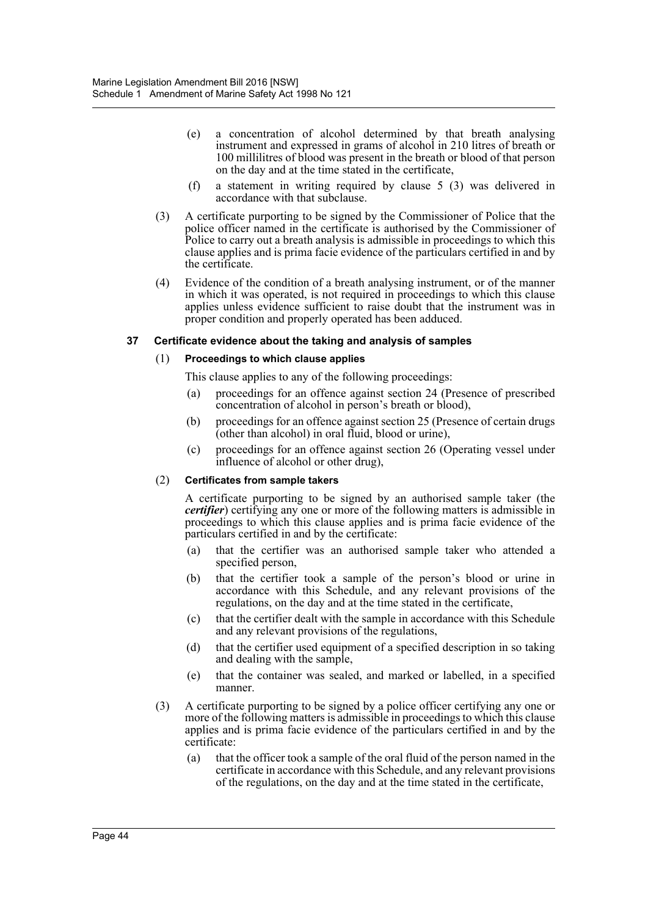(e) a concentration of alcohol determined by that breath analysing instrument and expressed in grams of alcohol in 210 litres of breath or 100 millilitres of blood was present in the breath or blood of that person on the day and at the time stated in the certificate,

(f) a statement in writing required by clause 5 (3) was delivered in accordance with that subclause.

(3) A certificate purporting to be signed by the Commissioner of Police that the police officer named in the certificate is authorised by the Commissioner of Police to carry out a breath analysis is admissible in proceedings to which this clause applies and is prima facie evidence of the particulars certified in and by the certificate.

(4) Evidence of the condition of a breath analysing instrument, or of the manner in which it was operated, is not required in proceedings to which this clause applies unless evidence sufficient to raise doubt that the instrument was in proper condition and properly operated has been adduced.

#### 37 Certificate evidence about the taking and analysis of samples

(1) **Proceedings to which clause applies**

This clause applies to any of the following proceedings:

(a) proceedings for an offence against section 24 (Presence of prescribed concentration of alcohol in person's breath or blood),

(b) proceedings for an offence against section 25 (Presence of certain drugs (other than alcohol) in oral fluid, blood or urine),

(c) proceedings for an offence against section 26 (Operating vessel under influence of alcohol or other drug),

(2) **Certificates from sample takers**

A certificate purporting to be signed by an authorised sample taker (the ***certifier***) certifying any one or more of the following matters is admissible in proceedings to which this clause applies and is prima facie evidence of the particulars certified in and by the certificate:

(a) that the certifier was an authorised sample taker who attended a specified person,

(b) that the certifier took a sample of the person's blood or urine in accordance with this Schedule, and any relevant provisions of the regulations, on the day and at the time stated in the certificate,

(c) that the certifier dealt with the sample in accordance with this Schedule and any relevant provisions of the regulations,

(d) that the certifier used equipment of a specified description in so taking and dealing with the sample,

(e) that the container was sealed, and marked or labelled, in a specified manner.

(3) A certificate purporting to be signed by a police officer certifying any one or more of the following matters is admissible in proceedings to which this clause applies and is prima facie evidence of the particulars certified in and by the certificate:

(a) that the officer took a sample of the oral fluid of the person named in the certificate in accordance with this Schedule, and any relevant provisions of the regulations, on the day and at the time stated in the certificate,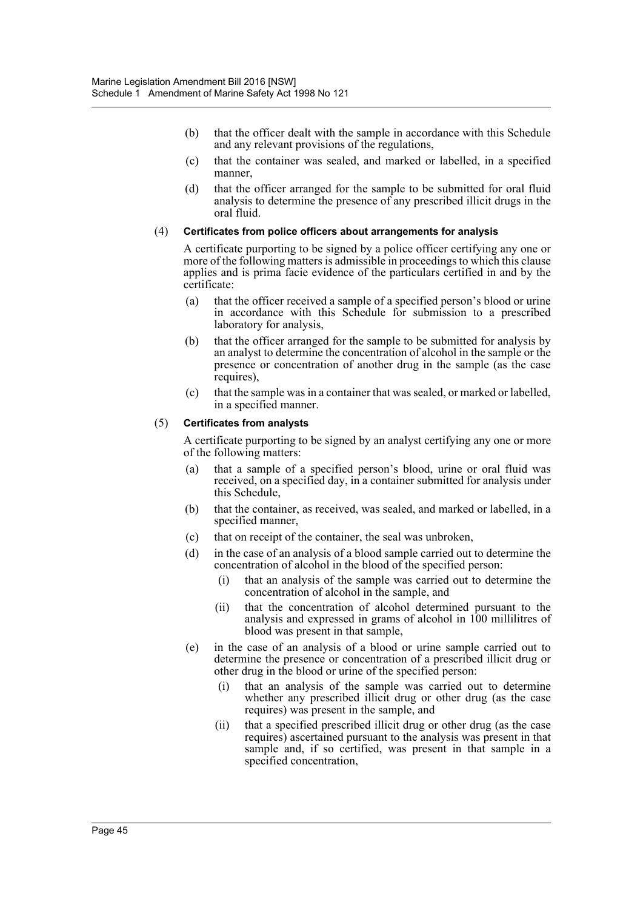- (b) that the officer dealt with the sample in accordance with this Schedule and any relevant provisions of the regulations,
- (c) that the container was sealed, and marked or labelled, in a specified manner,
- (d) that the officer arranged for the sample to be submitted for oral fluid analysis to determine the presence of any prescribed illicit drugs in the oral fluid.

(4) **Certificates from police officers about arrangements for analysis**

A certificate purporting to be signed by a police officer certifying any one or more of the following matters is admissible in proceedings to which this clause applies and is prima facie evidence of the particulars certified in and by the certificate:

- (a) that the officer received a sample of a specified person's blood or urine in accordance with this Schedule for submission to a prescribed laboratory for analysis,
- (b) that the officer arranged for the sample to be submitted for analysis by an analyst to determine the concentration of alcohol in the sample or the presence or concentration of another drug in the sample (as the case requires),
- (c) that the sample was in a container that was sealed, or marked or labelled, in a specified manner.

(5) **Certificates from analysts**

A certificate purporting to be signed by an analyst certifying any one or more of the following matters:

- (a) that a sample of a specified person's blood, urine or oral fluid was received, on a specified day, in a container submitted for analysis under this Schedule,
- (b) that the container, as received, was sealed, and marked or labelled, in a specified manner,
- (c) that on receipt of the container, the seal was unbroken,
- (d) in the case of an analysis of a blood sample carried out to determine the concentration of alcohol in the blood of the specified person:
  - (i) that an analysis of the sample was carried out to determine the concentration of alcohol in the sample, and
  - (ii) that the concentration of alcohol determined pursuant to the analysis and expressed in grams of alcohol in 100 millilitres of blood was present in that sample,
- (e) in the case of an analysis of a blood or urine sample carried out to determine the presence or concentration of a prescribed illicit drug or other drug in the blood or urine of the specified person:
  - (i) that an analysis of the sample was carried out to determine whether any prescribed illicit drug or other drug (as the case requires) was present in the sample, and
  - (ii) that a specified prescribed illicit drug or other drug (as the case requires) ascertained pursuant to the analysis was present in that sample and, if so certified, was present in that sample in a specified concentration,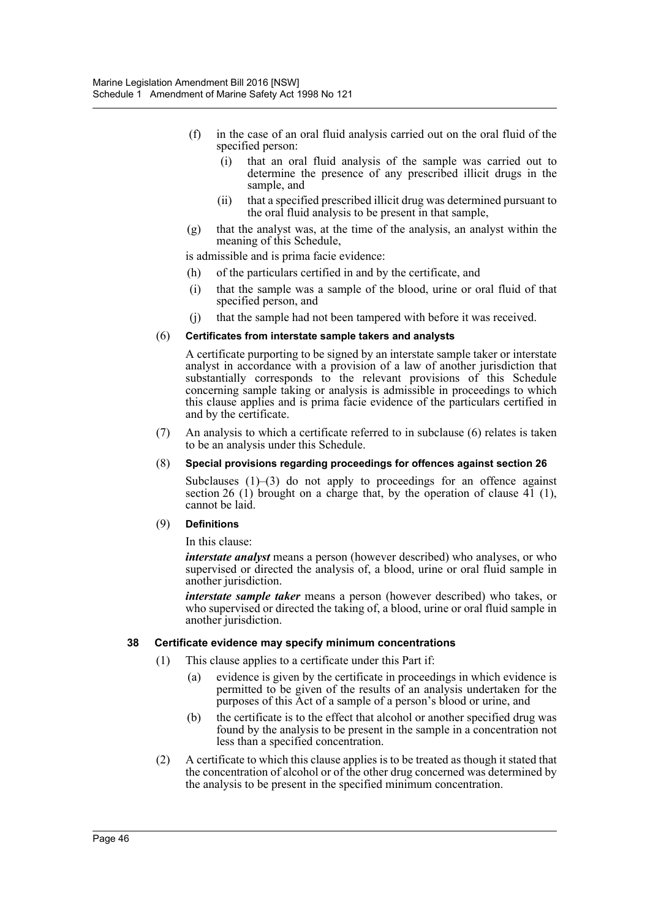(f) in the case of an oral fluid analysis carried out on the oral fluid of the specified person:

(i) that an oral fluid analysis of the sample was carried out to determine the presence of any prescribed illicit drugs in the sample, and

(ii) that a specified prescribed illicit drug was determined pursuant to the oral fluid analysis to be present in that sample,

(g) that the analyst was, at the time of the analysis, an analyst within the meaning of this Schedule,

is admissible and is prima facie evidence:

(h) of the particulars certified in and by the certificate, and

(i) that the sample was a sample of the blood, urine or oral fluid of that specified person, and

(j) that the sample had not been tampered with before it was received.

(6) **Certificates from interstate sample takers and analysts**

A certificate purporting to be signed by an interstate sample taker or interstate analyst in accordance with a provision of a law of another jurisdiction that substantially corresponds to the relevant provisions of this Schedule concerning sample taking or analysis is admissible in proceedings to which this clause applies and is prima facie evidence of the particulars certified in and by the certificate.

(7) An analysis to which a certificate referred to in subclause (6) relates is taken to be an analysis under this Schedule.

(8) **Special provisions regarding proceedings for offences against section 26**

Subclauses (1)–(3) do not apply to proceedings for an offence against section 26 (1) brought on a charge that, by the operation of clause 41 (1), cannot be laid.

(9) **Definitions**

In this clause:

***interstate analyst*** means a person (however described) who analyses, or who supervised or directed the analysis of, a blood, urine or oral fluid sample in another jurisdiction.

***interstate sample taker*** means a person (however described) who takes, or who supervised or directed the taking of, a blood, urine or oral fluid sample in another jurisdiction.

### 38 Certificate evidence may specify minimum concentrations

(1) This clause applies to a certificate under this Part if:

(a) evidence is given by the certificate in proceedings in which evidence is permitted to be given of the results of an analysis undertaken for the purposes of this Act of a sample of a person's blood or urine, and

(b) the certificate is to the effect that alcohol or another specified drug was found by the analysis to be present in the sample in a concentration not less than a specified concentration.

(2) A certificate to which this clause applies is to be treated as though it stated that the concentration of alcohol or of the other drug concerned was determined by the analysis to be present in the specified minimum concentration.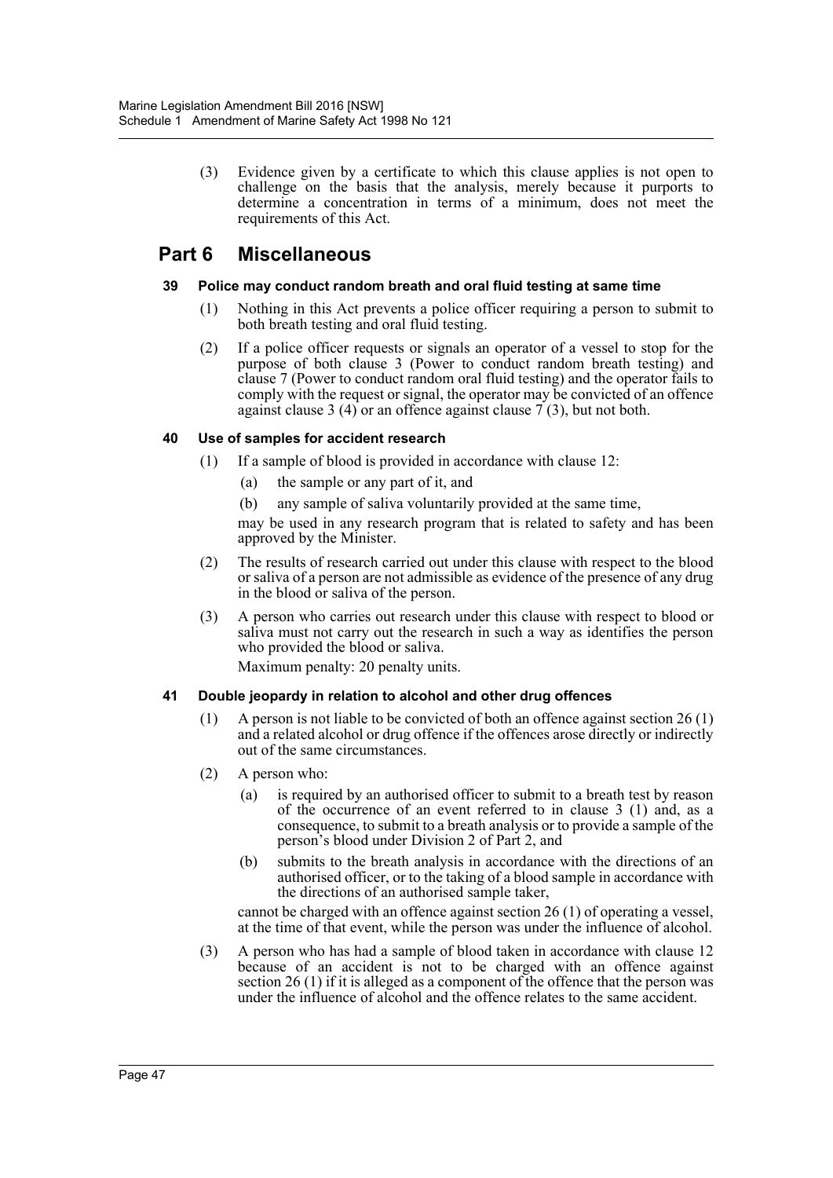(3) Evidence given by a certificate to which this clause applies is not open to challenge on the basis that the analysis, merely because it purports to determine a concentration in terms of a minimum, does not meet the requirements of this Act.

## Part 6 Miscellaneous

#### 39 Police may conduct random breath and oral fluid testing at same time

(1) Nothing in this Act prevents a police officer requiring a person to submit to both breath testing and oral fluid testing.

(2) If a police officer requests or signals an operator of a vessel to stop for the purpose of both clause 3 (Power to conduct random breath testing) and clause 7 (Power to conduct random oral fluid testing) and the operator fails to comply with the request or signal, the operator may be convicted of an offence against clause 3 (4) or an offence against clause 7 (3), but not both.

#### 40 Use of samples for accident research

(1) If a sample of blood is provided in accordance with clause 12:

(a) the sample or any part of it, and

(b) any sample of saliva voluntarily provided at the same time,

may be used in any research program that is related to safety and has been approved by the Minister.

(2) The results of research carried out under this clause with respect to the blood or saliva of a person are not admissible as evidence of the presence of any drug in the blood or saliva of the person.

(3) A person who carries out research under this clause with respect to blood or saliva must not carry out the research in such a way as identifies the person who provided the blood or saliva.

Maximum penalty: 20 penalty units.

#### 41 Double jeopardy in relation to alcohol and other drug offences

(1) A person is not liable to be convicted of both an offence against section 26 (1) and a related alcohol or drug offence if the offences arose directly or indirectly out of the same circumstances.

(2) A person who:

(a) is required by an authorised officer to submit to a breath test by reason of the occurrence of an event referred to in clause 3 (1) and, as a consequence, to submit to a breath analysis or to provide a sample of the person's blood under Division 2 of Part 2, and

(b) submits to the breath analysis in accordance with the directions of an authorised officer, or to the taking of a blood sample in accordance with the directions of an authorised sample taker,

cannot be charged with an offence against section 26 (1) of operating a vessel, at the time of that event, while the person was under the influence of alcohol.

(3) A person who has had a sample of blood taken in accordance with clause 12 because of an accident is not to be charged with an offence against section 26 (1) if it is alleged as a component of the offence that the person was under the influence of alcohol and the offence relates to the same accident.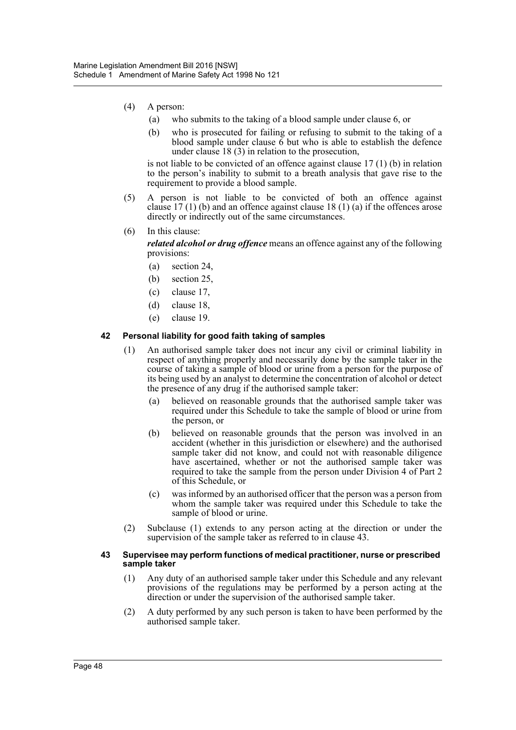(4) A person:

(a) who submits to the taking of a blood sample under clause 6, or

(b) who is prosecuted for failing or refusing to submit to the taking of a blood sample under clause 6 but who is able to establish the defence under clause 18 (3) in relation to the prosecution,

is not liable to be convicted of an offence against clause 17 (1) (b) in relation to the person's inability to submit to a breath analysis that gave rise to the requirement to provide a blood sample.

(5) A person is not liable to be convicted of both an offence against clause 17 (1) (b) and an offence against clause 18 (1) (a) if the offences arose directly or indirectly out of the same circumstances.

(6) In this clause:

***related alcohol or drug offence*** means an offence against any of the following provisions:

(a) section 24,

(b) section 25,

(c) clause 17,

(d) clause 18,

(e) clause 19.

#### 42 Personal liability for good faith taking of samples

(1) An authorised sample taker does not incur any civil or criminal liability in respect of anything properly and necessarily done by the sample taker in the course of taking a sample of blood or urine from a person for the purpose of its being used by an analyst to determine the concentration of alcohol or detect the presence of any drug if the authorised sample taker:

(a) believed on reasonable grounds that the authorised sample taker was required under this Schedule to take the sample of blood or urine from the person, or

(b) believed on reasonable grounds that the person was involved in an accident (whether in this jurisdiction or elsewhere) and the authorised sample taker did not know, and could not with reasonable diligence have ascertained, whether or not the authorised sample taker was required to take the sample from the person under Division 4 of Part 2 of this Schedule, or

(c) was informed by an authorised officer that the person was a person from whom the sample taker was required under this Schedule to take the sample of blood or urine.

(2) Subclause (1) extends to any person acting at the direction or under the supervision of the sample taker as referred to in clause 43.

#### 43 Supervisee may perform functions of medical practitioner, nurse or prescribed sample taker

(1) Any duty of an authorised sample taker under this Schedule and any relevant provisions of the regulations may be performed by a person acting at the direction or under the supervision of the authorised sample taker.

(2) A duty performed by any such person is taken to have been performed by the authorised sample taker.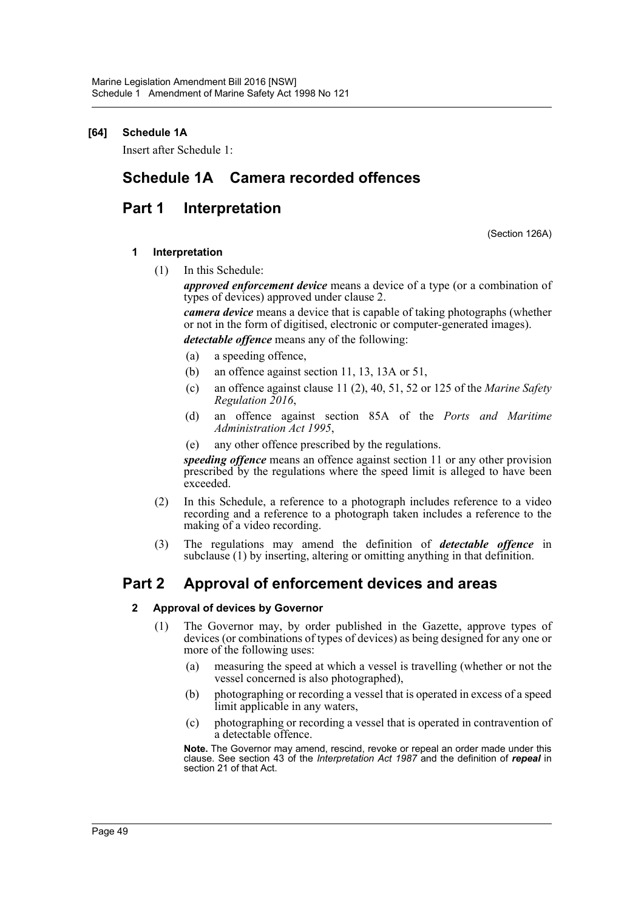**[64] Schedule 1A**

Insert after Schedule 1:

# Schedule 1A Camera recorded offences

## Part 1 Interpretation

(Section 126A)

### 1 Interpretation

(1) In this Schedule:

***approved enforcement device*** means a device of a type (or a combination of types of devices) approved under clause 2.

***camera device*** means a device that is capable of taking photographs (whether or not in the form of digitised, electronic or computer-generated images).

***detectable offence*** means any of the following:

- (a) a speeding offence,
- (b) an offence against section 11, 13, 13A or 51,
- (c) an offence against clause 11 (2), 40, 51, 52 or 125 of the *Marine Safety Regulation 2016*,
- (d) an offence against section 85A of the *Ports and Maritime Administration Act 1995*,
- (e) any other offence prescribed by the regulations.

***speeding offence*** means an offence against section 11 or any other provision prescribed by the regulations where the speed limit is alleged to have been exceeded.

(2) In this Schedule, a reference to a photograph includes reference to a video recording and a reference to a photograph taken includes a reference to the making of a video recording.

(3) The regulations may amend the definition of ***detectable offence*** in subclause (1) by inserting, altering or omitting anything in that definition.

## Part 2 Approval of enforcement devices and areas

### 2 Approval of devices by Governor

(1) The Governor may, by order published in the Gazette, approve types of devices (or combinations of types of devices) as being designed for any one or more of the following uses:

- (a) measuring the speed at which a vessel is travelling (whether or not the vessel concerned is also photographed),
- (b) photographing or recording a vessel that is operated in excess of a speed limit applicable in any waters,
- (c) photographing or recording a vessel that is operated in contravention of a detectable offence.

**Note.** The Governor may amend, rescind, revoke or repeal an order made under this clause. See section 43 of the *Interpretation Act 1987* and the definition of ***repeal*** in section 21 of that Act.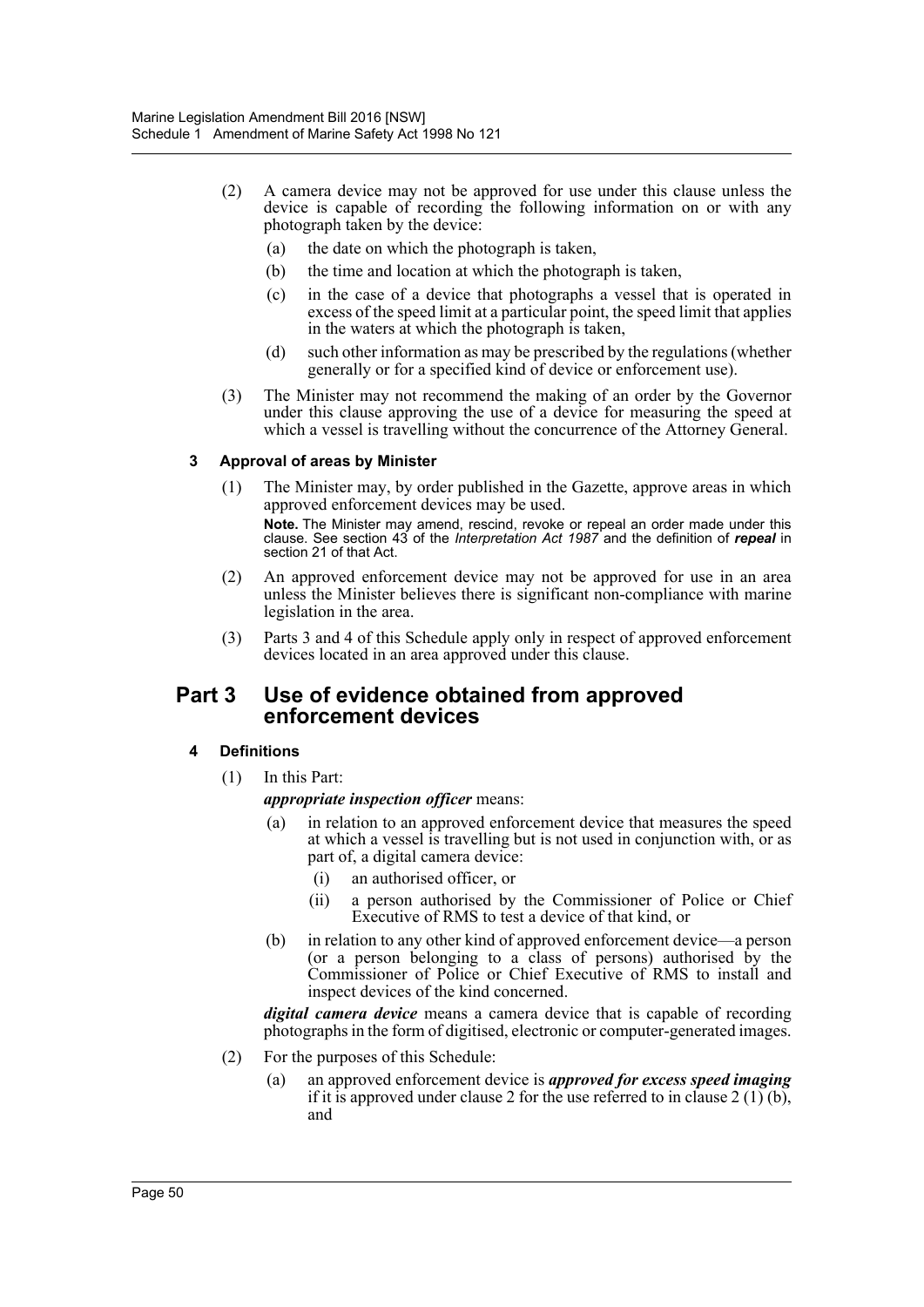(2) A camera device may not be approved for use under this clause unless the device is capable of recording the following information on or with any photograph taken by the device:

(a) the date on which the photograph is taken,

(b) the time and location at which the photograph is taken,

(c) in the case of a device that photographs a vessel that is operated in excess of the speed limit at a particular point, the speed limit that applies in the waters at which the photograph is taken,

(d) such other information as may be prescribed by the regulations (whether generally or for a specified kind of device or enforcement use).

(3) The Minister may not recommend the making of an order by the Governor under this clause approving the use of a device for measuring the speed at which a vessel is travelling without the concurrence of the Attorney General.

#### 3 Approval of areas by Minister

(1) The Minister may, by order published in the Gazette, approve areas in which approved enforcement devices may be used.

**Note.** The Minister may amend, rescind, revoke or repeal an order made under this clause. See section 43 of the *Interpretation Act 1987* and the definition of ***repeal*** in section 21 of that Act.

(2) An approved enforcement device may not be approved for use in an area unless the Minister believes there is significant non-compliance with marine legislation in the area.

(3) Parts 3 and 4 of this Schedule apply only in respect of approved enforcement devices located in an area approved under this clause.

## Part 3 Use of evidence obtained from approved enforcement devices

#### 4 Definitions

(1) In this Part:

***appropriate inspection officer*** means:

(a) in relation to an approved enforcement device that measures the speed at which a vessel is travelling but is not used in conjunction with, or as part of, a digital camera device:

(i) an authorised officer, or

(ii) a person authorised by the Commissioner of Police or Chief Executive of RMS to test a device of that kind, or

(b) in relation to any other kind of approved enforcement device—a person (or a person belonging to a class of persons) authorised by the Commissioner of Police or Chief Executive of RMS to install and inspect devices of the kind concerned.

***digital camera device*** means a camera device that is capable of recording photographs in the form of digitised, electronic or computer-generated images.

(2) For the purposes of this Schedule:

(a) an approved enforcement device is ***approved for excess speed imaging*** if it is approved under clause 2 for the use referred to in clause 2 (1) (b), and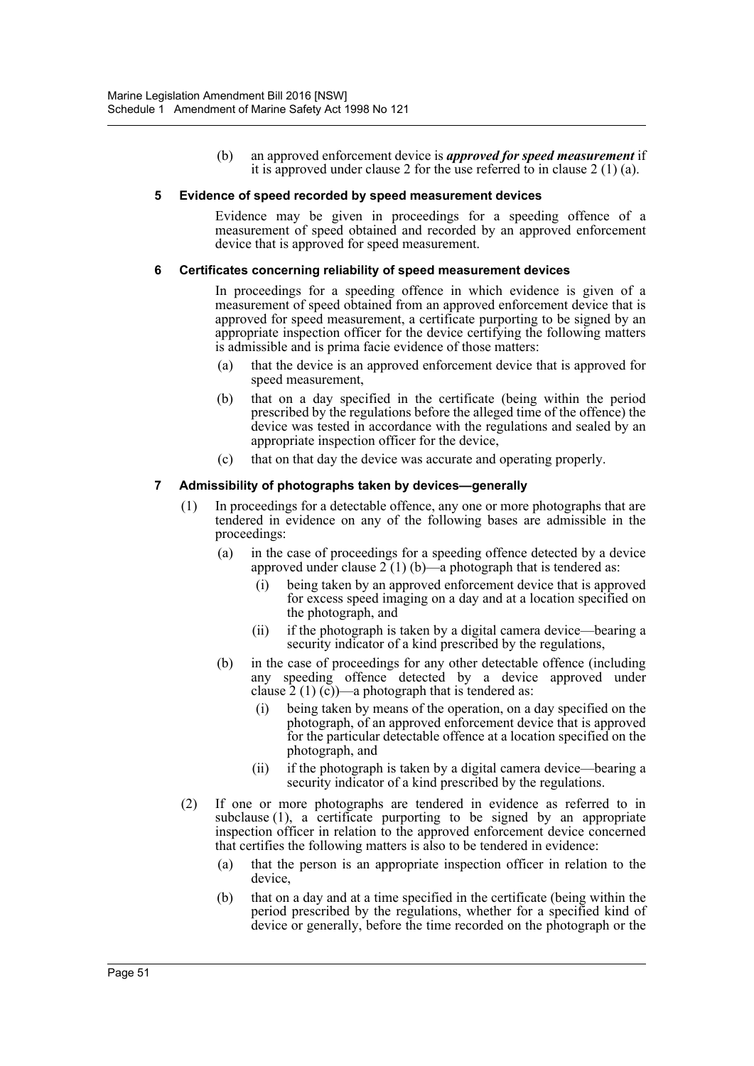(b) an approved enforcement device is ***approved for speed measurement*** if it is approved under clause 2 for the use referred to in clause 2 (1) (a).

**5 Evidence of speed recorded by speed measurement devices**

Evidence may be given in proceedings for a speeding offence of a measurement of speed obtained and recorded by an approved enforcement device that is approved for speed measurement.

**6 Certificates concerning reliability of speed measurement devices**

In proceedings for a speeding offence in which evidence is given of a measurement of speed obtained from an approved enforcement device that is approved for speed measurement, a certificate purporting to be signed by an appropriate inspection officer for the device certifying the following matters is admissible and is prima facie evidence of those matters:

(a) that the device is an approved enforcement device that is approved for speed measurement,

(b) that on a day specified in the certificate (being within the period prescribed by the regulations before the alleged time of the offence) the device was tested in accordance with the regulations and sealed by an appropriate inspection officer for the device,

(c) that on that day the device was accurate and operating properly.

**7 Admissibility of photographs taken by devices—generally**

(1) In proceedings for a detectable offence, any one or more photographs that are tendered in evidence on any of the following bases are admissible in the proceedings:

(a) in the case of proceedings for a speeding offence detected by a device approved under clause 2 (1) (b)—a photograph that is tendered as:

(i) being taken by an approved enforcement device that is approved for excess speed imaging on a day and at a location specified on the photograph, and

(ii) if the photograph is taken by a digital camera device—bearing a security indicator of a kind prescribed by the regulations,

(b) in the case of proceedings for any other detectable offence (including any speeding offence detected by a device approved under clause 2 (1) (c))—a photograph that is tendered as:

(i) being taken by means of the operation, on a day specified on the photograph, of an approved enforcement device that is approved for the particular detectable offence at a location specified on the photograph, and

(ii) if the photograph is taken by a digital camera device—bearing a security indicator of a kind prescribed by the regulations.

(2) If one or more photographs are tendered in evidence as referred to in subclause (1), a certificate purporting to be signed by an appropriate inspection officer in relation to the approved enforcement device concerned that certifies the following matters is also to be tendered in evidence:

(a) that the person is an appropriate inspection officer in relation to the device,

(b) that on a day and at a time specified in the certificate (being within the period prescribed by the regulations, whether for a specified kind of device or generally, before the time recorded on the photograph or the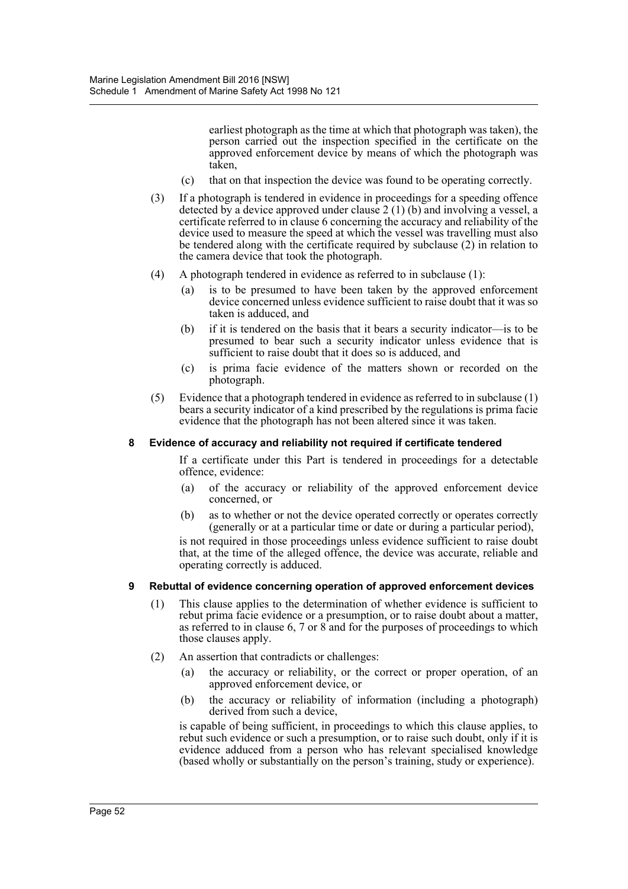earliest photograph as the time at which that photograph was taken), the person carried out the inspection specified in the certificate on the approved enforcement device by means of which the photograph was taken,

(c) that on that inspection the device was found to be operating correctly.

(3) If a photograph is tendered in evidence in proceedings for a speeding offence detected by a device approved under clause 2 (1) (b) and involving a vessel, a certificate referred to in clause 6 concerning the accuracy and reliability of the device used to measure the speed at which the vessel was travelling must also be tendered along with the certificate required by subclause (2) in relation to the camera device that took the photograph.

(4) A photograph tendered in evidence as referred to in subclause (1):

(a) is to be presumed to have been taken by the approved enforcement device concerned unless evidence sufficient to raise doubt that it was so taken is adduced, and

(b) if it is tendered on the basis that it bears a security indicator—is to be presumed to bear such a security indicator unless evidence that is sufficient to raise doubt that it does so is adduced, and

(c) is prima facie evidence of the matters shown or recorded on the photograph.

(5) Evidence that a photograph tendered in evidence as referred to in subclause (1) bears a security indicator of a kind prescribed by the regulations is prima facie evidence that the photograph has not been altered since it was taken.

**8 Evidence of accuracy and reliability not required if certificate tendered**

If a certificate under this Part is tendered in proceedings for a detectable offence, evidence:

(a) of the accuracy or reliability of the approved enforcement device concerned, or

(b) as to whether or not the device operated correctly or operates correctly (generally or at a particular time or date or during a particular period),

is not required in those proceedings unless evidence sufficient to raise doubt that, at the time of the alleged offence, the device was accurate, reliable and operating correctly is adduced.

**9 Rebuttal of evidence concerning operation of approved enforcement devices**

(1) This clause applies to the determination of whether evidence is sufficient to rebut prima facie evidence or a presumption, or to raise doubt about a matter, as referred to in clause 6, 7 or 8 and for the purposes of proceedings to which those clauses apply.

(2) An assertion that contradicts or challenges:

(a) the accuracy or reliability, or the correct or proper operation, of an approved enforcement device, or

(b) the accuracy or reliability of information (including a photograph) derived from such a device,

is capable of being sufficient, in proceedings to which this clause applies, to rebut such evidence or such a presumption, or to raise such doubt, only if it is evidence adduced from a person who has relevant specialised knowledge (based wholly or substantially on the person's training, study or experience).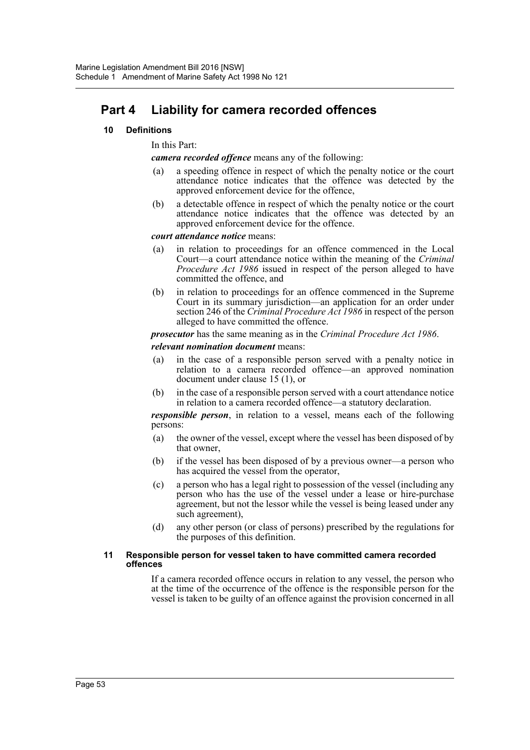## Part 4 Liability for camera recorded offences

### 10 Definitions

In this Part:

***camera recorded offence*** means any of the following:

(a) a speeding offence in respect of which the penalty notice or the court attendance notice indicates that the offence was detected by the approved enforcement device for the offence,

(b) a detectable offence in respect of which the penalty notice or the court attendance notice indicates that the offence was detected by an approved enforcement device for the offence.

***court attendance notice*** means:

(a) in relation to proceedings for an offence commenced in the Local Court—a court attendance notice within the meaning of the *Criminal Procedure Act 1986* issued in respect of the person alleged to have committed the offence, and

(b) in relation to proceedings for an offence commenced in the Supreme Court in its summary jurisdiction—an application for an order under section 246 of the *Criminal Procedure Act 1986* in respect of the person alleged to have committed the offence.

***prosecutor*** has the same meaning as in the *Criminal Procedure Act 1986*.

***relevant nomination document*** means:

(a) in the case of a responsible person served with a penalty notice in relation to a camera recorded offence—an approved nomination document under clause 15 (1), or

(b) in the case of a responsible person served with a court attendance notice in relation to a camera recorded offence—a statutory declaration.

***responsible person***, in relation to a vessel, means each of the following persons:

(a) the owner of the vessel, except where the vessel has been disposed of by that owner,

(b) if the vessel has been disposed of by a previous owner—a person who has acquired the vessel from the operator,

(c) a person who has a legal right to possession of the vessel (including any person who has the use of the vessel under a lease or hire-purchase agreement, but not the lessor while the vessel is being leased under any such agreement),

(d) any other person (or class of persons) prescribed by the regulations for the purposes of this definition.

### 11 Responsible person for vessel taken to have committed camera recorded offences

If a camera recorded offence occurs in relation to any vessel, the person who at the time of the occurrence of the offence is the responsible person for the vessel is taken to be guilty of an offence against the provision concerned in all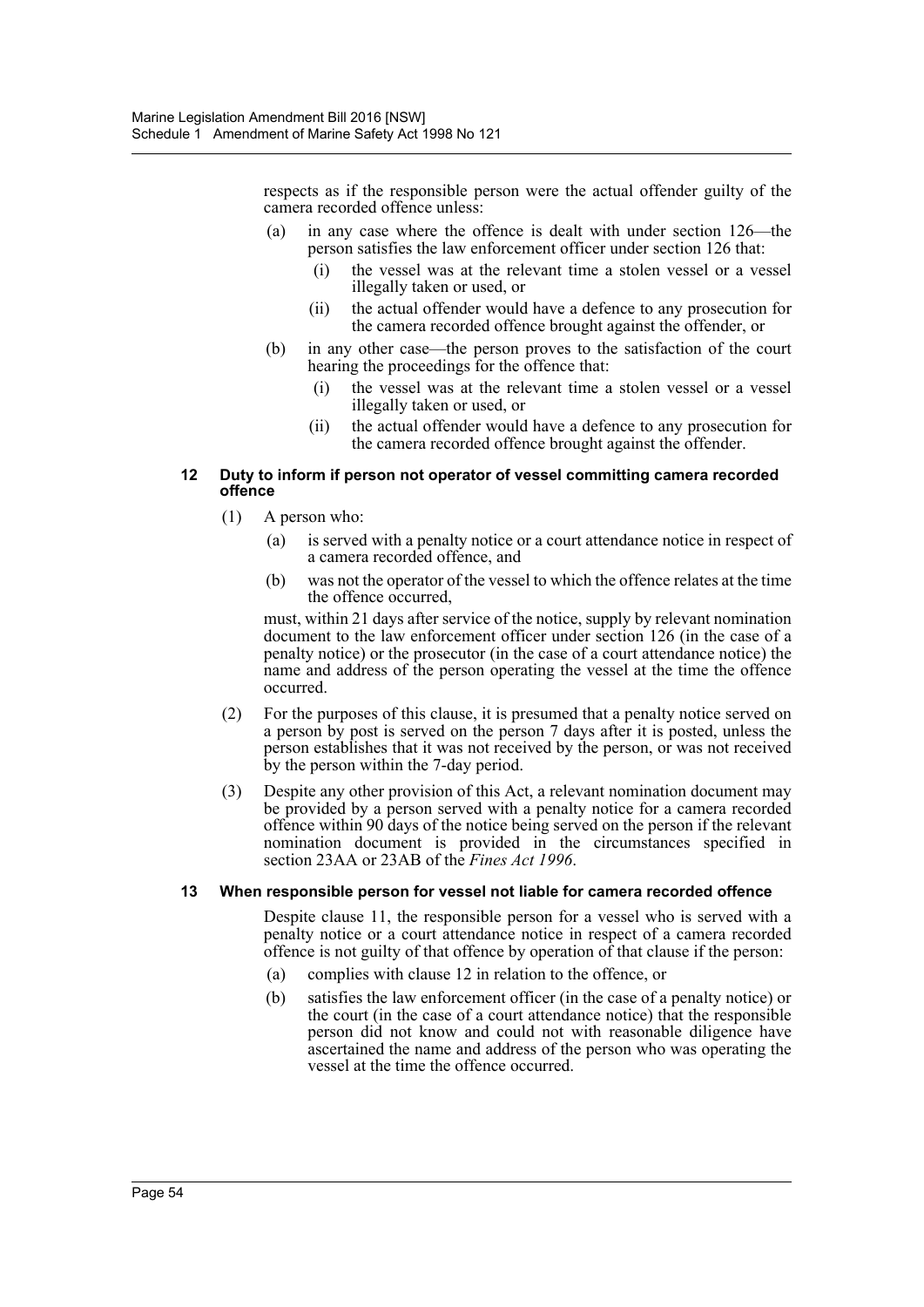respects as if the responsible person were the actual offender guilty of the camera recorded offence unless:

- (a) in any case where the offence is dealt with under section 126—the person satisfies the law enforcement officer under section 126 that:
  - (i) the vessel was at the relevant time a stolen vessel or a vessel illegally taken or used, or
  - (ii) the actual offender would have a defence to any prosecution for the camera recorded offence brought against the offender, or
- (b) in any other case—the person proves to the satisfaction of the court hearing the proceedings for the offence that:
  - (i) the vessel was at the relevant time a stolen vessel or a vessel illegally taken or used, or
  - (ii) the actual offender would have a defence to any prosecution for the camera recorded offence brought against the offender.

#### 12 Duty to inform if person not operator of vessel committing camera recorded offence

(1) A person who:

- (a) is served with a penalty notice or a court attendance notice in respect of a camera recorded offence, and
- (b) was not the operator of the vessel to which the offence relates at the time the offence occurred,

must, within 21 days after service of the notice, supply by relevant nomination document to the law enforcement officer under section 126 (in the case of a penalty notice) or the prosecutor (in the case of a court attendance notice) the name and address of the person operating the vessel at the time the offence occurred.

(2) For the purposes of this clause, it is presumed that a penalty notice served on a person by post is served on the person 7 days after it is posted, unless the person establishes that it was not received by the person, or was not received by the person within the 7-day period.

(3) Despite any other provision of this Act, a relevant nomination document may be provided by a person served with a penalty notice for a camera recorded offence within 90 days of the notice being served on the person if the relevant nomination document is provided in the circumstances specified in section 23AA or 23AB of the *Fines Act 1996*.

#### 13 When responsible person for vessel not liable for camera recorded offence

Despite clause 11, the responsible person for a vessel who is served with a penalty notice or a court attendance notice in respect of a camera recorded offence is not guilty of that offence by operation of that clause if the person:

- (a) complies with clause 12 in relation to the offence, or
- (b) satisfies the law enforcement officer (in the case of a penalty notice) or the court (in the case of a court attendance notice) that the responsible person did not know and could not with reasonable diligence have ascertained the name and address of the person who was operating the vessel at the time the offence occurred.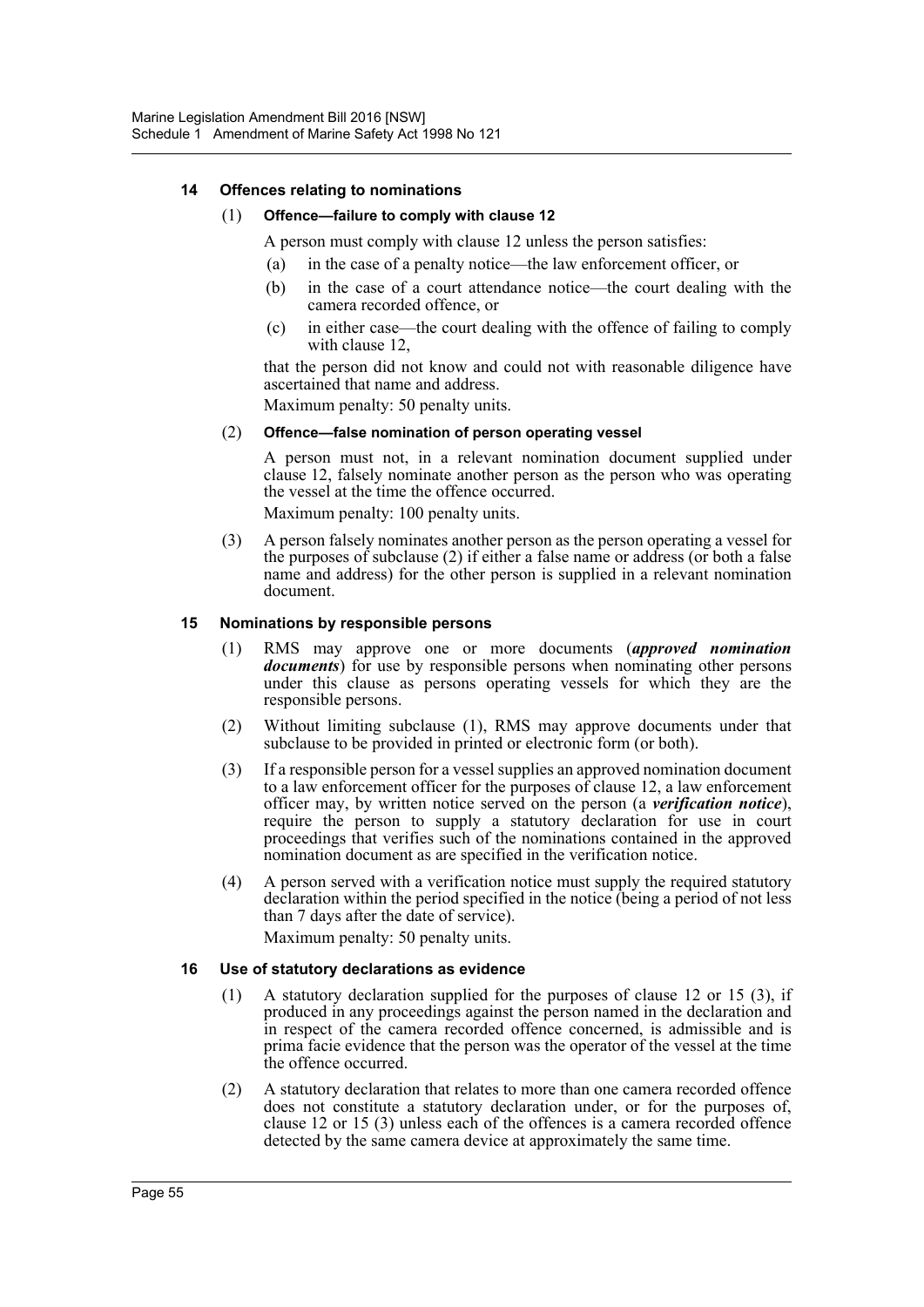### 14 Offences relating to nominations

(1) **Offence—failure to comply with clause 12**

A person must comply with clause 12 unless the person satisfies:

(a) in the case of a penalty notice—the law enforcement officer, or

(b) in the case of a court attendance notice—the court dealing with the camera recorded offence, or

(c) in either case—the court dealing with the offence of failing to comply with clause 12,

that the person did not know and could not with reasonable diligence have ascertained that name and address.

Maximum penalty: 50 penalty units.

(2) **Offence—false nomination of person operating vessel**

A person must not, in a relevant nomination document supplied under clause 12, falsely nominate another person as the person who was operating the vessel at the time the offence occurred.

Maximum penalty: 100 penalty units.

(3) A person falsely nominates another person as the person operating a vessel for the purposes of subclause (2) if either a false name or address (or both a false name and address) for the other person is supplied in a relevant nomination document.

### 15 Nominations by responsible persons

(1) RMS may approve one or more documents (***approved nomination documents***) for use by responsible persons when nominating other persons under this clause as persons operating vessels for which they are the responsible persons.

(2) Without limiting subclause (1), RMS may approve documents under that subclause to be provided in printed or electronic form (or both).

(3) If a responsible person for a vessel supplies an approved nomination document to a law enforcement officer for the purposes of clause 12, a law enforcement officer may, by written notice served on the person (a ***verification notice***), require the person to supply a statutory declaration for use in court proceedings that verifies such of the nominations contained in the approved nomination document as are specified in the verification notice.

(4) A person served with a verification notice must supply the required statutory declaration within the period specified in the notice (being a period of not less than 7 days after the date of service).

Maximum penalty: 50 penalty units.

### 16 Use of statutory declarations as evidence

(1) A statutory declaration supplied for the purposes of clause 12 or 15 (3), if produced in any proceedings against the person named in the declaration and in respect of the camera recorded offence concerned, is admissible and is prima facie evidence that the person was the operator of the vessel at the time the offence occurred.

(2) A statutory declaration that relates to more than one camera recorded offence does not constitute a statutory declaration under, or for the purposes of, clause 12 or 15 (3) unless each of the offences is a camera recorded offence detected by the same camera device at approximately the same time.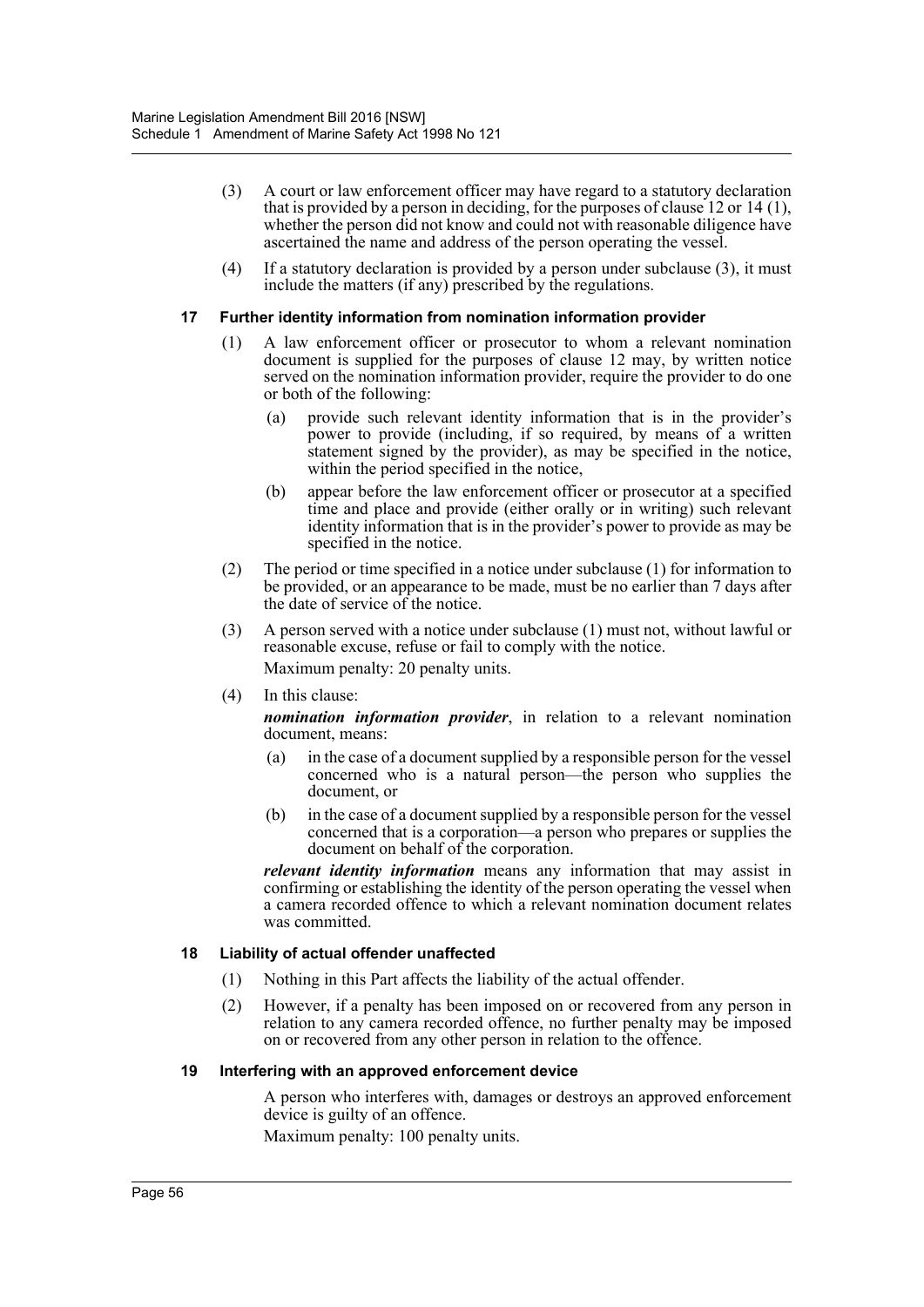(3) A court or law enforcement officer may have regard to a statutory declaration that is provided by a person in deciding, for the purposes of clause 12 or 14 (1), whether the person did not know and could not with reasonable diligence have ascertained the name and address of the person operating the vessel.

(4) If a statutory declaration is provided by a person under subclause (3), it must include the matters (if any) prescribed by the regulations.

#### 17 Further identity information from nomination information provider

(1) A law enforcement officer or prosecutor to whom a relevant nomination document is supplied for the purposes of clause 12 may, by written notice served on the nomination information provider, require the provider to do one or both of the following:

(a) provide such relevant identity information that is in the provider's power to provide (including, if so required, by means of a written statement signed by the provider), as may be specified in the notice, within the period specified in the notice,

(b) appear before the law enforcement officer or prosecutor at a specified time and place and provide (either orally or in writing) such relevant identity information that is in the provider's power to provide as may be specified in the notice.

(2) The period or time specified in a notice under subclause (1) for information to be provided, or an appearance to be made, must be no earlier than 7 days after the date of service of the notice.

(3) A person served with a notice under subclause (1) must not, without lawful or reasonable excuse, refuse or fail to comply with the notice.

Maximum penalty: 20 penalty units.

(4) In this clause:

***nomination information provider***, in relation to a relevant nomination document, means:

(a) in the case of a document supplied by a responsible person for the vessel concerned who is a natural person—the person who supplies the document, or

(b) in the case of a document supplied by a responsible person for the vessel concerned that is a corporation—a person who prepares or supplies the document on behalf of the corporation.

***relevant identity information*** means any information that may assist in confirming or establishing the identity of the person operating the vessel when a camera recorded offence to which a relevant nomination document relates was committed.

#### 18 Liability of actual offender unaffected

(1) Nothing in this Part affects the liability of the actual offender.

(2) However, if a penalty has been imposed on or recovered from any person in relation to any camera recorded offence, no further penalty may be imposed on or recovered from any other person in relation to the offence.

#### 19 Interfering with an approved enforcement device

A person who interferes with, damages or destroys an approved enforcement device is guilty of an offence.

Maximum penalty: 100 penalty units.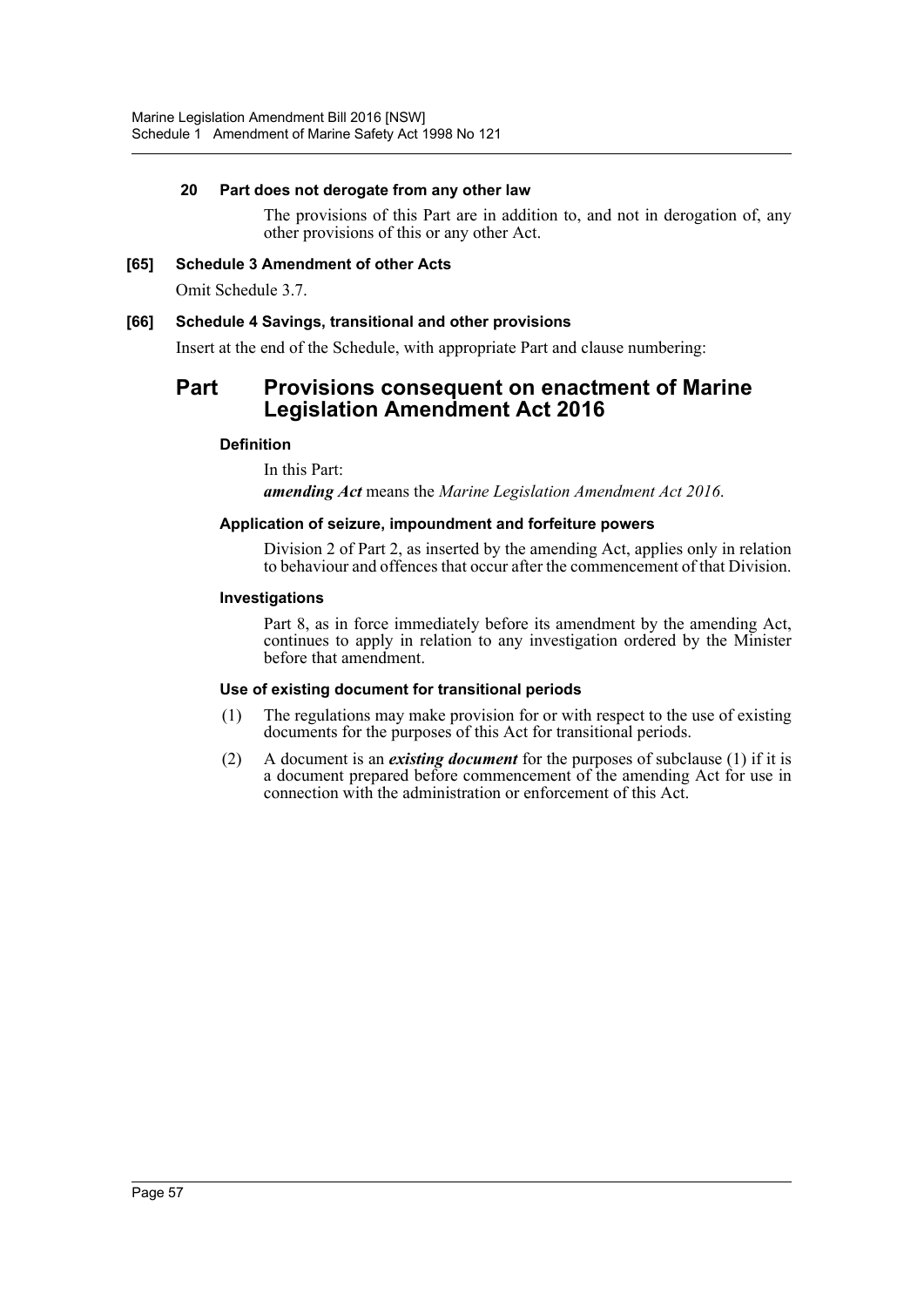#### 20 Part does not derogate from any other law

The provisions of this Part are in addition to, and not in derogation of, any other provisions of this or any other Act.

### [65] Schedule 3 Amendment of other Acts

Omit Schedule 3.7.

### [66] Schedule 4 Savings, transitional and other provisions

Insert at the end of the Schedule, with appropriate Part and clause numbering:

## Part Provisions consequent on enactment of Marine Legislation Amendment Act 2016

#### Definition

In this Part:

***amending Act*** means the *Marine Legislation Amendment Act 2016*.

#### Application of seizure, impoundment and forfeiture powers

Division 2 of Part 2, as inserted by the amending Act, applies only in relation to behaviour and offences that occur after the commencement of that Division.

#### Investigations

Part 8, as in force immediately before its amendment by the amending Act, continues to apply in relation to any investigation ordered by the Minister before that amendment.

#### Use of existing document for transitional periods

(1) The regulations may make provision for or with respect to the use of existing documents for the purposes of this Act for transitional periods.

(2) A document is an ***existing document*** for the purposes of subclause (1) if it is a document prepared before commencement of the amending Act for use in connection with the administration or enforcement of this Act.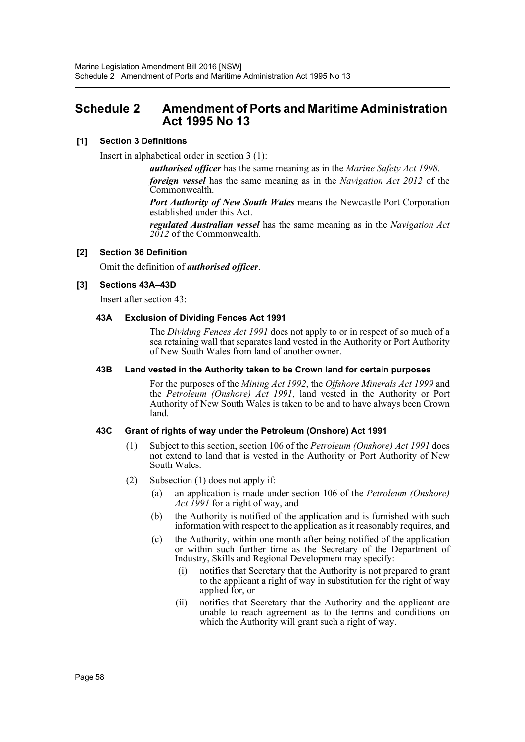## Schedule 2 Amendment of Ports and Maritime Administration Act 1995 No 13

### [1] Section 3 Definitions

Insert in alphabetical order in section 3 (1):

> ***authorised officer*** has the same meaning as in the *Marine Safety Act 1998*.
>
> ***foreign vessel*** has the same meaning as in the *Navigation Act 2012* of the Commonwealth.
>
> ***Port Authority of New South Wales*** means the Newcastle Port Corporation established under this Act.
>
> ***regulated Australian vessel*** has the same meaning as in the *Navigation Act 2012* of the Commonwealth.

### [2] Section 36 Definition

Omit the definition of ***authorised officer***.

### [3] Sections 43A–43D

Insert after section 43:

#### 43A Exclusion of Dividing Fences Act 1991

The *Dividing Fences Act 1991* does not apply to or in respect of so much of a sea retaining wall that separates land vested in the Authority or Port Authority of New South Wales from land of another owner.

#### 43B Land vested in the Authority taken to be Crown land for certain purposes

For the purposes of the *Mining Act 1992*, the *Offshore Minerals Act 1999* and the *Petroleum (Onshore) Act 1991*, land vested in the Authority or Port Authority of New South Wales is taken to be and to have always been Crown land.

#### 43C Grant of rights of way under the Petroleum (Onshore) Act 1991

(1) Subject to this section, section 106 of the *Petroleum (Onshore) Act 1991* does not extend to land that is vested in the Authority or Port Authority of New South Wales.

(2) Subsection (1) does not apply if:

- (a) an application is made under section 106 of the *Petroleum (Onshore) Act 1991* for a right of way, and
- (b) the Authority is notified of the application and is furnished with such information with respect to the application as it reasonably requires, and
- (c) the Authority, within one month after being notified of the application or within such further time as the Secretary of the Department of Industry, Skills and Regional Development may specify:
  - (i) notifies that Secretary that the Authority is not prepared to grant to the applicant a right of way in substitution for the right of way applied for, or
  - (ii) notifies that Secretary that the Authority and the applicant are unable to reach agreement as to the terms and conditions on which the Authority will grant such a right of way.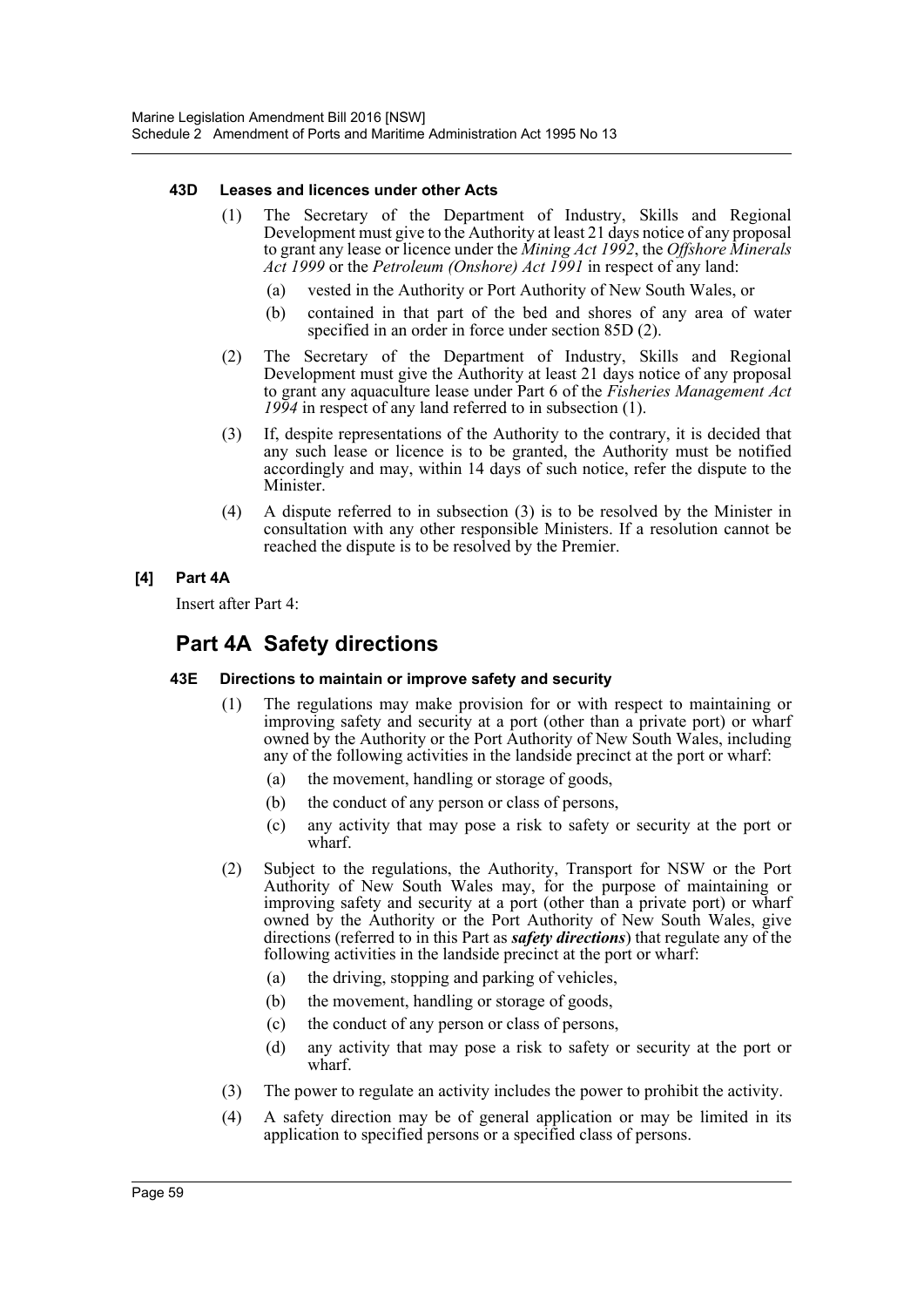#### 43D Leases and licences under other Acts

(1) The Secretary of the Department of Industry, Skills and Regional Development must give to the Authority at least 21 days notice of any proposal to grant any lease or licence under the *Mining Act 1992*, the *Offshore Minerals Act 1999* or the *Petroleum (Onshore) Act 1991* in respect of any land:

(a) vested in the Authority or Port Authority of New South Wales, or

(b) contained in that part of the bed and shores of any area of water specified in an order in force under section 85D (2).

(2) The Secretary of the Department of Industry, Skills and Regional Development must give the Authority at least 21 days notice of any proposal to grant any aquaculture lease under Part 6 of the *Fisheries Management Act 1994* in respect of any land referred to in subsection (1).

(3) If, despite representations of the Authority to the contrary, it is decided that any such lease or licence is to be granted, the Authority must be notified accordingly and may, within 14 days of such notice, refer the dispute to the Minister.

(4) A dispute referred to in subsection (3) is to be resolved by the Minister in consultation with any other responsible Ministers. If a resolution cannot be reached the dispute is to be resolved by the Premier.

### [4] Part 4A

Insert after Part 4:

## Part 4A Safety directions

#### 43E Directions to maintain or improve safety and security

(1) The regulations may make provision for or with respect to maintaining or improving safety and security at a port (other than a private port) or wharf owned by the Authority or the Port Authority of New South Wales, including any of the following activities in the landside precinct at the port or wharf:

(a) the movement, handling or storage of goods,

(b) the conduct of any person or class of persons,

(c) any activity that may pose a risk to safety or security at the port or wharf.

(2) Subject to the regulations, the Authority, Transport for NSW or the Port Authority of New South Wales may, for the purpose of maintaining or improving safety and security at a port (other than a private port) or wharf owned by the Authority or the Port Authority of New South Wales, give directions (referred to in this Part as ***safety directions***) that regulate any of the following activities in the landside precinct at the port or wharf:

(a) the driving, stopping and parking of vehicles,

(b) the movement, handling or storage of goods,

(c) the conduct of any person or class of persons,

(d) any activity that may pose a risk to safety or security at the port or wharf.

(3) The power to regulate an activity includes the power to prohibit the activity.

(4) A safety direction may be of general application or may be limited in its application to specified persons or a specified class of persons.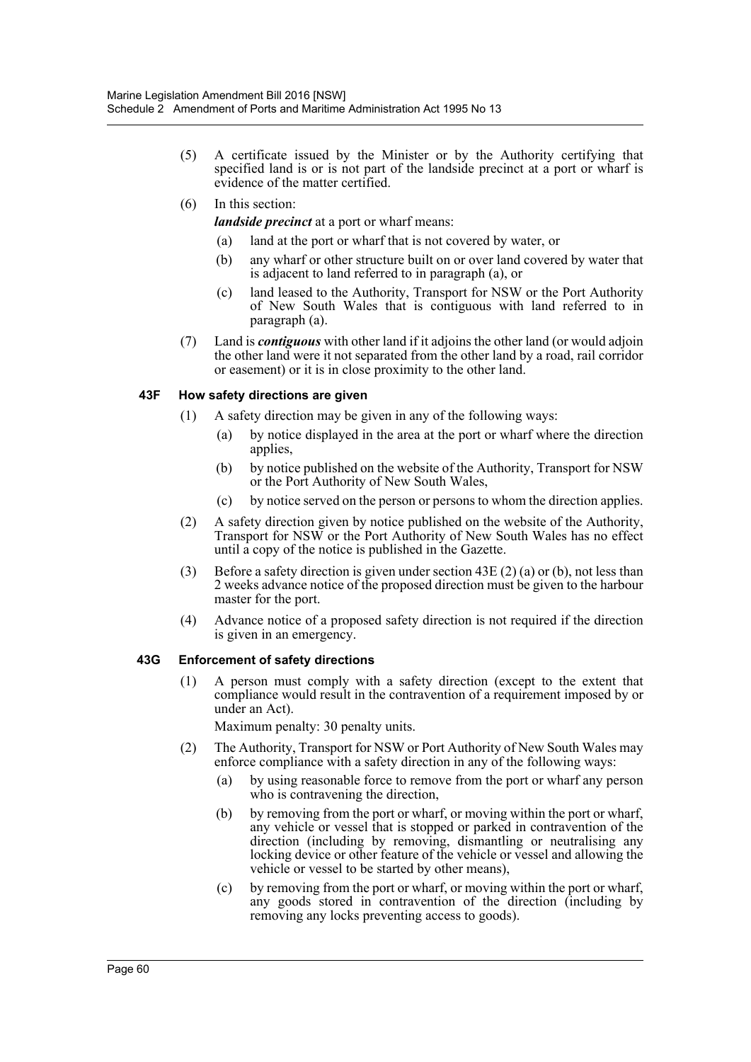(5) A certificate issued by the Minister or by the Authority certifying that specified land is or is not part of the landside precinct at a port or wharf is evidence of the matter certified.

(6) In this section:

***landside precinct*** at a port or wharf means:

- (a) land at the port or wharf that is not covered by water, or
- (b) any wharf or other structure built on or over land covered by water that is adjacent to land referred to in paragraph (a), or
- (c) land leased to the Authority, Transport for NSW or the Port Authority of New South Wales that is contiguous with land referred to in paragraph (a).

(7) Land is ***contiguous*** with other land if it adjoins the other land (or would adjoin the other land were it not separated from the other land by a road, rail corridor or easement) or it is in close proximity to the other land.

### 43F How safety directions are given

(1) A safety direction may be given in any of the following ways:

- (a) by notice displayed in the area at the port or wharf where the direction applies,
- (b) by notice published on the website of the Authority, Transport for NSW or the Port Authority of New South Wales,
- (c) by notice served on the person or persons to whom the direction applies.

(2) A safety direction given by notice published on the website of the Authority, Transport for NSW or the Port Authority of New South Wales has no effect until a copy of the notice is published in the Gazette.

(3) Before a safety direction is given under section 43E (2) (a) or (b), not less than 2 weeks advance notice of the proposed direction must be given to the harbour master for the port.

(4) Advance notice of a proposed safety direction is not required if the direction is given in an emergency.

### 43G Enforcement of safety directions

(1) A person must comply with a safety direction (except to the extent that compliance would result in the contravention of a requirement imposed by or under an Act).

Maximum penalty: 30 penalty units.

(2) The Authority, Transport for NSW or Port Authority of New South Wales may enforce compliance with a safety direction in any of the following ways:

- (a) by using reasonable force to remove from the port or wharf any person who is contravening the direction,
- (b) by removing from the port or wharf, or moving within the port or wharf, any vehicle or vessel that is stopped or parked in contravention of the direction (including by removing, dismantling or neutralising any locking device or other feature of the vehicle or vessel and allowing the vehicle or vessel to be started by other means),
- (c) by removing from the port or wharf, or moving within the port or wharf, any goods stored in contravention of the direction (including by removing any locks preventing access to goods).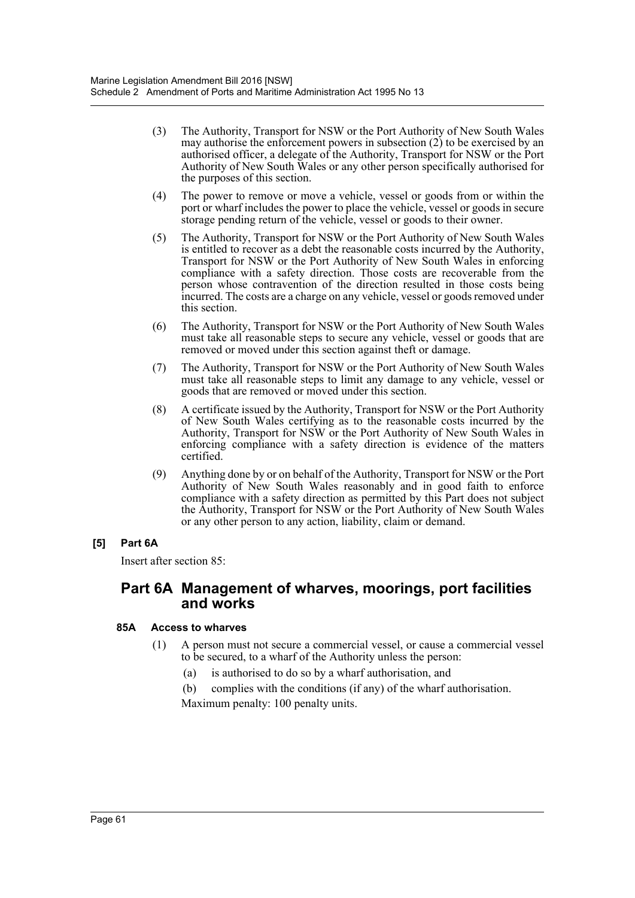(3) The Authority, Transport for NSW or the Port Authority of New South Wales may authorise the enforcement powers in subsection (2) to be exercised by an authorised officer, a delegate of the Authority, Transport for NSW or the Port Authority of New South Wales or any other person specifically authorised for the purposes of this section.

(4) The power to remove or move a vehicle, vessel or goods from or within the port or wharf includes the power to place the vehicle, vessel or goods in secure storage pending return of the vehicle, vessel or goods to their owner.

(5) The Authority, Transport for NSW or the Port Authority of New South Wales is entitled to recover as a debt the reasonable costs incurred by the Authority, Transport for NSW or the Port Authority of New South Wales in enforcing compliance with a safety direction. Those costs are recoverable from the person whose contravention of the direction resulted in those costs being incurred. The costs are a charge on any vehicle, vessel or goods removed under this section.

(6) The Authority, Transport for NSW or the Port Authority of New South Wales must take all reasonable steps to secure any vehicle, vessel or goods that are removed or moved under this section against theft or damage.

(7) The Authority, Transport for NSW or the Port Authority of New South Wales must take all reasonable steps to limit any damage to any vehicle, vessel or goods that are removed or moved under this section.

(8) A certificate issued by the Authority, Transport for NSW or the Port Authority of New South Wales certifying as to the reasonable costs incurred by the Authority, Transport for NSW or the Port Authority of New South Wales in enforcing compliance with a safety direction is evidence of the matters certified.

(9) Anything done by or on behalf of the Authority, Transport for NSW or the Port Authority of New South Wales reasonably and in good faith to enforce compliance with a safety direction as permitted by this Part does not subject the Authority, Transport for NSW or the Port Authority of New South Wales or any other person to any action, liability, claim or demand.

**[5] Part 6A**

Insert after section 85:

## Part 6A Management of wharves, moorings, port facilities and works

**85A Access to wharves**

(1) A person must not secure a commercial vessel, or cause a commercial vessel to be secured, to a wharf of the Authority unless the person:

(a) is authorised to do so by a wharf authorisation, and

(b) complies with the conditions (if any) of the wharf authorisation.

Maximum penalty: 100 penalty units.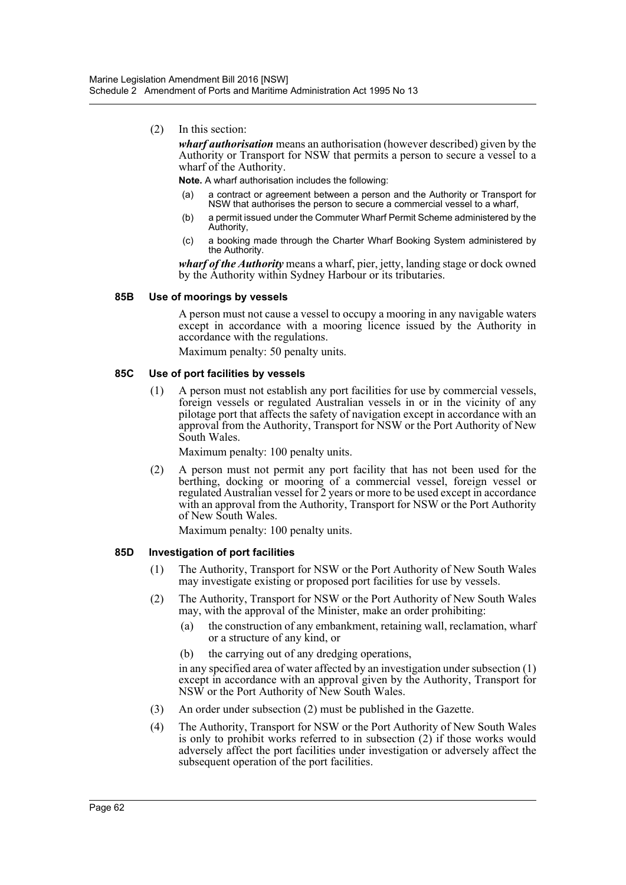(2) In this section:

***wharf authorisation*** means an authorisation (however described) given by the Authority or Transport for NSW that permits a person to secure a vessel to a wharf of the Authority.

**Note.** A wharf authorisation includes the following:

(a) a contract or agreement between a person and the Authority or Transport for NSW that authorises the person to secure a commercial vessel to a wharf,

(b) a permit issued under the Commuter Wharf Permit Scheme administered by the Authority,

(c) a booking made through the Charter Wharf Booking System administered by the Authority.

***wharf of the Authority*** means a wharf, pier, jetty, landing stage or dock owned by the Authority within Sydney Harbour or its tributaries.

#### 85B Use of moorings by vessels

A person must not cause a vessel to occupy a mooring in any navigable waters except in accordance with a mooring licence issued by the Authority in accordance with the regulations.

Maximum penalty: 50 penalty units.

#### 85C Use of port facilities by vessels

(1) A person must not establish any port facilities for use by commercial vessels, foreign vessels or regulated Australian vessels in or in the vicinity of any pilotage port that affects the safety of navigation except in accordance with an approval from the Authority, Transport for NSW or the Port Authority of New South Wales.

Maximum penalty: 100 penalty units.

(2) A person must not permit any port facility that has not been used for the berthing, docking or mooring of a commercial vessel, foreign vessel or regulated Australian vessel for 2 years or more to be used except in accordance with an approval from the Authority, Transport for NSW or the Port Authority of New South Wales.

Maximum penalty: 100 penalty units.

#### 85D Investigation of port facilities

(1) The Authority, Transport for NSW or the Port Authority of New South Wales may investigate existing or proposed port facilities for use by vessels.

(2) The Authority, Transport for NSW or the Port Authority of New South Wales may, with the approval of the Minister, make an order prohibiting:

(a) the construction of any embankment, retaining wall, reclamation, wharf or a structure of any kind, or

(b) the carrying out of any dredging operations,

in any specified area of water affected by an investigation under subsection (1) except in accordance with an approval given by the Authority, Transport for NSW or the Port Authority of New South Wales.

(3) An order under subsection (2) must be published in the Gazette.

(4) The Authority, Transport for NSW or the Port Authority of New South Wales is only to prohibit works referred to in subsection (2) if those works would adversely affect the port facilities under investigation or adversely affect the subsequent operation of the port facilities.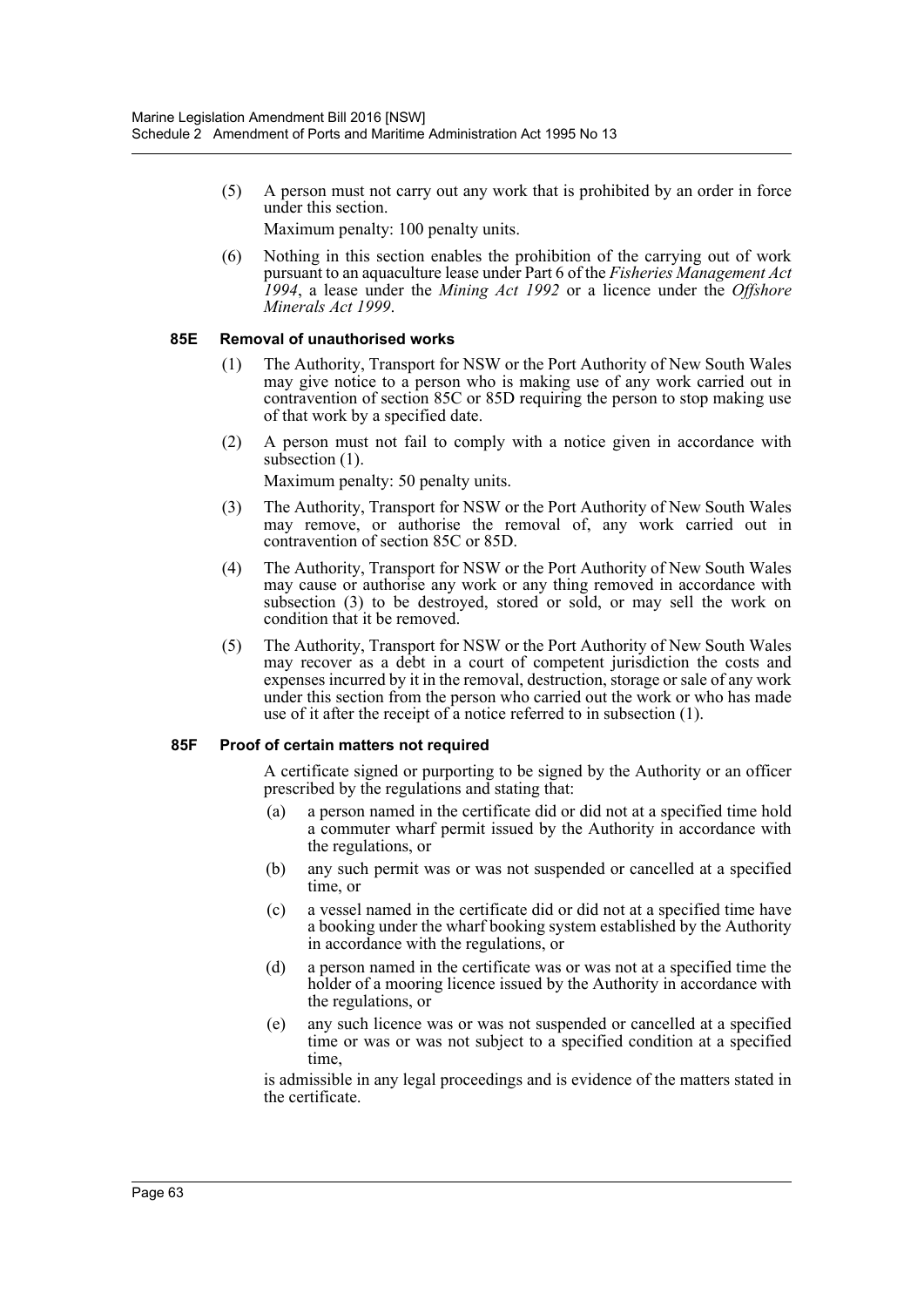(5) A person must not carry out any work that is prohibited by an order in force under this section.

Maximum penalty: 100 penalty units.

(6) Nothing in this section enables the prohibition of the carrying out of work pursuant to an aquaculture lease under Part 6 of the *Fisheries Management Act 1994*, a lease under the *Mining Act 1992* or a licence under the *Offshore Minerals Act 1999*.

#### 85E Removal of unauthorised works

(1) The Authority, Transport for NSW or the Port Authority of New South Wales may give notice to a person who is making use of any work carried out in contravention of section 85C or 85D requiring the person to stop making use of that work by a specified date.

(2) A person must not fail to comply with a notice given in accordance with subsection (1).

Maximum penalty: 50 penalty units.

(3) The Authority, Transport for NSW or the Port Authority of New South Wales may remove, or authorise the removal of, any work carried out in contravention of section 85C or 85D.

(4) The Authority, Transport for NSW or the Port Authority of New South Wales may cause or authorise any work or any thing removed in accordance with subsection (3) to be destroyed, stored or sold, or may sell the work on condition that it be removed.

(5) The Authority, Transport for NSW or the Port Authority of New South Wales may recover as a debt in a court of competent jurisdiction the costs and expenses incurred by it in the removal, destruction, storage or sale of any work under this section from the person who carried out the work or who has made use of it after the receipt of a notice referred to in subsection (1).

#### 85F Proof of certain matters not required

A certificate signed or purporting to be signed by the Authority or an officer prescribed by the regulations and stating that:

(a) a person named in the certificate did or did not at a specified time hold a commuter wharf permit issued by the Authority in accordance with the regulations, or

(b) any such permit was or was not suspended or cancelled at a specified time, or

(c) a vessel named in the certificate did or did not at a specified time have a booking under the wharf booking system established by the Authority in accordance with the regulations, or

(d) a person named in the certificate was or was not at a specified time the holder of a mooring licence issued by the Authority in accordance with the regulations, or

(e) any such licence was or was not suspended or cancelled at a specified time or was or was not subject to a specified condition at a specified time,

is admissible in any legal proceedings and is evidence of the matters stated in the certificate.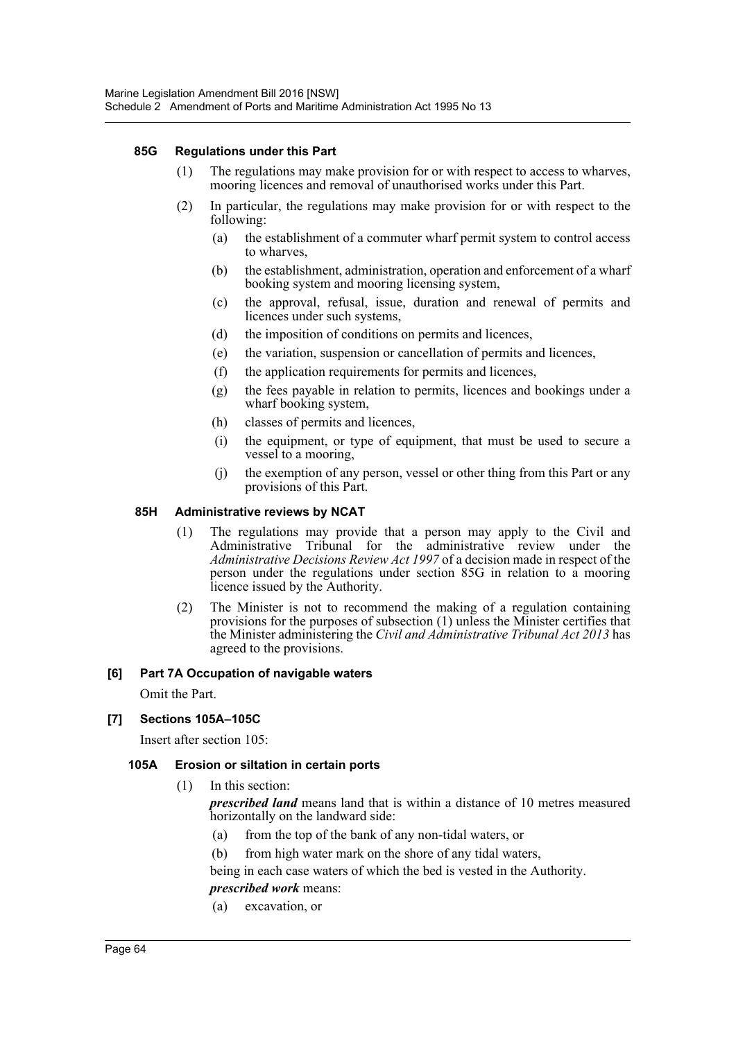#### 85G Regulations under this Part

(1) The regulations may make provision for or with respect to access to wharves, mooring licences and removal of unauthorised works under this Part.

(2) In particular, the regulations may make provision for or with respect to the following:

- (a) the establishment of a commuter wharf permit system to control access to wharves,
- (b) the establishment, administration, operation and enforcement of a wharf booking system and mooring licensing system,
- (c) the approval, refusal, issue, duration and renewal of permits and licences under such systems,
- (d) the imposition of conditions on permits and licences,
- (e) the variation, suspension or cancellation of permits and licences,
- (f) the application requirements for permits and licences,
- (g) the fees payable in relation to permits, licences and bookings under a wharf booking system,
- (h) classes of permits and licences,
- (i) the equipment, or type of equipment, that must be used to secure a vessel to a mooring,
- (j) the exemption of any person, vessel or other thing from this Part or any provisions of this Part.

#### 85H Administrative reviews by NCAT

(1) The regulations may provide that a person may apply to the Civil and Administrative Tribunal for the administrative review under the *Administrative Decisions Review Act 1997* of a decision made in respect of the person under the regulations under section 85G in relation to a mooring licence issued by the Authority.

(2) The Minister is not to recommend the making of a regulation containing provisions for the purposes of subsection (1) unless the Minister certifies that the Minister administering the *Civil and Administrative Tribunal Act 2013* has agreed to the provisions.

### [6] Part 7A Occupation of navigable waters

Omit the Part.

### [7] Sections 105A–105C

Insert after section 105:

#### 105A Erosion or siltation in certain ports

(1) In this section:

***prescribed land*** means land that is within a distance of 10 metres measured horizontally on the landward side:

- (a) from the top of the bank of any non-tidal waters, or
- (b) from high water mark on the shore of any tidal waters,

being in each case waters of which the bed is vested in the Authority.

***prescribed work*** means:

- (a) excavation, or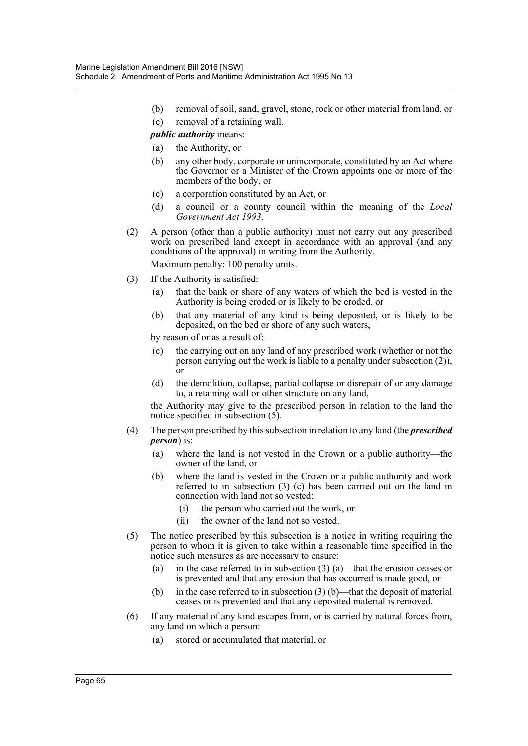(b) removal of soil, sand, gravel, stone, rock or other material from land, or

(c) removal of a retaining wall.

***public authority*** means:

(a) the Authority, or

(b) any other body, corporate or unincorporate, constituted by an Act where the Governor or a Minister of the Crown appoints one or more of the members of the body, or

(c) a corporation constituted by an Act, or

(d) a council or a county council within the meaning of the *Local Government Act 1993*.

(2) A person (other than a public authority) must not carry out any prescribed work on prescribed land except in accordance with an approval (and any conditions of the approval) in writing from the Authority.

Maximum penalty: 100 penalty units.

(3) If the Authority is satisfied:

(a) that the bank or shore of any waters of which the bed is vested in the Authority is being eroded or is likely to be eroded, or

(b) that any material of any kind is being deposited, or is likely to be deposited, on the bed or shore of any such waters,

by reason of or as a result of:

(c) the carrying out on any land of any prescribed work (whether or not the person carrying out the work is liable to a penalty under subsection (2)), or

(d) the demolition, collapse, partial collapse or disrepair of or any damage to, a retaining wall or other structure on any land,

the Authority may give to the prescribed person in relation to the land the notice specified in subsection (5).

(4) The person prescribed by this subsection in relation to any land (the ***prescribed person***) is:

(a) where the land is not vested in the Crown or a public authority—the owner of the land, or

(b) where the land is vested in the Crown or a public authority and work referred to in subsection (3) (c) has been carried out on the land in connection with land not so vested:

(i) the person who carried out the work, or

(ii) the owner of the land not so vested.

(5) The notice prescribed by this subsection is a notice in writing requiring the person to whom it is given to take within a reasonable time specified in the notice such measures as are necessary to ensure:

(a) in the case referred to in subsection (3) (a)—that the erosion ceases or is prevented and that any erosion that has occurred is made good, or

(b) in the case referred to in subsection (3) (b)—that the deposit of material ceases or is prevented and that any deposited material is removed.

(6) If any material of any kind escapes from, or is carried by natural forces from, any land on which a person:

(a) stored or accumulated that material, or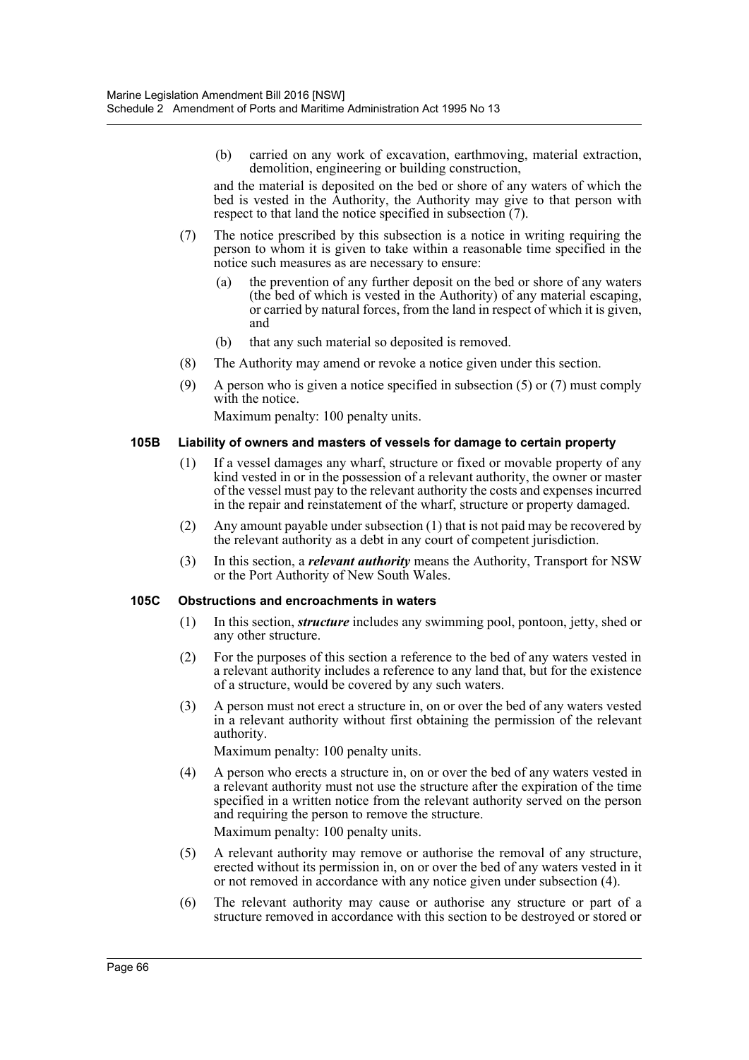(b) carried on any work of excavation, earthmoving, material extraction, demolition, engineering or building construction,

and the material is deposited on the bed or shore of any waters of which the bed is vested in the Authority, the Authority may give to that person with respect to that land the notice specified in subsection (7).

(7) The notice prescribed by this subsection is a notice in writing requiring the person to whom it is given to take within a reasonable time specified in the notice such measures as are necessary to ensure:

(a) the prevention of any further deposit on the bed or shore of any waters (the bed of which is vested in the Authority) of any material escaping, or carried by natural forces, from the land in respect of which it is given, and

(b) that any such material so deposited is removed.

(8) The Authority may amend or revoke a notice given under this section.

(9) A person who is given a notice specified in subsection (5) or (7) must comply with the notice.

Maximum penalty: 100 penalty units.

#### 105B Liability of owners and masters of vessels for damage to certain property

(1) If a vessel damages any wharf, structure or fixed or movable property of any kind vested in or in the possession of a relevant authority, the owner or master of the vessel must pay to the relevant authority the costs and expenses incurred in the repair and reinstatement of the wharf, structure or property damaged.

(2) Any amount payable under subsection (1) that is not paid may be recovered by the relevant authority as a debt in any court of competent jurisdiction.

(3) In this section, a ***relevant authority*** means the Authority, Transport for NSW or the Port Authority of New South Wales.

#### 105C Obstructions and encroachments in waters

(1) In this section, ***structure*** includes any swimming pool, pontoon, jetty, shed or any other structure.

(2) For the purposes of this section a reference to the bed of any waters vested in a relevant authority includes a reference to any land that, but for the existence of a structure, would be covered by any such waters.

(3) A person must not erect a structure in, on or over the bed of any waters vested in a relevant authority without first obtaining the permission of the relevant authority.

Maximum penalty: 100 penalty units.

(4) A person who erects a structure in, on or over the bed of any waters vested in a relevant authority must not use the structure after the expiration of the time specified in a written notice from the relevant authority served on the person and requiring the person to remove the structure.

Maximum penalty: 100 penalty units.

(5) A relevant authority may remove or authorise the removal of any structure, erected without its permission in, on or over the bed of any waters vested in it or not removed in accordance with any notice given under subsection (4).

(6) The relevant authority may cause or authorise any structure or part of a structure removed in accordance with this section to be destroyed or stored or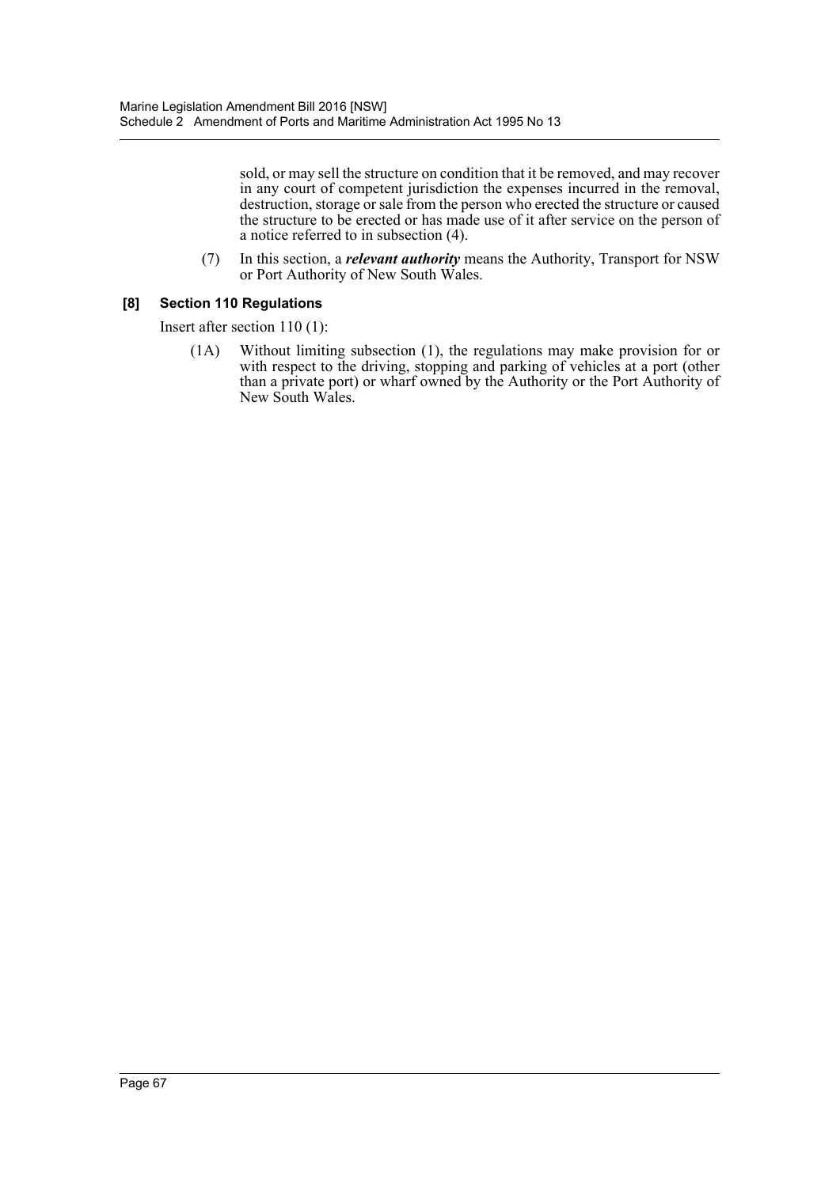sold, or may sell the structure on condition that it be removed, and may recover in any court of competent jurisdiction the expenses incurred in the removal, destruction, storage or sale from the person who erected the structure or caused the structure to be erected or has made use of it after service on the person of a notice referred to in subsection (4).

(7) In this section, a ***relevant authority*** means the Authority, Transport for NSW or Port Authority of New South Wales.

**[8] Section 110 Regulations**

Insert after section 110 (1):

(1A) Without limiting subsection (1), the regulations may make provision for or with respect to the driving, stopping and parking of vehicles at a port (other than a private port) or wharf owned by the Authority or the Port Authority of New South Wales.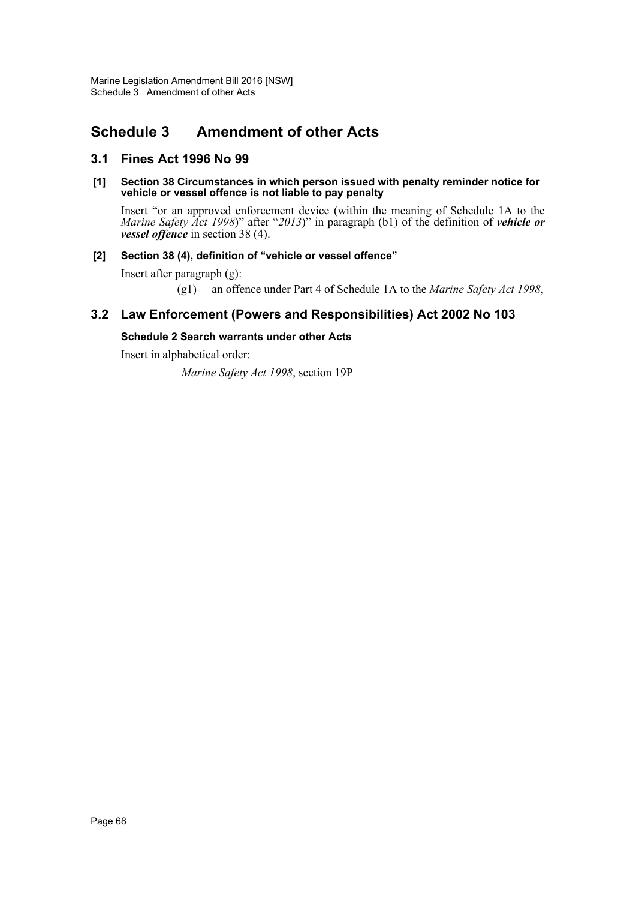# Schedule 3 Amendment of other Acts

## 3.1 Fines Act 1996 No 99

**[1] Section 38 Circumstances in which person issued with penalty reminder notice for vehicle or vessel offence is not liable to pay penalty**

Insert "or an approved enforcement device (within the meaning of Schedule 1A to the *Marine Safety Act 1998*)" after "*2013*)" in paragraph (b1) of the definition of ***vehicle or vessel offence*** in section 38 (4).

**[2] Section 38 (4), definition of "vehicle or vessel offence"**

Insert after paragraph (g):

(g1) an offence under Part 4 of Schedule 1A to the *Marine Safety Act 1998*,

## 3.2 Law Enforcement (Powers and Responsibilities) Act 2002 No 103

**Schedule 2 Search warrants under other Acts**

Insert in alphabetical order:

*Marine Safety Act 1998*, section 19P